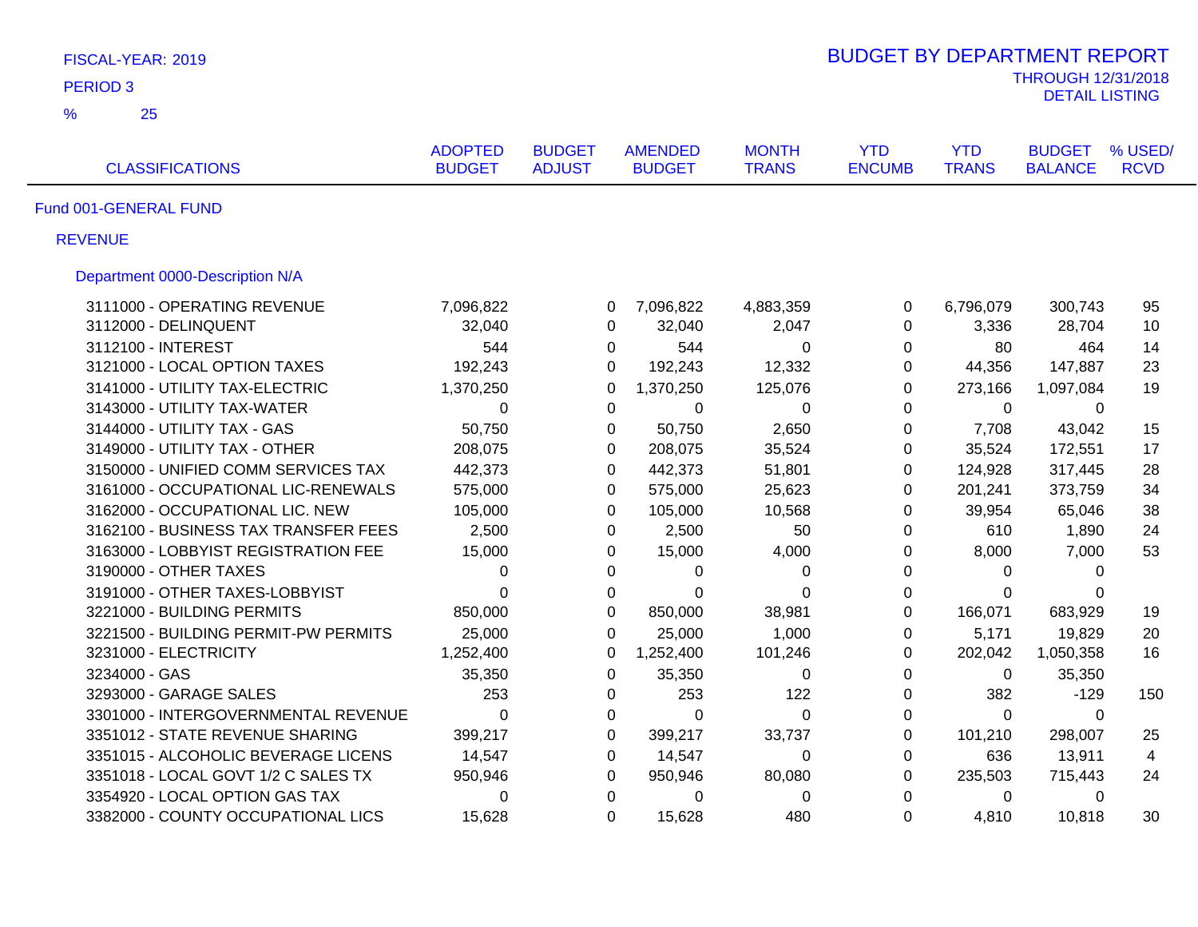FISCAL-YEAR: 2019

PERIOD 3

% 25

# BUDGET BY DEPARTMENT REPORT

THROUGH 12/31/2018

DETAIL LISTING

| CLASSIFICATIONS | ADOPTED BUDGET | BUDGET ADJUST | AMENDED BUDGET | MONTH TRANS | YTD ENCUMB | YTD TRANS | BUDGET BALANCE | % USED/ RCVD |
|---|---|---|---|---|---|---|---|---|
| **Fund 001-GENERAL FUND** | | | | | | | | |
| **REVENUE** | | | | | | | | |
| **Department 0000-Description N/A** | | | | | | | | |
| 3111000 - OPERATING REVENUE | 7,096,822 | 0 | 7,096,822 | 4,883,359 | 0 | 6,796,079 | 300,743 | 95 |
| 3112000 - DELINQUENT | 32,040 | 0 | 32,040 | 2,047 | 0 | 3,336 | 28,704 | 10 |
| 3112100 - INTEREST | 544 | 0 | 544 | 0 | 0 | 80 | 464 | 14 |
| 3121000 - LOCAL OPTION TAXES | 192,243 | 0 | 192,243 | 12,332 | 0 | 44,356 | 147,887 | 23 |
| 3141000 - UTILITY TAX-ELECTRIC | 1,370,250 | 0 | 1,370,250 | 125,076 | 0 | 273,166 | 1,097,084 | 19 |
| 3143000 - UTILITY TAX-WATER | 0 | 0 | 0 | 0 | 0 | 0 | 0 | |
| 3144000 - UTILITY TAX - GAS | 50,750 | 0 | 50,750 | 2,650 | 0 | 7,708 | 43,042 | 15 |
| 3149000 - UTILITY TAX - OTHER | 208,075 | 0 | 208,075 | 35,524 | 0 | 35,524 | 172,551 | 17 |
| 3150000 - UNIFIED COMM SERVICES TAX | 442,373 | 0 | 442,373 | 51,801 | 0 | 124,928 | 317,445 | 28 |
| 3161000 - OCCUPATIONAL LIC-RENEWALS | 575,000 | 0 | 575,000 | 25,623 | 0 | 201,241 | 373,759 | 34 |
| 3162000 - OCCUPATIONAL LIC. NEW | 105,000 | 0 | 105,000 | 10,568 | 0 | 39,954 | 65,046 | 38 |
| 3162100 - BUSINESS TAX TRANSFER FEES | 2,500 | 0 | 2,500 | 50 | 0 | 610 | 1,890 | 24 |
| 3163000 - LOBBYIST REGISTRATION FEE | 15,000 | 0 | 15,000 | 4,000 | 0 | 8,000 | 7,000 | 53 |
| 3190000 - OTHER TAXES | 0 | 0 | 0 | 0 | 0 | 0 | 0 | |
| 3191000 - OTHER TAXES-LOBBYIST | 0 | 0 | 0 | 0 | 0 | 0 | 0 | |
| 3221000 - BUILDING PERMITS | 850,000 | 0 | 850,000 | 38,981 | 0 | 166,071 | 683,929 | 19 |
| 3221500 - BUILDING PERMIT-PW PERMITS | 25,000 | 0 | 25,000 | 1,000 | 0 | 5,171 | 19,829 | 20 |
| 3231000 - ELECTRICITY | 1,252,400 | 0 | 1,252,400 | 101,246 | 0 | 202,042 | 1,050,358 | 16 |
| 3234000 - GAS | 35,350 | 0 | 35,350 | 0 | 0 | 0 | 35,350 | |
| 3293000 - GARAGE SALES | 253 | 0 | 253 | 122 | 0 | 382 | -129 | 150 |
| 3301000 - INTERGOVERNMENTAL REVENUE | 0 | 0 | 0 | 0 | 0 | 0 | 0 | |
| 3351012 - STATE REVENUE SHARING | 399,217 | 0 | 399,217 | 33,737 | 0 | 101,210 | 298,007 | 25 |
| 3351015 - ALCOHOLIC BEVERAGE LICENS | 14,547 | 0 | 14,547 | 0 | 0 | 636 | 13,911 | 4 |
| 3351018 - LOCAL GOVT 1/2 C SALES TX | 950,946 | 0 | 950,946 | 80,080 | 0 | 235,503 | 715,443 | 24 |
| 3354920 - LOCAL OPTION GAS TAX | 0 | 0 | 0 | 0 | 0 | 0 | 0 | |
| 3382000 - COUNTY OCCUPATIONAL LICS | 15,628 | 0 | 15,628 | 480 | 0 | 4,810 | 10,818 | 30 |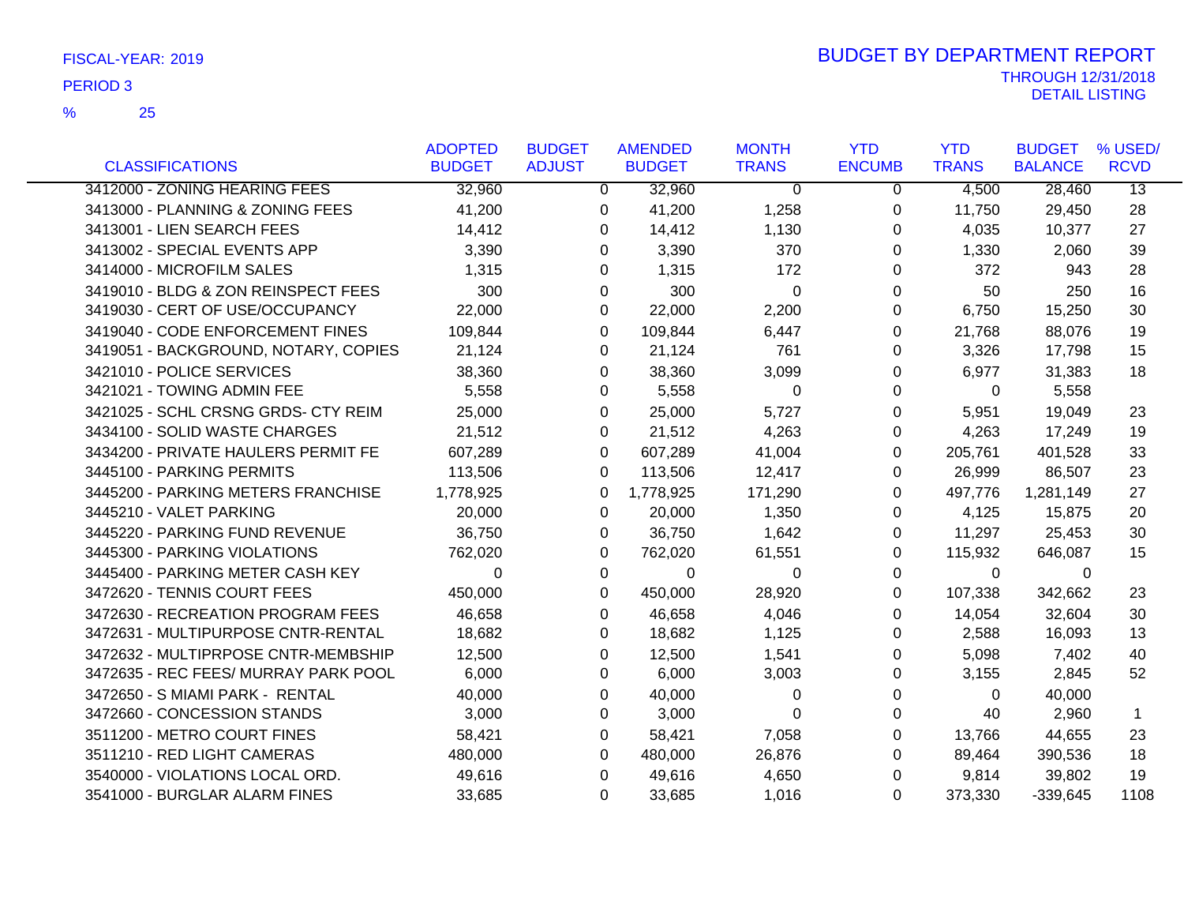FISCAL-YEAR: 2019

PERIOD 3

% 25

# BUDGET BY DEPARTMENT REPORT

THROUGH 12/31/2018

DETAIL LISTING

| CLASSIFICATIONS | ADOPTED BUDGET | BUDGET ADJUST | AMENDED BUDGET | MONTH TRANS | YTD ENCUMB | YTD TRANS | BUDGET BALANCE | % USED/ RCVD |
|---|---|---|---|---|---|---|---|---|
| 3412000 - ZONING HEARING FEES | 32,960 | 0 | 32,960 | 0 | 0 | 4,500 | 28,460 | 13 |
| 3413000 - PLANNING & ZONING FEES | 41,200 | 0 | 41,200 | 1,258 | 0 | 11,750 | 29,450 | 28 |
| 3413001 - LIEN SEARCH FEES | 14,412 | 0 | 14,412 | 1,130 | 0 | 4,035 | 10,377 | 27 |
| 3413002 - SPECIAL EVENTS APP | 3,390 | 0 | 3,390 | 370 | 0 | 1,330 | 2,060 | 39 |
| 3414000 - MICROFILM SALES | 1,315 | 0 | 1,315 | 172 | 0 | 372 | 943 | 28 |
| 3419010 - BLDG & ZON REINSPECT FEES | 300 | 0 | 300 | 0 | 0 | 50 | 250 | 16 |
| 3419030 - CERT OF USE/OCCUPANCY | 22,000 | 0 | 22,000 | 2,200 | 0 | 6,750 | 15,250 | 30 |
| 3419040 - CODE ENFORCEMENT FINES | 109,844 | 0 | 109,844 | 6,447 | 0 | 21,768 | 88,076 | 19 |
| 3419051 - BACKGROUND, NOTARY, COPIES | 21,124 | 0 | 21,124 | 761 | 0 | 3,326 | 17,798 | 15 |
| 3421010 - POLICE SERVICES | 38,360 | 0 | 38,360 | 3,099 | 0 | 6,977 | 31,383 | 18 |
| 3421021 - TOWING ADMIN FEE | 5,558 | 0 | 5,558 | 0 | 0 | 0 | 5,558 | |
| 3421025 - SCHL CRSNG GRDS- CTY REIM | 25,000 | 0 | 25,000 | 5,727 | 0 | 5,951 | 19,049 | 23 |
| 3434100 - SOLID WASTE CHARGES | 21,512 | 0 | 21,512 | 4,263 | 0 | 4,263 | 17,249 | 19 |
| 3434200 - PRIVATE HAULERS PERMIT FE | 607,289 | 0 | 607,289 | 41,004 | 0 | 205,761 | 401,528 | 33 |
| 3445100 - PARKING PERMITS | 113,506 | 0 | 113,506 | 12,417 | 0 | 26,999 | 86,507 | 23 |
| 3445200 - PARKING METERS FRANCHISE | 1,778,925 | 0 | 1,778,925 | 171,290 | 0 | 497,776 | 1,281,149 | 27 |
| 3445210 - VALET PARKING | 20,000 | 0 | 20,000 | 1,350 | 0 | 4,125 | 15,875 | 20 |
| 3445220 - PARKING FUND REVENUE | 36,750 | 0 | 36,750 | 1,642 | 0 | 11,297 | 25,453 | 30 |
| 3445300 - PARKING VIOLATIONS | 762,020 | 0 | 762,020 | 61,551 | 0 | 115,932 | 646,087 | 15 |
| 3445400 - PARKING METER CASH KEY | 0 | 0 | 0 | 0 | 0 | 0 | 0 | |
| 3472620 - TENNIS COURT FEES | 450,000 | 0 | 450,000 | 28,920 | 0 | 107,338 | 342,662 | 23 |
| 3472630 - RECREATION PROGRAM FEES | 46,658 | 0 | 46,658 | 4,046 | 0 | 14,054 | 32,604 | 30 |
| 3472631 - MULTIPURPOSE CNTR-RENTAL | 18,682 | 0 | 18,682 | 1,125 | 0 | 2,588 | 16,093 | 13 |
| 3472632 - MULTIPRPOSE CNTR-MEMBSHIP | 12,500 | 0 | 12,500 | 1,541 | 0 | 5,098 | 7,402 | 40 |
| 3472635 - REC FEES/ MURRAY PARK POOL | 6,000 | 0 | 6,000 | 3,003 | 0 | 3,155 | 2,845 | 52 |
| 3472650 - S MIAMI PARK - RENTAL | 40,000 | 0 | 40,000 | 0 | 0 | 0 | 40,000 | |
| 3472660 - CONCESSION STANDS | 3,000 | 0 | 3,000 | 0 | 0 | 40 | 2,960 | 1 |
| 3511200 - METRO COURT FINES | 58,421 | 0 | 58,421 | 7,058 | 0 | 13,766 | 44,655 | 23 |
| 3511210 - RED LIGHT CAMERAS | 480,000 | 0 | 480,000 | 26,876 | 0 | 89,464 | 390,536 | 18 |
| 3540000 - VIOLATIONS LOCAL ORD. | 49,616 | 0 | 49,616 | 4,650 | 0 | 9,814 | 39,802 | 19 |
| 3541000 - BURGLAR ALARM FINES | 33,685 | 0 | 33,685 | 1,016 | 0 | 373,330 | -339,645 | 1108 |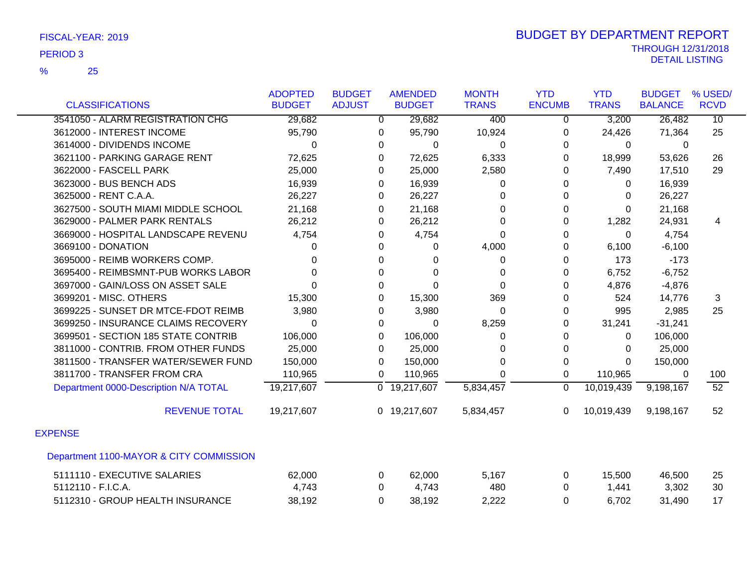FISCAL-YEAR: 2019

PERIOD 3

% 25

# BUDGET BY DEPARTMENT REPORT

THROUGH 12/31/2018

DETAIL LISTING

| CLASSIFICATIONS | ADOPTED BUDGET | BUDGET ADJUST | AMENDED BUDGET | MONTH TRANS | YTD ENCUMB | YTD TRANS | BUDGET BALANCE | % USED/ RCVD |
|---|---|---|---|---|---|---|---|---|
| 3541050 - ALARM REGISTRATION CHG | 29,682 | 0 | 29,682 | 400 | 0 | 3,200 | 26,482 | 10 |
| 3612000 - INTEREST INCOME | 95,790 | 0 | 95,790 | 10,924 | 0 | 24,426 | 71,364 | 25 |
| 3614000 - DIVIDENDS INCOME | 0 | 0 | 0 | 0 | 0 | 0 | 0 | |
| 3621100 - PARKING GARAGE RENT | 72,625 | 0 | 72,625 | 6,333 | 0 | 18,999 | 53,626 | 26 |
| 3622000 - FASCELL PARK | 25,000 | 0 | 25,000 | 2,580 | 0 | 7,490 | 17,510 | 29 |
| 3623000 - BUS BENCH ADS | 16,939 | 0 | 16,939 | 0 | 0 | 0 | 16,939 | |
| 3625000 - RENT C.A.A. | 26,227 | 0 | 26,227 | 0 | 0 | 0 | 26,227 | |
| 3627500 - SOUTH MIAMI MIDDLE SCHOOL | 21,168 | 0 | 21,168 | 0 | 0 | 0 | 21,168 | |
| 3629000 - PALMER PARK RENTALS | 26,212 | 0 | 26,212 | 0 | 0 | 1,282 | 24,931 | 4 |
| 3669000 - HOSPITAL LANDSCAPE REVENU | 4,754 | 0 | 4,754 | 0 | 0 | 0 | 4,754 | |
| 3669100 - DONATION | 0 | 0 | 0 | 4,000 | 0 | 6,100 | -6,100 | |
| 3695000 - REIMB WORKERS COMP. | 0 | 0 | 0 | 0 | 0 | 173 | -173 | |
| 3695400 - REIMBSMNT-PUB WORKS LABOR | 0 | 0 | 0 | 0 | 0 | 6,752 | -6,752 | |
| 3697000 - GAIN/LOSS ON ASSET SALE | 0 | 0 | 0 | 0 | 0 | 4,876 | -4,876 | |
| 3699201 - MISC. OTHERS | 15,300 | 0 | 15,300 | 369 | 0 | 524 | 14,776 | 3 |
| 3699225 - SUNSET DR MTCE-FDOT REIMB | 3,980 | 0 | 3,980 | 0 | 0 | 995 | 2,985 | 25 |
| 3699250 - INSURANCE CLAIMS RECOVERY | 0 | 0 | 0 | 8,259 | 0 | 31,241 | -31,241 | |
| 3699501 - SECTION 185 STATE CONTRIB | 106,000 | 0 | 106,000 | 0 | 0 | 0 | 106,000 | |
| 3811000 - CONTRIB. FROM OTHER FUNDS | 25,000 | 0 | 25,000 | 0 | 0 | 0 | 25,000 | |
| 3811500 - TRANSFER WATER/SEWER FUND | 150,000 | 0 | 150,000 | 0 | 0 | 0 | 150,000 | |
| 3811700 - TRANSFER FROM CRA | 110,965 | 0 | 110,965 | 0 | 0 | 110,965 | 0 | 100 |
| Department 0000-Description N/A TOTAL | 19,217,607 | 0 | 19,217,607 | 5,834,457 | 0 | 10,019,439 | 9,198,167 | 52 |
| REVENUE TOTAL | 19,217,607 | 0 | 19,217,607 | 5,834,457 | 0 | 10,019,439 | 9,198,167 | 52 |

EXPENSE

Department 1100-MAYOR & CITY COMMISSION

| CLASSIFICATIONS | ADOPTED BUDGET | BUDGET ADJUST | AMENDED BUDGET | MONTH TRANS | YTD ENCUMB | YTD TRANS | BUDGET BALANCE | % USED/ RCVD |
|---|---|---|---|---|---|---|---|---|
| 5111110 - EXECUTIVE SALARIES | 62,000 | 0 | 62,000 | 5,167 | 0 | 15,500 | 46,500 | 25 |
| 5112110 - F.I.C.A. | 4,743 | 0 | 4,743 | 480 | 0 | 1,441 | 3,302 | 30 |
| 5112310 - GROUP HEALTH INSURANCE | 38,192 | 0 | 38,192 | 2,222 | 0 | 6,702 | 31,490 | 17 |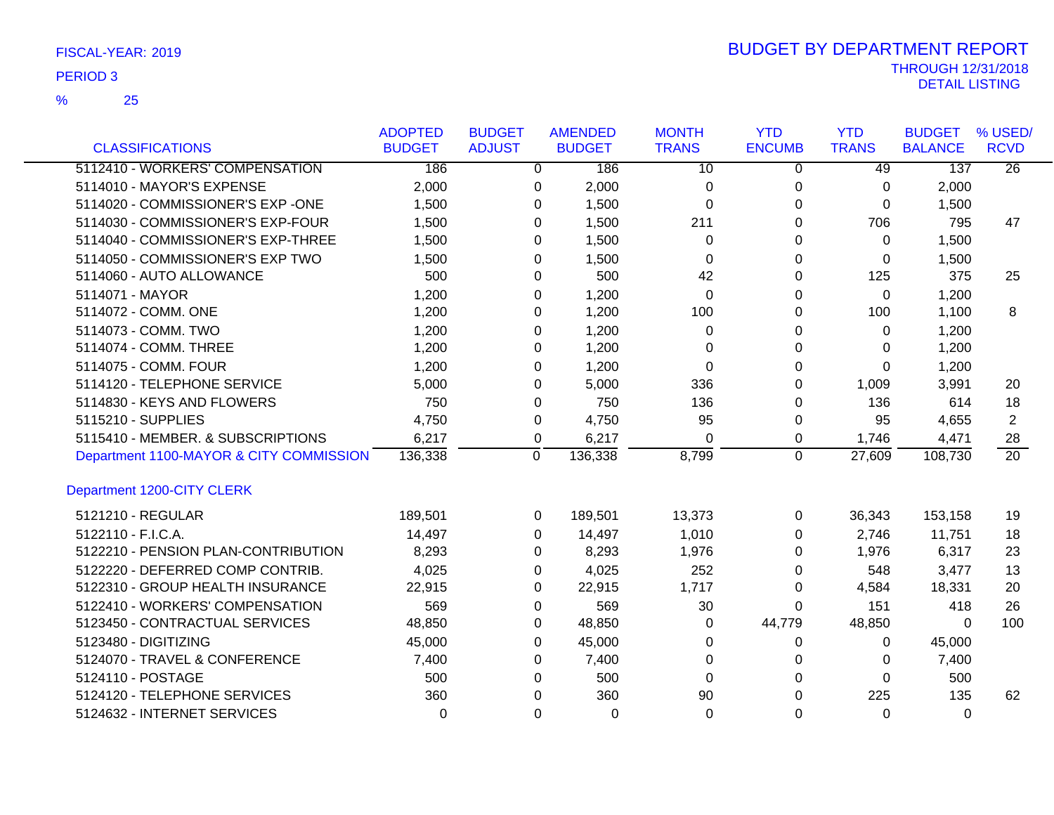FISCAL-YEAR: 2019

PERIOD 3

% 25

# BUDGET BY DEPARTMENT REPORT

THROUGH 12/31/2018

DETAIL LISTING

| CLASSIFICATIONS | ADOPTED BUDGET | BUDGET ADJUST | AMENDED BUDGET | MONTH TRANS | YTD ENCUMB | YTD TRANS | BUDGET BALANCE | % USED/ RCVD |
|---|---|---|---|---|---|---|---|---|
| 5112410 - WORKERS' COMPENSATION | 186 | 0 | 186 | 10 | 0 | 49 | 137 | 26 |
| 5114010 - MAYOR'S EXPENSE | 2,000 | 0 | 2,000 | 0 | 0 | 0 | 2,000 | |
| 5114020 - COMMISSIONER'S EXP -ONE | 1,500 | 0 | 1,500 | 0 | 0 | 0 | 1,500 | |
| 5114030 - COMMISSIONER'S EXP-FOUR | 1,500 | 0 | 1,500 | 211 | 0 | 706 | 795 | 47 |
| 5114040 - COMMISSIONER'S EXP-THREE | 1,500 | 0 | 1,500 | 0 | 0 | 0 | 1,500 | |
| 5114050 - COMMISSIONER'S EXP TWO | 1,500 | 0 | 1,500 | 0 | 0 | 0 | 1,500 | |
| 5114060 - AUTO ALLOWANCE | 500 | 0 | 500 | 42 | 0 | 125 | 375 | 25 |
| 5114071 - MAYOR | 1,200 | 0 | 1,200 | 0 | 0 | 0 | 1,200 | |
| 5114072 - COMM. ONE | 1,200 | 0 | 1,200 | 100 | 0 | 100 | 1,100 | 8 |
| 5114073 - COMM. TWO | 1,200 | 0 | 1,200 | 0 | 0 | 0 | 1,200 | |
| 5114074 - COMM. THREE | 1,200 | 0 | 1,200 | 0 | 0 | 0 | 1,200 | |
| 5114075 - COMM. FOUR | 1,200 | 0 | 1,200 | 0 | 0 | 0 | 1,200 | |
| 5114120 - TELEPHONE SERVICE | 5,000 | 0 | 5,000 | 336 | 0 | 1,009 | 3,991 | 20 |
| 5114830 - KEYS AND FLOWERS | 750 | 0 | 750 | 136 | 0 | 136 | 614 | 18 |
| 5115210 - SUPPLIES | 4,750 | 0 | 4,750 | 95 | 0 | 95 | 4,655 | 2 |
| 5115410 - MEMBER. & SUBSCRIPTIONS | 6,217 | 0 | 6,217 | 0 | 0 | 1,746 | 4,471 | 28 |
| Department 1100-MAYOR & CITY COMMISSION | 136,338 | 0 | 136,338 | 8,799 | 0 | 27,609 | 108,730 | 20 |
| **Department 1200-CITY CLERK** | | | | | | | | |
| 5121210 - REGULAR | 189,501 | 0 | 189,501 | 13,373 | 0 | 36,343 | 153,158 | 19 |
| 5122110 - F.I.C.A. | 14,497 | 0 | 14,497 | 1,010 | 0 | 2,746 | 11,751 | 18 |
| 5122210 - PENSION PLAN-CONTRIBUTION | 8,293 | 0 | 8,293 | 1,976 | 0 | 1,976 | 6,317 | 23 |
| 5122220 - DEFERRED COMP CONTRIB. | 4,025 | 0 | 4,025 | 252 | 0 | 548 | 3,477 | 13 |
| 5122310 - GROUP HEALTH INSURANCE | 22,915 | 0 | 22,915 | 1,717 | 0 | 4,584 | 18,331 | 20 |
| 5122410 - WORKERS' COMPENSATION | 569 | 0 | 569 | 30 | 0 | 151 | 418 | 26 |
| 5123450 - CONTRACTUAL SERVICES | 48,850 | 0 | 48,850 | 0 | 44,779 | 48,850 | 0 | 100 |
| 5123480 - DIGITIZING | 45,000 | 0 | 45,000 | 0 | 0 | 0 | 45,000 | |
| 5124070 - TRAVEL & CONFERENCE | 7,400 | 0 | 7,400 | 0 | 0 | 0 | 7,400 | |
| 5124110 - POSTAGE | 500 | 0 | 500 | 0 | 0 | 0 | 500 | |
| 5124120 - TELEPHONE SERVICES | 360 | 0 | 360 | 90 | 0 | 225 | 135 | 62 |
| 5124632 - INTERNET SERVICES | 0 | 0 | 0 | 0 | 0 | 0 | 0 | |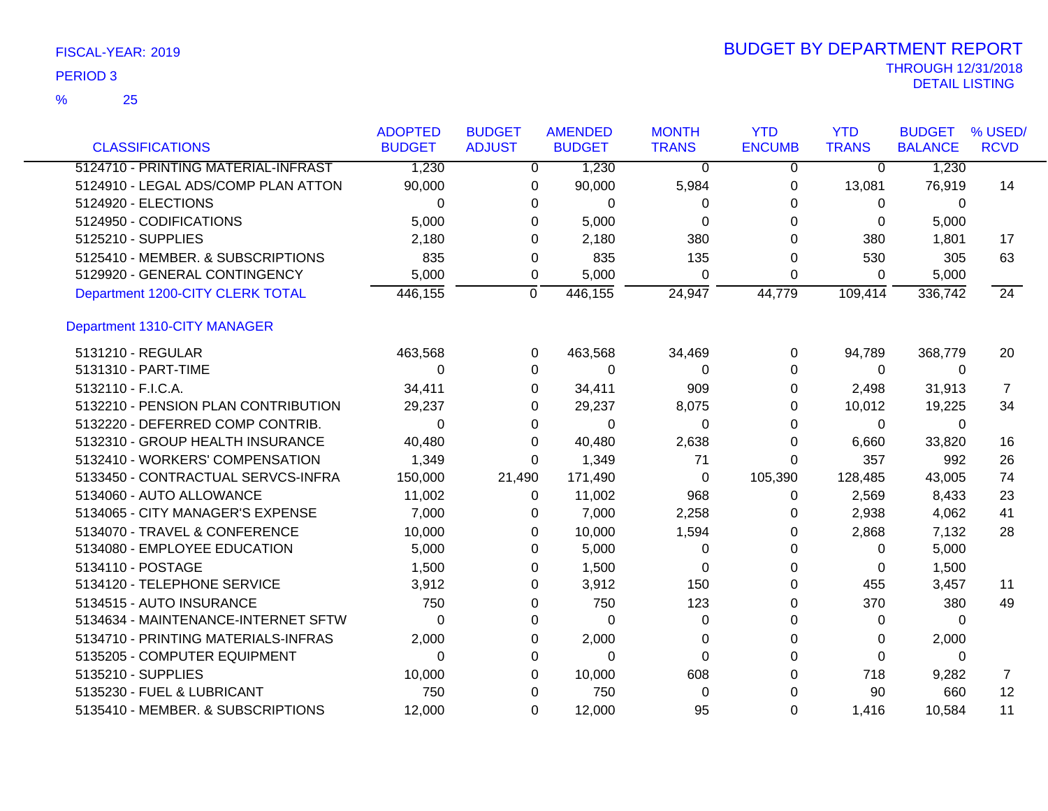FISCAL-YEAR: 2019

PERIOD 3

% 25

# BUDGET BY DEPARTMENT REPORT

THROUGH 12/31/2018

DETAIL LISTING

| CLASSIFICATIONS | ADOPTED BUDGET | BUDGET ADJUST | AMENDED BUDGET | MONTH TRANS | YTD ENCUMB | YTD TRANS | BUDGET BALANCE | % USED/ RCVD |
|---|---|---|---|---|---|---|---|---|
| 5124710 - PRINTING MATERIAL-INFRAST | 1,230 | 0 | 1,230 | 0 | 0 | 0 | 1,230 | |
| 5124910 - LEGAL ADS/COMP PLAN ATTON | 90,000 | 0 | 90,000 | 5,984 | 0 | 13,081 | 76,919 | 14 |
| 5124920 - ELECTIONS | 0 | 0 | 0 | 0 | 0 | 0 | 0 | |
| 5124950 - CODIFICATIONS | 5,000 | 0 | 5,000 | 0 | 0 | 0 | 5,000 | |
| 5125210 - SUPPLIES | 2,180 | 0 | 2,180 | 380 | 0 | 380 | 1,801 | 17 |
| 5125410 - MEMBER. & SUBSCRIPTIONS | 835 | 0 | 835 | 135 | 0 | 530 | 305 | 63 |
| 5129920 - GENERAL CONTINGENCY | 5,000 | 0 | 5,000 | 0 | 0 | 0 | 5,000 | |
| Department 1200-CITY CLERK TOTAL | 446,155 | 0 | 446,155 | 24,947 | 44,779 | 109,414 | 336,742 | 24 |
| **Department 1310-CITY MANAGER** | | | | | | | | |
| 5131210 - REGULAR | 463,568 | 0 | 463,568 | 34,469 | 0 | 94,789 | 368,779 | 20 |
| 5131310 - PART-TIME | 0 | 0 | 0 | 0 | 0 | 0 | 0 | |
| 5132110 - F.I.C.A. | 34,411 | 0 | 34,411 | 909 | 0 | 2,498 | 31,913 | 7 |
| 5132210 - PENSION PLAN CONTRIBUTION | 29,237 | 0 | 29,237 | 8,075 | 0 | 10,012 | 19,225 | 34 |
| 5132220 - DEFERRED COMP CONTRIB. | 0 | 0 | 0 | 0 | 0 | 0 | 0 | |
| 5132310 - GROUP HEALTH INSURANCE | 40,480 | 0 | 40,480 | 2,638 | 0 | 6,660 | 33,820 | 16 |
| 5132410 - WORKERS' COMPENSATION | 1,349 | 0 | 1,349 | 71 | 0 | 357 | 992 | 26 |
| 5133450 - CONTRACTUAL SERVCS-INFRA | 150,000 | 21,490 | 171,490 | 0 | 105,390 | 128,485 | 43,005 | 74 |
| 5134060 - AUTO ALLOWANCE | 11,002 | 0 | 11,002 | 968 | 0 | 2,569 | 8,433 | 23 |
| 5134065 - CITY MANAGER'S EXPENSE | 7,000 | 0 | 7,000 | 2,258 | 0 | 2,938 | 4,062 | 41 |
| 5134070 - TRAVEL & CONFERENCE | 10,000 | 0 | 10,000 | 1,594 | 0 | 2,868 | 7,132 | 28 |
| 5134080 - EMPLOYEE EDUCATION | 5,000 | 0 | 5,000 | 0 | 0 | 0 | 5,000 | |
| 5134110 - POSTAGE | 1,500 | 0 | 1,500 | 0 | 0 | 0 | 1,500 | |
| 5134120 - TELEPHONE SERVICE | 3,912 | 0 | 3,912 | 150 | 0 | 455 | 3,457 | 11 |
| 5134515 - AUTO INSURANCE | 750 | 0 | 750 | 123 | 0 | 370 | 380 | 49 |
| 5134634 - MAINTENANCE-INTERNET SFTW | 0 | 0 | 0 | 0 | 0 | 0 | 0 | |
| 5134710 - PRINTING MATERIALS-INFRAS | 2,000 | 0 | 2,000 | 0 | 0 | 0 | 2,000 | |
| 5135205 - COMPUTER EQUIPMENT | 0 | 0 | 0 | 0 | 0 | 0 | 0 | |
| 5135210 - SUPPLIES | 10,000 | 0 | 10,000 | 608 | 0 | 718 | 9,282 | 7 |
| 5135230 - FUEL & LUBRICANT | 750 | 0 | 750 | 0 | 0 | 90 | 660 | 12 |
| 5135410 - MEMBER. & SUBSCRIPTIONS | 12,000 | 0 | 12,000 | 95 | 0 | 1,416 | 10,584 | 11 |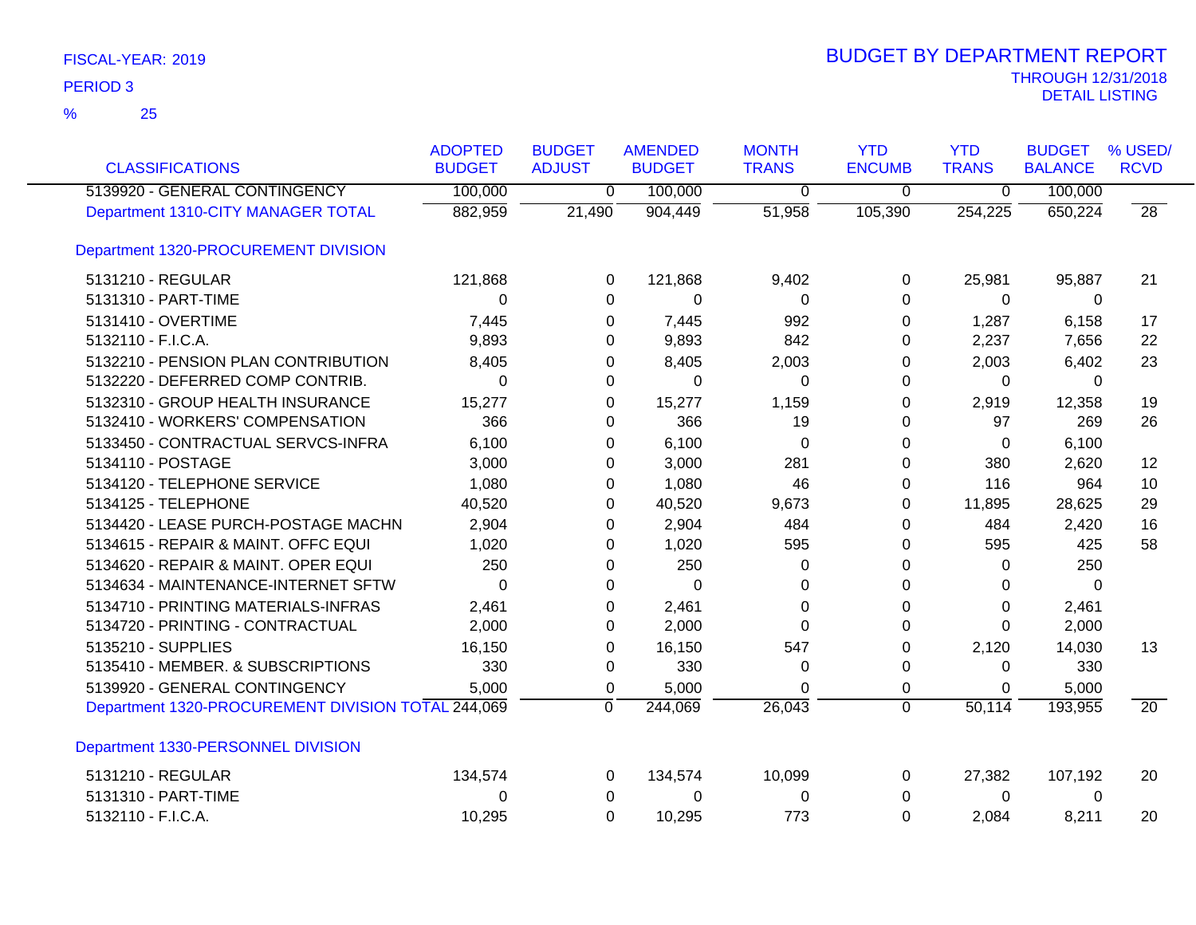FISCAL-YEAR: 2019

PERIOD 3

% 25

# BUDGET BY DEPARTMENT REPORT

THROUGH 12/31/2018
DETAIL LISTING

| CLASSIFICATIONS | ADOPTED BUDGET | BUDGET ADJUST | AMENDED BUDGET | MONTH TRANS | YTD ENCUMB | YTD TRANS | BUDGET BALANCE | % USED/ RCVD |
|---|---|---|---|---|---|---|---|---|
| 5139920 - GENERAL CONTINGENCY | 100,000 | 0 | 100,000 | 0 | 0 | 0 | 100,000 | |
| Department 1310-CITY MANAGER TOTAL | 882,959 | 21,490 | 904,449 | 51,958 | 105,390 | 254,225 | 650,224 | 28 |
| **Department 1320-PROCUREMENT DIVISION** | | | | | | | | |
| 5131210 - REGULAR | 121,868 | 0 | 121,868 | 9,402 | 0 | 25,981 | 95,887 | 21 |
| 5131310 - PART-TIME | 0 | 0 | 0 | 0 | 0 | 0 | 0 | |
| 5131410 - OVERTIME | 7,445 | 0 | 7,445 | 992 | 0 | 1,287 | 6,158 | 17 |
| 5132110 - F.I.C.A. | 9,893 | 0 | 9,893 | 842 | 0 | 2,237 | 7,656 | 22 |
| 5132210 - PENSION PLAN CONTRIBUTION | 8,405 | 0 | 8,405 | 2,003 | 0 | 2,003 | 6,402 | 23 |
| 5132220 - DEFERRED COMP CONTRIB. | 0 | 0 | 0 | 0 | 0 | 0 | 0 | |
| 5132310 - GROUP HEALTH INSURANCE | 15,277 | 0 | 15,277 | 1,159 | 0 | 2,919 | 12,358 | 19 |
| 5132410 - WORKERS' COMPENSATION | 366 | 0 | 366 | 19 | 0 | 97 | 269 | 26 |
| 5133450 - CONTRACTUAL SERVCS-INFRA | 6,100 | 0 | 6,100 | 0 | 0 | 0 | 6,100 | |
| 5134110 - POSTAGE | 3,000 | 0 | 3,000 | 281 | 0 | 380 | 2,620 | 12 |
| 5134120 - TELEPHONE SERVICE | 1,080 | 0 | 1,080 | 46 | 0 | 116 | 964 | 10 |
| 5134125 - TELEPHONE | 40,520 | 0 | 40,520 | 9,673 | 0 | 11,895 | 28,625 | 29 |
| 5134420 - LEASE PURCH-POSTAGE MACHN | 2,904 | 0 | 2,904 | 484 | 0 | 484 | 2,420 | 16 |
| 5134615 - REPAIR & MAINT. OFFC EQUI | 1,020 | 0 | 1,020 | 595 | 0 | 595 | 425 | 58 |
| 5134620 - REPAIR & MAINT. OPER EQUI | 250 | 0 | 250 | 0 | 0 | 0 | 250 | |
| 5134634 - MAINTENANCE-INTERNET SFTW | 0 | 0 | 0 | 0 | 0 | 0 | 0 | |
| 5134710 - PRINTING MATERIALS-INFRAS | 2,461 | 0 | 2,461 | 0 | 0 | 0 | 2,461 | |
| 5134720 - PRINTING - CONTRACTUAL | 2,000 | 0 | 2,000 | 0 | 0 | 0 | 2,000 | |
| 5135210 - SUPPLIES | 16,150 | 0 | 16,150 | 547 | 0 | 2,120 | 14,030 | 13 |
| 5135410 - MEMBER. & SUBSCRIPTIONS | 330 | 0 | 330 | 0 | 0 | 0 | 330 | |
| 5139920 - GENERAL CONTINGENCY | 5,000 | 0 | 5,000 | 0 | 0 | 0 | 5,000 | |
| Department 1320-PROCUREMENT DIVISION TOTAL | 244,069 | 0 | 244,069 | 26,043 | 0 | 50,114 | 193,955 | 20 |
| **Department 1330-PERSONNEL DIVISION** | | | | | | | | |
| 5131210 - REGULAR | 134,574 | 0 | 134,574 | 10,099 | 0 | 27,382 | 107,192 | 20 |
| 5131310 - PART-TIME | 0 | 0 | 0 | 0 | 0 | 0 | 0 | |
| 5132110 - F.I.C.A. | 10,295 | 0 | 10,295 | 773 | 0 | 2,084 | 8,211 | 20 |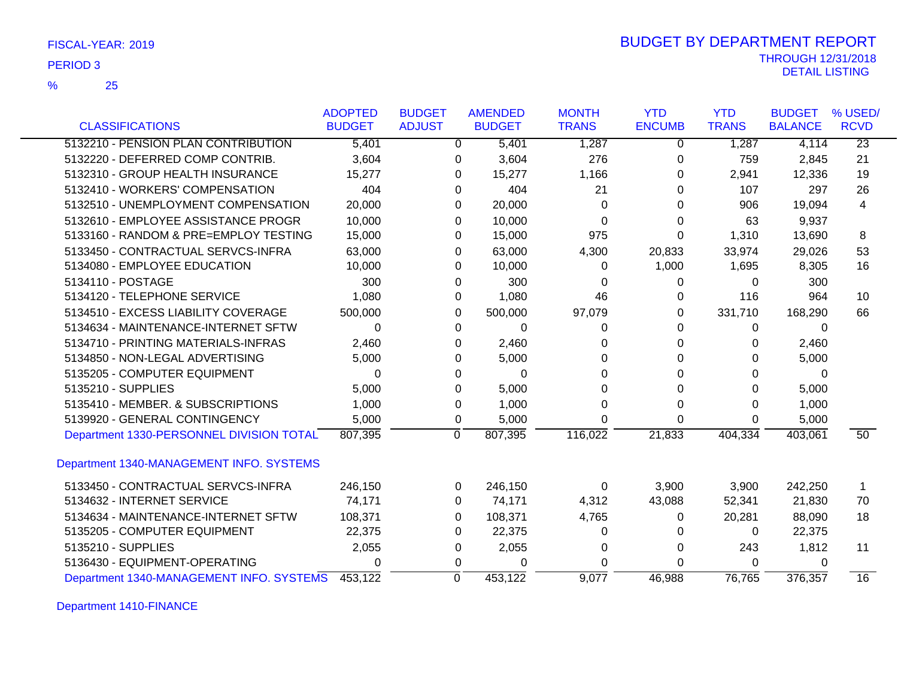FISCAL-YEAR: 2019

PERIOD 3

% 25

# BUDGET BY DEPARTMENT REPORT

THROUGH 12/31/2018

DETAIL LISTING

| CLASSIFICATIONS | ADOPTED BUDGET | BUDGET ADJUST | AMENDED BUDGET | MONTH TRANS | YTD ENCUMB | YTD TRANS | BUDGET BALANCE | % USED/ RCVD |
|---|---|---|---|---|---|---|---|---|
| 5132210 - PENSION PLAN CONTRIBUTION | 5,401 | 0 | 5,401 | 1,287 | 0 | 1,287 | 4,114 | 23 |
| 5132220 - DEFERRED COMP CONTRIB. | 3,604 | 0 | 3,604 | 276 | 0 | 759 | 2,845 | 21 |
| 5132310 - GROUP HEALTH INSURANCE | 15,277 | 0 | 15,277 | 1,166 | 0 | 2,941 | 12,336 | 19 |
| 5132410 - WORKERS' COMPENSATION | 404 | 0 | 404 | 21 | 0 | 107 | 297 | 26 |
| 5132510 - UNEMPLOYMENT COMPENSATION | 20,000 | 0 | 20,000 | 0 | 0 | 906 | 19,094 | 4 |
| 5132610 - EMPLOYEE ASSISTANCE PROGR | 10,000 | 0 | 10,000 | 0 | 0 | 63 | 9,937 | |
| 5133160 - RANDOM & PRE=EMPLOY TESTING | 15,000 | 0 | 15,000 | 975 | 0 | 1,310 | 13,690 | 8 |
| 5133450 - CONTRACTUAL SERVCS-INFRA | 63,000 | 0 | 63,000 | 4,300 | 20,833 | 33,974 | 29,026 | 53 |
| 5134080 - EMPLOYEE EDUCATION | 10,000 | 0 | 10,000 | 0 | 1,000 | 1,695 | 8,305 | 16 |
| 5134110 - POSTAGE | 300 | 0 | 300 | 0 | 0 | 0 | 300 | |
| 5134120 - TELEPHONE SERVICE | 1,080 | 0 | 1,080 | 46 | 0 | 116 | 964 | 10 |
| 5134510 - EXCESS LIABILITY COVERAGE | 500,000 | 0 | 500,000 | 97,079 | 0 | 331,710 | 168,290 | 66 |
| 5134634 - MAINTENANCE-INTERNET SFTW | 0 | 0 | 0 | 0 | 0 | 0 | 0 | |
| 5134710 - PRINTING MATERIALS-INFRAS | 2,460 | 0 | 2,460 | 0 | 0 | 0 | 2,460 | |
| 5134850 - NON-LEGAL ADVERTISING | 5,000 | 0 | 5,000 | 0 | 0 | 0 | 5,000 | |
| 5135205 - COMPUTER EQUIPMENT | 0 | 0 | 0 | 0 | 0 | 0 | 0 | |
| 5135210 - SUPPLIES | 5,000 | 0 | 5,000 | 0 | 0 | 0 | 5,000 | |
| 5135410 - MEMBER. & SUBSCRIPTIONS | 1,000 | 0 | 1,000 | 0 | 0 | 0 | 1,000 | |
| 5139920 - GENERAL CONTINGENCY | 5,000 | 0 | 5,000 | 0 | 0 | 0 | 5,000 | |
| Department 1330-PERSONNEL DIVISION TOTAL | 807,395 | 0 | 807,395 | 116,022 | 21,833 | 404,334 | 403,061 | 50 |

## Department 1340-MANAGEMENT INFO. SYSTEMS

| CLASSIFICATIONS | ADOPTED BUDGET | BUDGET ADJUST | AMENDED BUDGET | MONTH TRANS | YTD ENCUMB | YTD TRANS | BUDGET BALANCE | % USED/ RCVD |
|---|---|---|---|---|---|---|---|---|
| 5133450 - CONTRACTUAL SERVCS-INFRA | 246,150 | 0 | 246,150 | 0 | 3,900 | 3,900 | 242,250 | 1 |
| 5134632 - INTERNET SERVICE | 74,171 | 0 | 74,171 | 4,312 | 43,088 | 52,341 | 21,830 | 70 |
| 5134634 - MAINTENANCE-INTERNET SFTW | 108,371 | 0 | 108,371 | 4,765 | 0 | 20,281 | 88,090 | 18 |
| 5135205 - COMPUTER EQUIPMENT | 22,375 | 0 | 22,375 | 0 | 0 | 0 | 22,375 | |
| 5135210 - SUPPLIES | 2,055 | 0 | 2,055 | 0 | 0 | 243 | 1,812 | 11 |
| 5136430 - EQUIPMENT-OPERATING | 0 | 0 | 0 | 0 | 0 | 0 | 0 | |
| Department 1340-MANAGEMENT INFO. SYSTEMS | 453,122 | 0 | 453,122 | 9,077 | 46,988 | 76,765 | 376,357 | 16 |

## Department 1410-FINANCE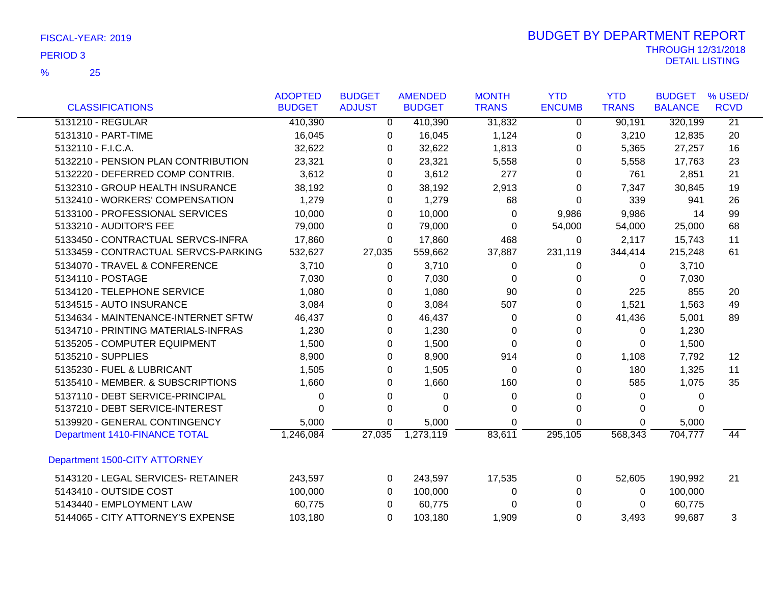FISCAL-YEAR: 2019

PERIOD 3

% 25

# BUDGET BY DEPARTMENT REPORT

THROUGH 12/31/2018

DETAIL LISTING

| CLASSIFICATIONS | ADOPTED BUDGET | BUDGET ADJUST | AMENDED BUDGET | MONTH TRANS | YTD ENCUMB | YTD TRANS | BUDGET BALANCE | % USED/ RCVD |
|---|---|---|---|---|---|---|---|---|
| 5131210 - REGULAR | 410,390 | 0 | 410,390 | 31,832 | 0 | 90,191 | 320,199 | 21 |
| 5131310 - PART-TIME | 16,045 | 0 | 16,045 | 1,124 | 0 | 3,210 | 12,835 | 20 |
| 5132110 - F.I.C.A. | 32,622 | 0 | 32,622 | 1,813 | 0 | 5,365 | 27,257 | 16 |
| 5132210 - PENSION PLAN CONTRIBUTION | 23,321 | 0 | 23,321 | 5,558 | 0 | 5,558 | 17,763 | 23 |
| 5132220 - DEFERRED COMP CONTRIB. | 3,612 | 0 | 3,612 | 277 | 0 | 761 | 2,851 | 21 |
| 5132310 - GROUP HEALTH INSURANCE | 38,192 | 0 | 38,192 | 2,913 | 0 | 7,347 | 30,845 | 19 |
| 5132410 - WORKERS' COMPENSATION | 1,279 | 0 | 1,279 | 68 | 0 | 339 | 941 | 26 |
| 5133100 - PROFESSIONAL SERVICES | 10,000 | 0 | 10,000 | 0 | 9,986 | 9,986 | 14 | 99 |
| 5133210 - AUDITOR'S FEE | 79,000 | 0 | 79,000 | 0 | 54,000 | 54,000 | 25,000 | 68 |
| 5133450 - CONTRACTUAL SERVCS-INFRA | 17,860 | 0 | 17,860 | 468 | 0 | 2,117 | 15,743 | 11 |
| 5133459 - CONTRACTUAL SERVCS-PARKING | 532,627 | 27,035 | 559,662 | 37,887 | 231,119 | 344,414 | 215,248 | 61 |
| 5134070 - TRAVEL & CONFERENCE | 3,710 | 0 | 3,710 | 0 | 0 | 0 | 3,710 | |
| 5134110 - POSTAGE | 7,030 | 0 | 7,030 | 0 | 0 | 0 | 7,030 | |
| 5134120 - TELEPHONE SERVICE | 1,080 | 0 | 1,080 | 90 | 0 | 225 | 855 | 20 |
| 5134515 - AUTO INSURANCE | 3,084 | 0 | 3,084 | 507 | 0 | 1,521 | 1,563 | 49 |
| 5134634 - MAINTENANCE-INTERNET SFTW | 46,437 | 0 | 46,437 | 0 | 0 | 41,436 | 5,001 | 89 |
| 5134710 - PRINTING MATERIALS-INFRAS | 1,230 | 0 | 1,230 | 0 | 0 | 0 | 1,230 | |
| 5135205 - COMPUTER EQUIPMENT | 1,500 | 0 | 1,500 | 0 | 0 | 0 | 1,500 | |
| 5135210 - SUPPLIES | 8,900 | 0 | 8,900 | 914 | 0 | 1,108 | 7,792 | 12 |
| 5135230 - FUEL & LUBRICANT | 1,505 | 0 | 1,505 | 0 | 0 | 180 | 1,325 | 11 |
| 5135410 - MEMBER. & SUBSCRIPTIONS | 1,660 | 0 | 1,660 | 160 | 0 | 585 | 1,075 | 35 |
| 5137110 - DEBT SERVICE-PRINCIPAL | 0 | 0 | 0 | 0 | 0 | 0 | 0 | |
| 5137210 - DEBT SERVICE-INTEREST | 0 | 0 | 0 | 0 | 0 | 0 | 0 | |
| 5139920 - GENERAL CONTINGENCY | 5,000 | 0 | 5,000 | 0 | 0 | 0 | 5,000 | |
| Department 1410-FINANCE TOTAL | 1,246,084 | 27,035 | 1,273,119 | 83,611 | 295,105 | 568,343 | 704,777 | 44 |
| **Department 1500-CITY ATTORNEY** | | | | | | | | |
| 5143120 - LEGAL SERVICES- RETAINER | 243,597 | 0 | 243,597 | 17,535 | 0 | 52,605 | 190,992 | 21 |
| 5143410 - OUTSIDE COST | 100,000 | 0 | 100,000 | 0 | 0 | 0 | 100,000 | |
| 5143440 - EMPLOYMENT LAW | 60,775 | 0 | 60,775 | 0 | 0 | 0 | 60,775 | |
| 5144065 - CITY ATTORNEY'S EXPENSE | 103,180 | 0 | 103,180 | 1,909 | 0 | 3,493 | 99,687 | 3 |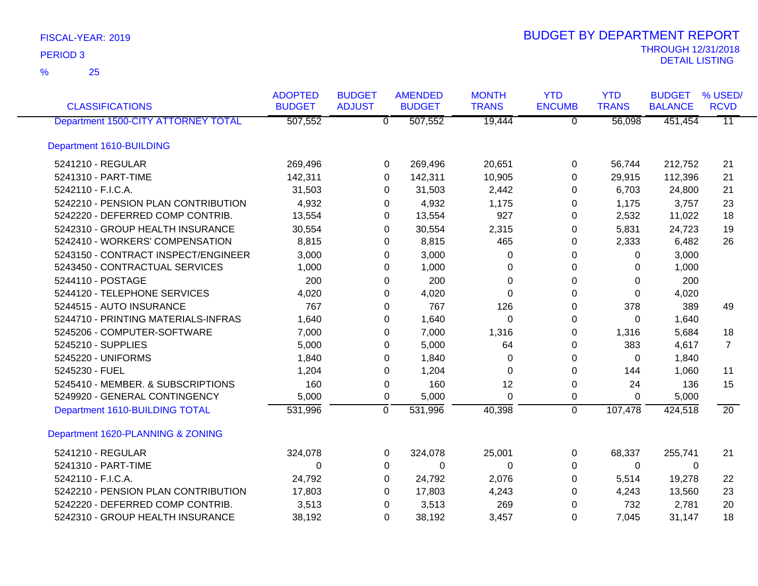FISCAL-YEAR: 2019

PERIOD 3

% 25

# BUDGET BY DEPARTMENT REPORT

THROUGH 12/31/2018

DETAIL LISTING

| CLASSIFICATIONS | ADOPTED BUDGET | BUDGET ADJUST | AMENDED BUDGET | MONTH TRANS | YTD ENCUMB | YTD TRANS | BUDGET BALANCE | % USED/ RCVD |
|---|---|---|---|---|---|---|---|---|
| Department 1500-CITY ATTORNEY TOTAL | 507,552 | 0 | 507,552 | 19,444 | 0 | 56,098 | 451,454 | 11 |
| **Department 1610-BUILDING** | | | | | | | | |
| 5241210 - REGULAR | 269,496 | 0 | 269,496 | 20,651 | 0 | 56,744 | 212,752 | 21 |
| 5241310 - PART-TIME | 142,311 | 0 | 142,311 | 10,905 | 0 | 29,915 | 112,396 | 21 |
| 5242110 - F.I.C.A. | 31,503 | 0 | 31,503 | 2,442 | 0 | 6,703 | 24,800 | 21 |
| 5242210 - PENSION PLAN CONTRIBUTION | 4,932 | 0 | 4,932 | 1,175 | 0 | 1,175 | 3,757 | 23 |
| 5242220 - DEFERRED COMP CONTRIB. | 13,554 | 0 | 13,554 | 927 | 0 | 2,532 | 11,022 | 18 |
| 5242310 - GROUP HEALTH INSURANCE | 30,554 | 0 | 30,554 | 2,315 | 0 | 5,831 | 24,723 | 19 |
| 5242410 - WORKERS' COMPENSATION | 8,815 | 0 | 8,815 | 465 | 0 | 2,333 | 6,482 | 26 |
| 5243150 - CONTRACT INSPECT/ENGINEER | 3,000 | 0 | 3,000 | 0 | 0 | 0 | 3,000 | |
| 5243450 - CONTRACTUAL SERVICES | 1,000 | 0 | 1,000 | 0 | 0 | 0 | 1,000 | |
| 5244110 - POSTAGE | 200 | 0 | 200 | 0 | 0 | 0 | 200 | |
| 5244120 - TELEPHONE SERVICES | 4,020 | 0 | 4,020 | 0 | 0 | 0 | 4,020 | |
| 5244515 - AUTO INSURANCE | 767 | 0 | 767 | 126 | 0 | 378 | 389 | 49 |
| 5244710 - PRINTING MATERIALS-INFRAS | 1,640 | 0 | 1,640 | 0 | 0 | 0 | 1,640 | |
| 5245206 - COMPUTER-SOFTWARE | 7,000 | 0 | 7,000 | 1,316 | 0 | 1,316 | 5,684 | 18 |
| 5245210 - SUPPLIES | 5,000 | 0 | 5,000 | 64 | 0 | 383 | 4,617 | 7 |
| 5245220 - UNIFORMS | 1,840 | 0 | 1,840 | 0 | 0 | 0 | 1,840 | |
| 5245230 - FUEL | 1,204 | 0 | 1,204 | 0 | 0 | 144 | 1,060 | 11 |
| 5245410 - MEMBER. & SUBSCRIPTIONS | 160 | 0 | 160 | 12 | 0 | 24 | 136 | 15 |
| 5249920 - GENERAL CONTINGENCY | 5,000 | 0 | 5,000 | 0 | 0 | 0 | 5,000 | |
| Department 1610-BUILDING TOTAL | 531,996 | 0 | 531,996 | 40,398 | 0 | 107,478 | 424,518 | 20 |
| **Department 1620-PLANNING & ZONING** | | | | | | | | |
| 5241210 - REGULAR | 324,078 | 0 | 324,078 | 25,001 | 0 | 68,337 | 255,741 | 21 |
| 5241310 - PART-TIME | 0 | 0 | 0 | 0 | 0 | 0 | 0 | |
| 5242110 - F.I.C.A. | 24,792 | 0 | 24,792 | 2,076 | 0 | 5,514 | 19,278 | 22 |
| 5242210 - PENSION PLAN CONTRIBUTION | 17,803 | 0 | 17,803 | 4,243 | 0 | 4,243 | 13,560 | 23 |
| 5242220 - DEFERRED COMP CONTRIB. | 3,513 | 0 | 3,513 | 269 | 0 | 732 | 2,781 | 20 |
| 5242310 - GROUP HEALTH INSURANCE | 38,192 | 0 | 38,192 | 3,457 | 0 | 7,045 | 31,147 | 18 |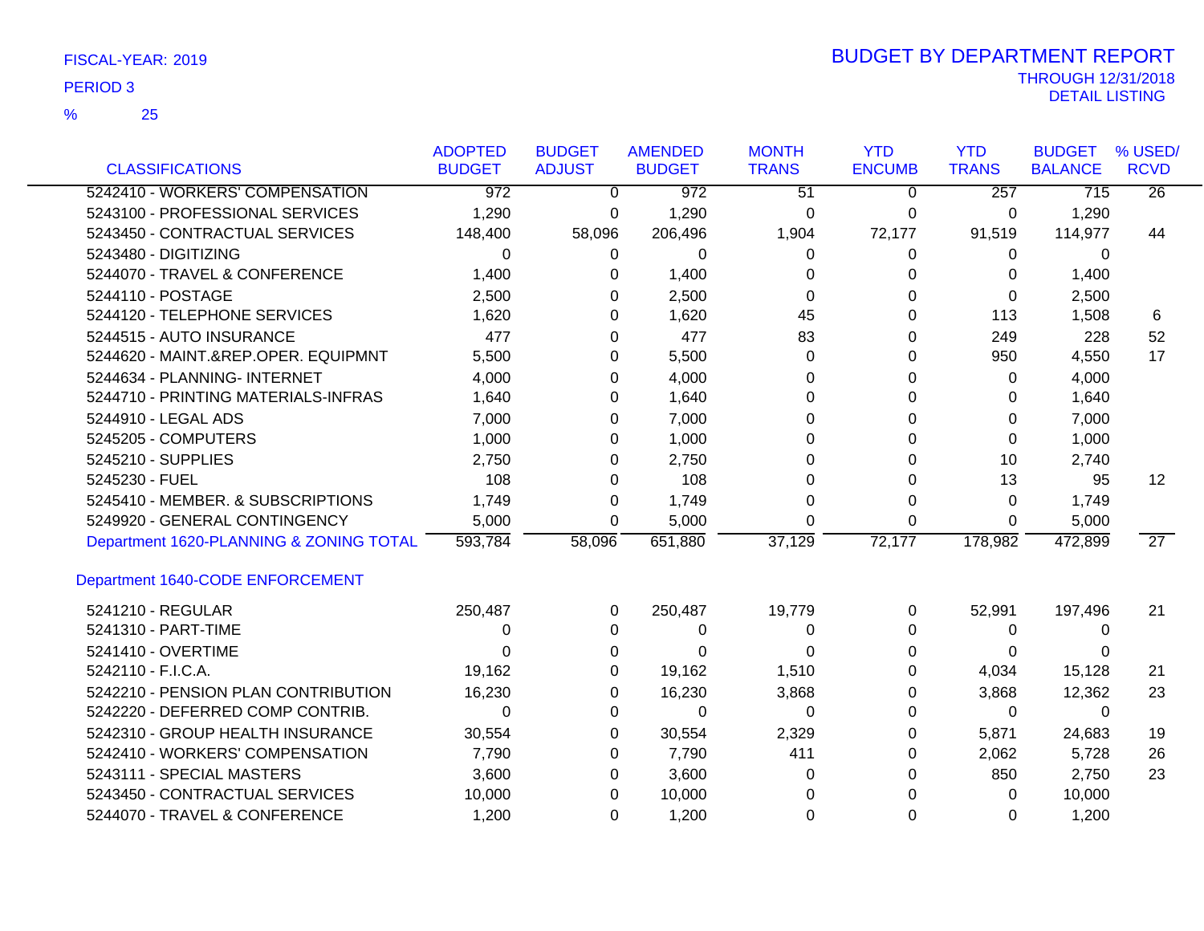FISCAL-YEAR: 2019

PERIOD 3

% 25

# BUDGET BY DEPARTMENT REPORT

THROUGH 12/31/2018

DETAIL LISTING

| CLASSIFICATIONS | ADOPTED BUDGET | BUDGET ADJUST | AMENDED BUDGET | MONTH TRANS | YTD ENCUMB | YTD TRANS | BUDGET BALANCE | % USED/ RCVD |
|---|---|---|---|---|---|---|---|---|
| 5242410 - WORKERS' COMPENSATION | 972 | 0 | 972 | 51 | 0 | 257 | 715 | 26 |
| 5243100 - PROFESSIONAL SERVICES | 1,290 | 0 | 1,290 | 0 | 0 | 0 | 1,290 | |
| 5243450 - CONTRACTUAL SERVICES | 148,400 | 58,096 | 206,496 | 1,904 | 72,177 | 91,519 | 114,977 | 44 |
| 5243480 - DIGITIZING | 0 | 0 | 0 | 0 | 0 | 0 | 0 | |
| 5244070 - TRAVEL & CONFERENCE | 1,400 | 0 | 1,400 | 0 | 0 | 0 | 1,400 | |
| 5244110 - POSTAGE | 2,500 | 0 | 2,500 | 0 | 0 | 0 | 2,500 | |
| 5244120 - TELEPHONE SERVICES | 1,620 | 0 | 1,620 | 45 | 0 | 113 | 1,508 | 6 |
| 5244515 - AUTO INSURANCE | 477 | 0 | 477 | 83 | 0 | 249 | 228 | 52 |
| 5244620 - MAINT.&REP.OPER. EQUIPMNT | 5,500 | 0 | 5,500 | 0 | 0 | 950 | 4,550 | 17 |
| 5244634 - PLANNING- INTERNET | 4,000 | 0 | 4,000 | 0 | 0 | 0 | 4,000 | |
| 5244710 - PRINTING MATERIALS-INFRAS | 1,640 | 0 | 1,640 | 0 | 0 | 0 | 1,640 | |
| 5244910 - LEGAL ADS | 7,000 | 0 | 7,000 | 0 | 0 | 0 | 7,000 | |
| 5245205 - COMPUTERS | 1,000 | 0 | 1,000 | 0 | 0 | 0 | 1,000 | |
| 5245210 - SUPPLIES | 2,750 | 0 | 2,750 | 0 | 0 | 10 | 2,740 | |
| 5245230 - FUEL | 108 | 0 | 108 | 0 | 0 | 13 | 95 | 12 |
| 5245410 - MEMBER. & SUBSCRIPTIONS | 1,749 | 0 | 1,749 | 0 | 0 | 0 | 1,749 | |
| 5249920 - GENERAL CONTINGENCY | 5,000 | 0 | 5,000 | 0 | 0 | 0 | 5,000 | |
| Department 1620-PLANNING & ZONING TOTAL | 593,784 | 58,096 | 651,880 | 37,129 | 72,177 | 178,982 | 472,899 | 27 |
| **Department 1640-CODE ENFORCEMENT** | | | | | | | | |
| 5241210 - REGULAR | 250,487 | 0 | 250,487 | 19,779 | 0 | 52,991 | 197,496 | 21 |
| 5241310 - PART-TIME | 0 | 0 | 0 | 0 | 0 | 0 | 0 | |
| 5241410 - OVERTIME | 0 | 0 | 0 | 0 | 0 | 0 | 0 | |
| 5242110 - F.I.C.A. | 19,162 | 0 | 19,162 | 1,510 | 0 | 4,034 | 15,128 | 21 |
| 5242210 - PENSION PLAN CONTRIBUTION | 16,230 | 0 | 16,230 | 3,868 | 0 | 3,868 | 12,362 | 23 |
| 5242220 - DEFERRED COMP CONTRIB. | 0 | 0 | 0 | 0 | 0 | 0 | 0 | |
| 5242310 - GROUP HEALTH INSURANCE | 30,554 | 0 | 30,554 | 2,329 | 0 | 5,871 | 24,683 | 19 |
| 5242410 - WORKERS' COMPENSATION | 7,790 | 0 | 7,790 | 411 | 0 | 2,062 | 5,728 | 26 |
| 5243111 - SPECIAL MASTERS | 3,600 | 0 | 3,600 | 0 | 0 | 850 | 2,750 | 23 |
| 5243450 - CONTRACTUAL SERVICES | 10,000 | 0 | 10,000 | 0 | 0 | 0 | 10,000 | |
| 5244070 - TRAVEL & CONFERENCE | 1,200 | 0 | 1,200 | 0 | 0 | 0 | 1,200 | |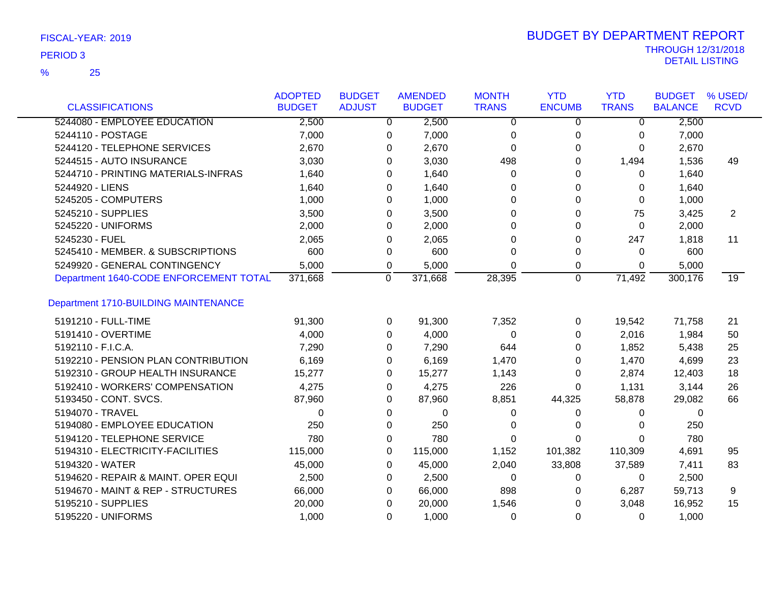FISCAL-YEAR: 2019

PERIOD 3

% 25

# BUDGET BY DEPARTMENT REPORT

THROUGH 12/31/2018

DETAIL LISTING

| CLASSIFICATIONS | ADOPTED BUDGET | BUDGET ADJUST | AMENDED BUDGET | MONTH TRANS | YTD ENCUMB | YTD TRANS | BUDGET BALANCE | % USED/ RCVD |
|---|---|---|---|---|---|---|---|---|
| 5244080 - EMPLOYEE EDUCATION | 2,500 | 0 | 2,500 | 0 | 0 | 0 | 2,500 | |
| 5244110 - POSTAGE | 7,000 | 0 | 7,000 | 0 | 0 | 0 | 7,000 | |
| 5244120 - TELEPHONE SERVICES | 2,670 | 0 | 2,670 | 0 | 0 | 0 | 2,670 | |
| 5244515 - AUTO INSURANCE | 3,030 | 0 | 3,030 | 498 | 0 | 1,494 | 1,536 | 49 |
| 5244710 - PRINTING MATERIALS-INFRAS | 1,640 | 0 | 1,640 | 0 | 0 | 0 | 1,640 | |
| 5244920 - LIENS | 1,640 | 0 | 1,640 | 0 | 0 | 0 | 1,640 | |
| 5245205 - COMPUTERS | 1,000 | 0 | 1,000 | 0 | 0 | 0 | 1,000 | |
| 5245210 - SUPPLIES | 3,500 | 0 | 3,500 | 0 | 0 | 75 | 3,425 | 2 |
| 5245220 - UNIFORMS | 2,000 | 0 | 2,000 | 0 | 0 | 0 | 2,000 | |
| 5245230 - FUEL | 2,065 | 0 | 2,065 | 0 | 0 | 247 | 1,818 | 11 |
| 5245410 - MEMBER. & SUBSCRIPTIONS | 600 | 0 | 600 | 0 | 0 | 0 | 600 | |
| 5249920 - GENERAL CONTINGENCY | 5,000 | 0 | 5,000 | 0 | 0 | 0 | 5,000 | |
| Department 1640-CODE ENFORCEMENT TOTAL | 371,668 | 0 | 371,668 | 28,395 | 0 | 71,492 | 300,176 | 19 |
| **Department 1710-BUILDING MAINTENANCE** | | | | | | | | |
| 5191210 - FULL-TIME | 91,300 | 0 | 91,300 | 7,352 | 0 | 19,542 | 71,758 | 21 |
| 5191410 - OVERTIME | 4,000 | 0 | 4,000 | 0 | 0 | 2,016 | 1,984 | 50 |
| 5192110 - F.I.C.A. | 7,290 | 0 | 7,290 | 644 | 0 | 1,852 | 5,438 | 25 |
| 5192210 - PENSION PLAN CONTRIBUTION | 6,169 | 0 | 6,169 | 1,470 | 0 | 1,470 | 4,699 | 23 |
| 5192310 - GROUP HEALTH INSURANCE | 15,277 | 0 | 15,277 | 1,143 | 0 | 2,874 | 12,403 | 18 |
| 5192410 - WORKERS' COMPENSATION | 4,275 | 0 | 4,275 | 226 | 0 | 1,131 | 3,144 | 26 |
| 5193450 - CONT. SVCS. | 87,960 | 0 | 87,960 | 8,851 | 44,325 | 58,878 | 29,082 | 66 |
| 5194070 - TRAVEL | 0 | 0 | 0 | 0 | 0 | 0 | 0 | |
| 5194080 - EMPLOYEE EDUCATION | 250 | 0 | 250 | 0 | 0 | 0 | 250 | |
| 5194120 - TELEPHONE SERVICE | 780 | 0 | 780 | 0 | 0 | 0 | 780 | |
| 5194310 - ELECTRICITY-FACILITIES | 115,000 | 0 | 115,000 | 1,152 | 101,382 | 110,309 | 4,691 | 95 |
| 5194320 - WATER | 45,000 | 0 | 45,000 | 2,040 | 33,808 | 37,589 | 7,411 | 83 |
| 5194620 - REPAIR & MAINT. OPER EQUI | 2,500 | 0 | 2,500 | 0 | 0 | 0 | 2,500 | |
| 5194670 - MAINT & REP - STRUCTURES | 66,000 | 0 | 66,000 | 898 | 0 | 6,287 | 59,713 | 9 |
| 5195210 - SUPPLIES | 20,000 | 0 | 20,000 | 1,546 | 0 | 3,048 | 16,952 | 15 |
| 5195220 - UNIFORMS | 1,000 | 0 | 1,000 | 0 | 0 | 0 | 1,000 | |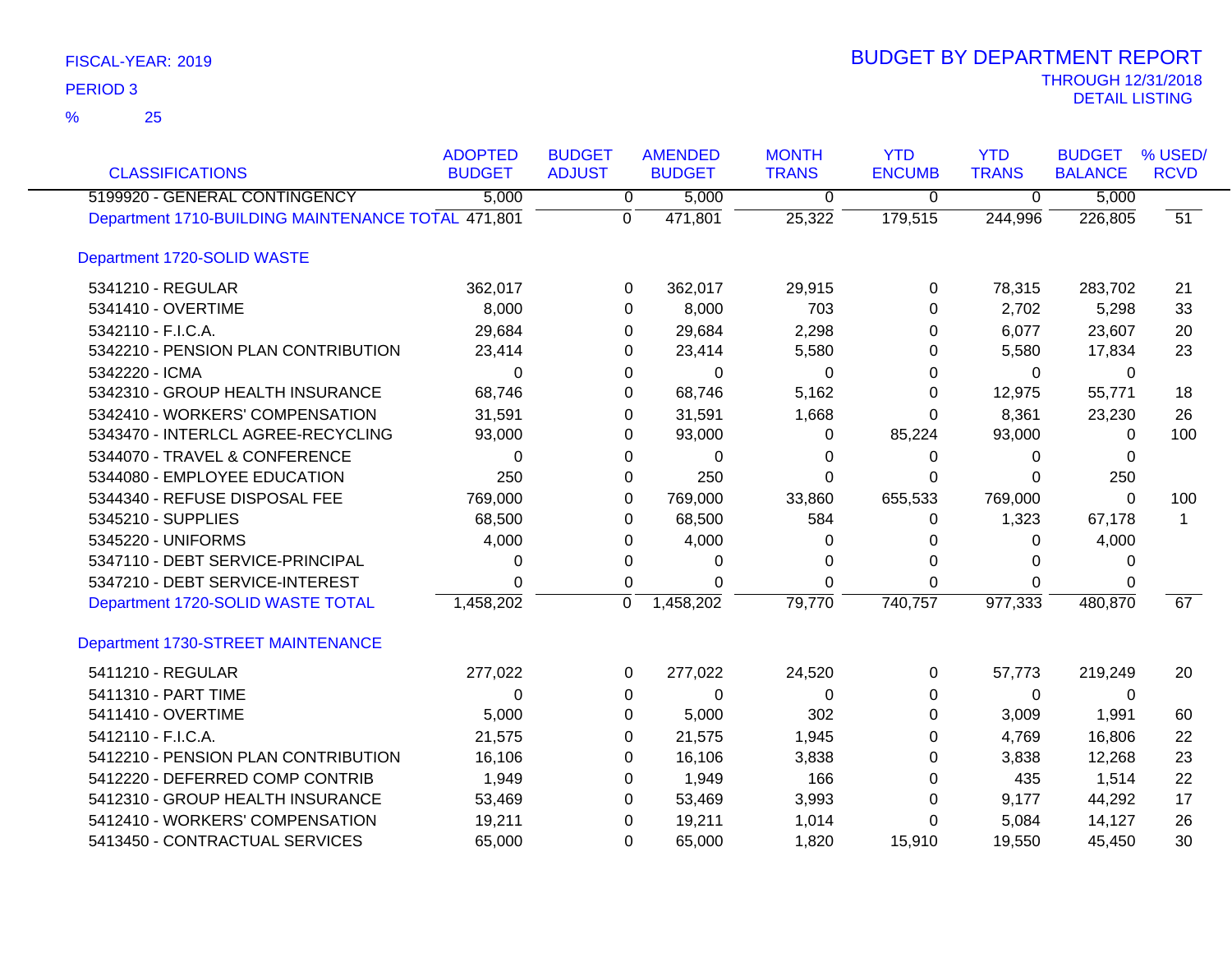FISCAL-YEAR: 2019

PERIOD 3

% 25

# BUDGET BY DEPARTMENT REPORT

THROUGH 12/31/2018

DETAIL LISTING

| CLASSIFICATIONS | ADOPTED BUDGET | BUDGET ADJUST | AMENDED BUDGET | MONTH TRANS | YTD ENCUMB | YTD TRANS | BUDGET BALANCE | % USED/ RCVD |
|---|---|---|---|---|---|---|---|---|
| 5199920 - GENERAL CONTINGENCY | 5,000 | 0 | 5,000 | 0 | 0 | 0 | 5,000 | |
| Department 1710-BUILDING MAINTENANCE TOTAL | 471,801 | 0 | 471,801 | 25,322 | 179,515 | 244,996 | 226,805 | 51 |
| **Department 1720-SOLID WASTE** | | | | | | | | |
| 5341210 - REGULAR | 362,017 | 0 | 362,017 | 29,915 | 0 | 78,315 | 283,702 | 21 |
| 5341410 - OVERTIME | 8,000 | 0 | 8,000 | 703 | 0 | 2,702 | 5,298 | 33 |
| 5342110 - F.I.C.A. | 29,684 | 0 | 29,684 | 2,298 | 0 | 6,077 | 23,607 | 20 |
| 5342210 - PENSION PLAN CONTRIBUTION | 23,414 | 0 | 23,414 | 5,580 | 0 | 5,580 | 17,834 | 23 |
| 5342220 - ICMA | 0 | 0 | 0 | 0 | 0 | 0 | 0 | |
| 5342310 - GROUP HEALTH INSURANCE | 68,746 | 0 | 68,746 | 5,162 | 0 | 12,975 | 55,771 | 18 |
| 5342410 - WORKERS' COMPENSATION | 31,591 | 0 | 31,591 | 1,668 | 0 | 8,361 | 23,230 | 26 |
| 5343470 - INTERLCL AGREE-RECYCLING | 93,000 | 0 | 93,000 | 0 | 85,224 | 93,000 | 0 | 100 |
| 5344070 - TRAVEL & CONFERENCE | 0 | 0 | 0 | 0 | 0 | 0 | 0 | |
| 5344080 - EMPLOYEE EDUCATION | 250 | 0 | 250 | 0 | 0 | 0 | 250 | |
| 5344340 - REFUSE DISPOSAL FEE | 769,000 | 0 | 769,000 | 33,860 | 655,533 | 769,000 | 0 | 100 |
| 5345210 - SUPPLIES | 68,500 | 0 | 68,500 | 584 | 0 | 1,323 | 67,178 | 1 |
| 5345220 - UNIFORMS | 4,000 | 0 | 4,000 | 0 | 0 | 0 | 4,000 | |
| 5347110 - DEBT SERVICE-PRINCIPAL | 0 | 0 | 0 | 0 | 0 | 0 | 0 | |
| 5347210 - DEBT SERVICE-INTEREST | 0 | 0 | 0 | 0 | 0 | 0 | 0 | |
| Department 1720-SOLID WASTE TOTAL | 1,458,202 | 0 | 1,458,202 | 79,770 | 740,757 | 977,333 | 480,870 | 67 |
| **Department 1730-STREET MAINTENANCE** | | | | | | | | |
| 5411210 - REGULAR | 277,022 | 0 | 277,022 | 24,520 | 0 | 57,773 | 219,249 | 20 |
| 5411310 - PART TIME | 0 | 0 | 0 | 0 | 0 | 0 | 0 | |
| 5411410 - OVERTIME | 5,000 | 0 | 5,000 | 302 | 0 | 3,009 | 1,991 | 60 |
| 5412110 - F.I.C.A. | 21,575 | 0 | 21,575 | 1,945 | 0 | 4,769 | 16,806 | 22 |
| 5412210 - PENSION PLAN CONTRIBUTION | 16,106 | 0 | 16,106 | 3,838 | 0 | 3,838 | 12,268 | 23 |
| 5412220 - DEFERRED COMP CONTRIB | 1,949 | 0 | 1,949 | 166 | 0 | 435 | 1,514 | 22 |
| 5412310 - GROUP HEALTH INSURANCE | 53,469 | 0 | 53,469 | 3,993 | 0 | 9,177 | 44,292 | 17 |
| 5412410 - WORKERS' COMPENSATION | 19,211 | 0 | 19,211 | 1,014 | 0 | 5,084 | 14,127 | 26 |
| 5413450 - CONTRACTUAL SERVICES | 65,000 | 0 | 65,000 | 1,820 | 15,910 | 19,550 | 45,450 | 30 |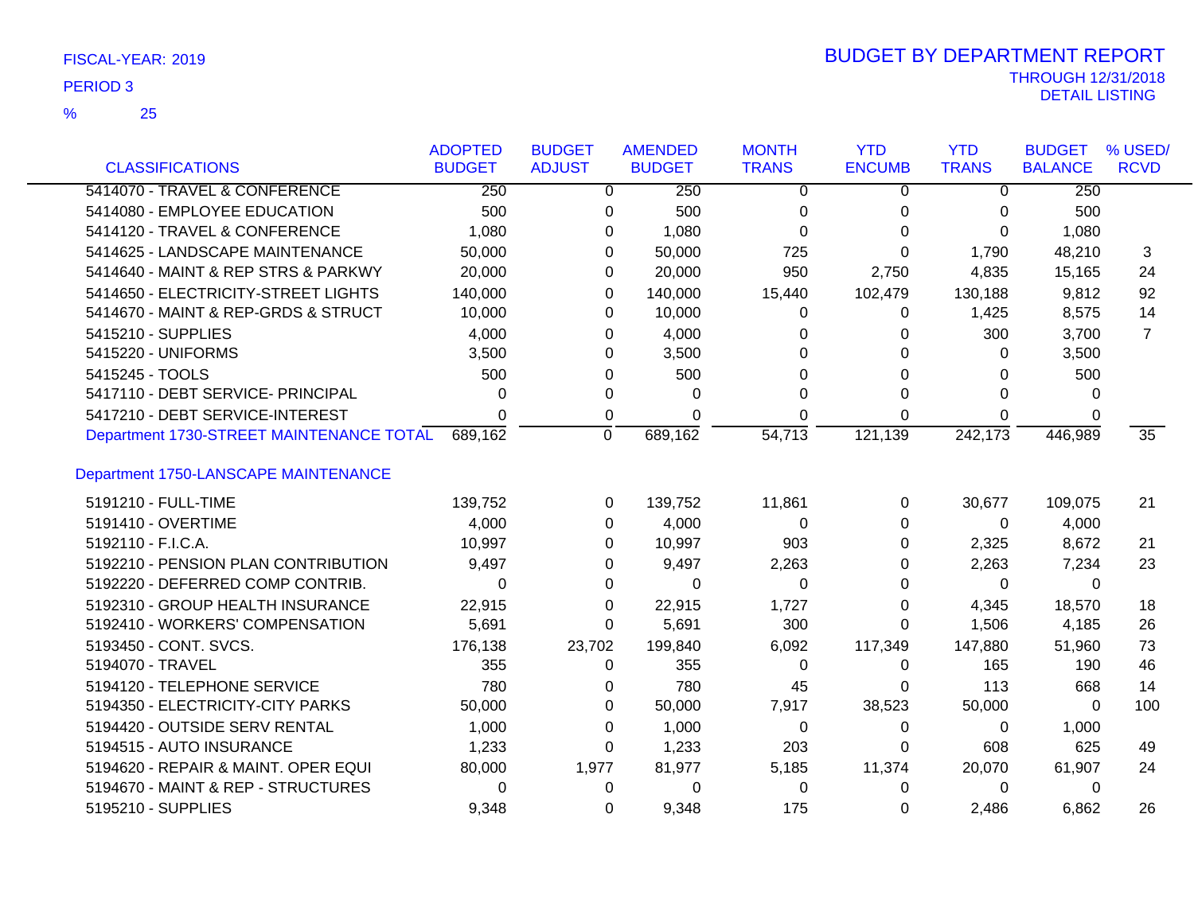FISCAL-YEAR: 2019

PERIOD 3

% 25

# BUDGET BY DEPARTMENT REPORT

THROUGH 12/31/2018

DETAIL LISTING

| CLASSIFICATIONS | ADOPTED BUDGET | BUDGET ADJUST | AMENDED BUDGET | MONTH TRANS | YTD ENCUMB | YTD TRANS | BUDGET BALANCE | % USED/ RCVD |
|---|---|---|---|---|---|---|---|---|
| 5414070 - TRAVEL & CONFERENCE | 250 | 0 | 250 | 0 | 0 | 0 | 250 | |
| 5414080 - EMPLOYEE EDUCATION | 500 | 0 | 500 | 0 | 0 | 0 | 500 | |
| 5414120 - TRAVEL & CONFERENCE | 1,080 | 0 | 1,080 | 0 | 0 | 0 | 1,080 | |
| 5414625 - LANDSCAPE MAINTENANCE | 50,000 | 0 | 50,000 | 725 | 0 | 1,790 | 48,210 | 3 |
| 5414640 - MAINT & REP STRS & PARKWY | 20,000 | 0 | 20,000 | 950 | 2,750 | 4,835 | 15,165 | 24 |
| 5414650 - ELECTRICITY-STREET LIGHTS | 140,000 | 0 | 140,000 | 15,440 | 102,479 | 130,188 | 9,812 | 92 |
| 5414670 - MAINT & REP-GRDS & STRUCT | 10,000 | 0 | 10,000 | 0 | 0 | 1,425 | 8,575 | 14 |
| 5415210 - SUPPLIES | 4,000 | 0 | 4,000 | 0 | 0 | 300 | 3,700 | 7 |
| 5415220 - UNIFORMS | 3,500 | 0 | 3,500 | 0 | 0 | 0 | 3,500 | |
| 5415245 - TOOLS | 500 | 0 | 500 | 0 | 0 | 0 | 500 | |
| 5417110 - DEBT SERVICE- PRINCIPAL | 0 | 0 | 0 | 0 | 0 | 0 | 0 | |
| 5417210 - DEBT SERVICE-INTEREST | 0 | 0 | 0 | 0 | 0 | 0 | 0 | |
| Department 1730-STREET MAINTENANCE TOTAL | 689,162 | 0 | 689,162 | 54,713 | 121,139 | 242,173 | 446,989 | 35 |
| **Department 1750-LANSCAPE MAINTENANCE** | | | | | | | | |
| 5191210 - FULL-TIME | 139,752 | 0 | 139,752 | 11,861 | 0 | 30,677 | 109,075 | 21 |
| 5191410 - OVERTIME | 4,000 | 0 | 4,000 | 0 | 0 | 0 | 4,000 | |
| 5192110 - F.I.C.A. | 10,997 | 0 | 10,997 | 903 | 0 | 2,325 | 8,672 | 21 |
| 5192210 - PENSION PLAN CONTRIBUTION | 9,497 | 0 | 9,497 | 2,263 | 0 | 2,263 | 7,234 | 23 |
| 5192220 - DEFERRED COMP CONTRIB. | 0 | 0 | 0 | 0 | 0 | 0 | 0 | |
| 5192310 - GROUP HEALTH INSURANCE | 22,915 | 0 | 22,915 | 1,727 | 0 | 4,345 | 18,570 | 18 |
| 5192410 - WORKERS' COMPENSATION | 5,691 | 0 | 5,691 | 300 | 0 | 1,506 | 4,185 | 26 |
| 5193450 - CONT. SVCS. | 176,138 | 23,702 | 199,840 | 6,092 | 117,349 | 147,880 | 51,960 | 73 |
| 5194070 - TRAVEL | 355 | 0 | 355 | 0 | 0 | 165 | 190 | 46 |
| 5194120 - TELEPHONE SERVICE | 780 | 0 | 780 | 45 | 0 | 113 | 668 | 14 |
| 5194350 - ELECTRICITY-CITY PARKS | 50,000 | 0 | 50,000 | 7,917 | 38,523 | 50,000 | 0 | 100 |
| 5194420 - OUTSIDE SERV RENTAL | 1,000 | 0 | 1,000 | 0 | 0 | 0 | 1,000 | |
| 5194515 - AUTO INSURANCE | 1,233 | 0 | 1,233 | 203 | 0 | 608 | 625 | 49 |
| 5194620 - REPAIR & MAINT. OPER EQUI | 80,000 | 1,977 | 81,977 | 5,185 | 11,374 | 20,070 | 61,907 | 24 |
| 5194670 - MAINT & REP - STRUCTURES | 0 | 0 | 0 | 0 | 0 | 0 | 0 | |
| 5195210 - SUPPLIES | 9,348 | 0 | 9,348 | 175 | 0 | 2,486 | 6,862 | 26 |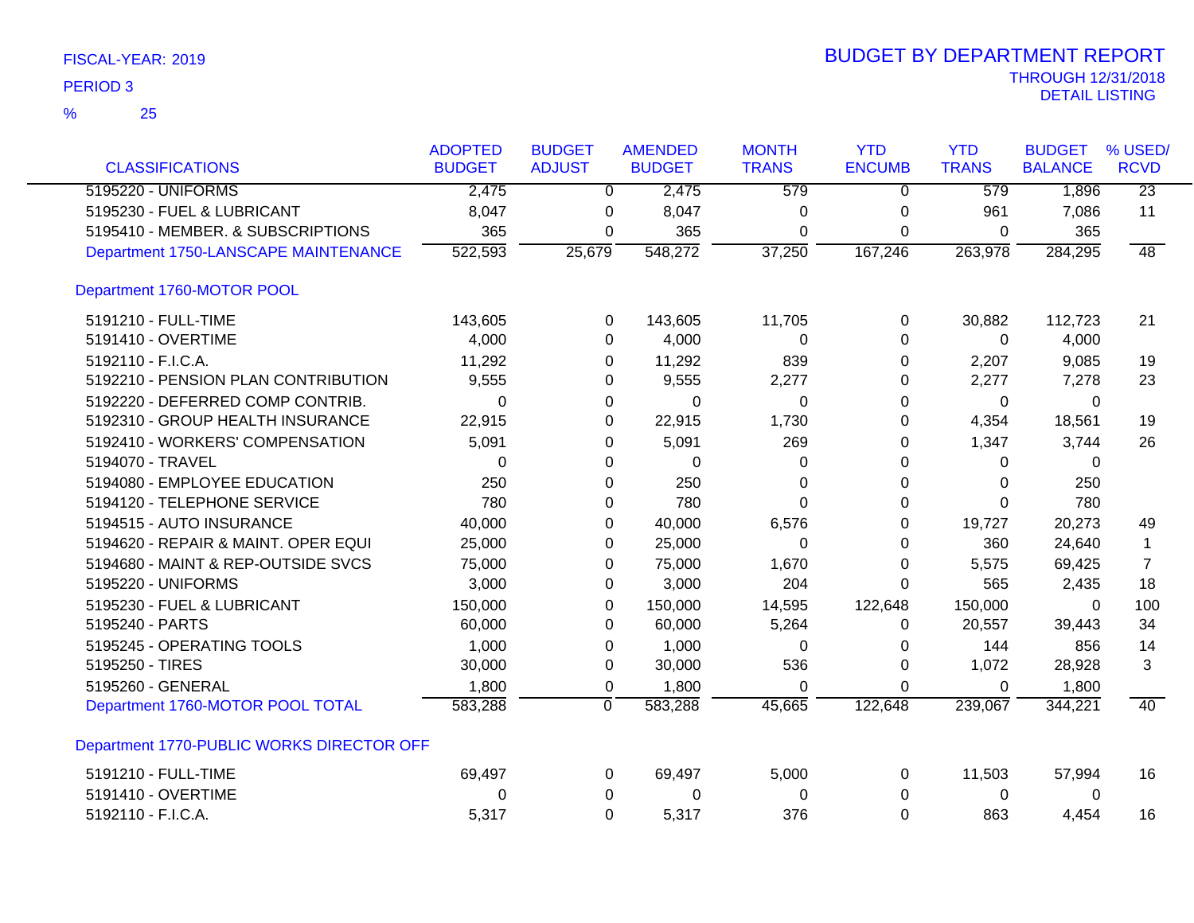FISCAL-YEAR: 2019

PERIOD 3

% 25

# BUDGET BY DEPARTMENT REPORT

THROUGH 12/31/2018

DETAIL LISTING

| CLASSIFICATIONS | ADOPTED BUDGET | BUDGET ADJUST | AMENDED BUDGET | MONTH TRANS | YTD ENCUMB | YTD TRANS | BUDGET BALANCE | % USED/ RCVD |
|---|---|---|---|---|---|---|---|---|
| 5195220 - UNIFORMS | 2,475 | 0 | 2,475 | 579 | 0 | 579 | 1,896 | 23 |
| 5195230 - FUEL & LUBRICANT | 8,047 | 0 | 8,047 | 0 | 0 | 961 | 7,086 | 11 |
| 5195410 - MEMBER. & SUBSCRIPTIONS | 365 | 0 | 365 | 0 | 0 | 0 | 365 | |
| Department 1750-LANSCAPE MAINTENANCE | 522,593 | 25,679 | 548,272 | 37,250 | 167,246 | 263,978 | 284,295 | 48 |
| **Department 1760-MOTOR POOL** | | | | | | | | |
| 5191210 - FULL-TIME | 143,605 | 0 | 143,605 | 11,705 | 0 | 30,882 | 112,723 | 21 |
| 5191410 - OVERTIME | 4,000 | 0 | 4,000 | 0 | 0 | 0 | 4,000 | |
| 5192110 - F.I.C.A. | 11,292 | 0 | 11,292 | 839 | 0 | 2,207 | 9,085 | 19 |
| 5192210 - PENSION PLAN CONTRIBUTION | 9,555 | 0 | 9,555 | 2,277 | 0 | 2,277 | 7,278 | 23 |
| 5192220 - DEFERRED COMP CONTRIB. | 0 | 0 | 0 | 0 | 0 | 0 | 0 | |
| 5192310 - GROUP HEALTH INSURANCE | 22,915 | 0 | 22,915 | 1,730 | 0 | 4,354 | 18,561 | 19 |
| 5192410 - WORKERS' COMPENSATION | 5,091 | 0 | 5,091 | 269 | 0 | 1,347 | 3,744 | 26 |
| 5194070 - TRAVEL | 0 | 0 | 0 | 0 | 0 | 0 | 0 | |
| 5194080 - EMPLOYEE EDUCATION | 250 | 0 | 250 | 0 | 0 | 0 | 250 | |
| 5194120 - TELEPHONE SERVICE | 780 | 0 | 780 | 0 | 0 | 0 | 780 | |
| 5194515 - AUTO INSURANCE | 40,000 | 0 | 40,000 | 6,576 | 0 | 19,727 | 20,273 | 49 |
| 5194620 - REPAIR & MAINT. OPER EQUI | 25,000 | 0 | 25,000 | 0 | 0 | 360 | 24,640 | 1 |
| 5194680 - MAINT & REP-OUTSIDE SVCS | 75,000 | 0 | 75,000 | 1,670 | 0 | 5,575 | 69,425 | 7 |
| 5195220 - UNIFORMS | 3,000 | 0 | 3,000 | 204 | 0 | 565 | 2,435 | 18 |
| 5195230 - FUEL & LUBRICANT | 150,000 | 0 | 150,000 | 14,595 | 122,648 | 150,000 | 0 | 100 |
| 5195240 - PARTS | 60,000 | 0 | 60,000 | 5,264 | 0 | 20,557 | 39,443 | 34 |
| 5195245 - OPERATING TOOLS | 1,000 | 0 | 1,000 | 0 | 0 | 144 | 856 | 14 |
| 5195250 - TIRES | 30,000 | 0 | 30,000 | 536 | 0 | 1,072 | 28,928 | 3 |
| 5195260 - GENERAL | 1,800 | 0 | 1,800 | 0 | 0 | 0 | 1,800 | |
| Department 1760-MOTOR POOL TOTAL | 583,288 | 0 | 583,288 | 45,665 | 122,648 | 239,067 | 344,221 | 40 |
| **Department 1770-PUBLIC WORKS DIRECTOR OFF** | | | | | | | | |
| 5191210 - FULL-TIME | 69,497 | 0 | 69,497 | 5,000 | 0 | 11,503 | 57,994 | 16 |
| 5191410 - OVERTIME | 0 | 0 | 0 | 0 | 0 | 0 | 0 | |
| 5192110 - F.I.C.A. | 5,317 | 0 | 5,317 | 376 | 0 | 863 | 4,454 | 16 |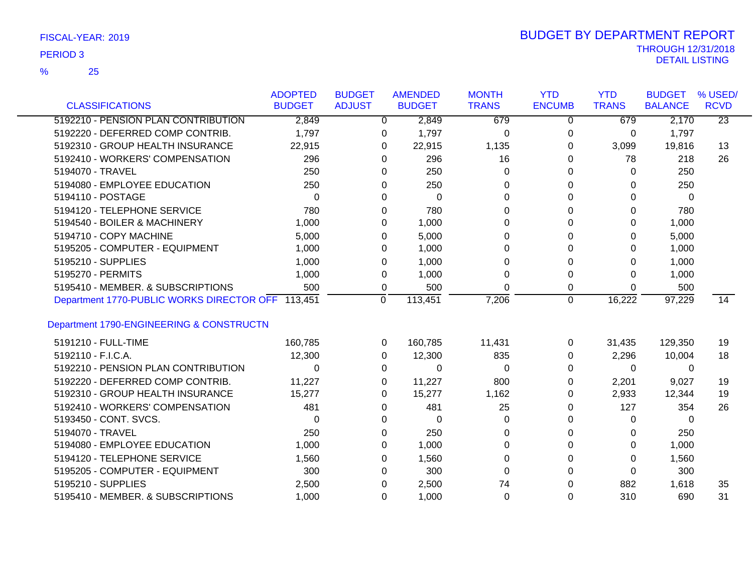FISCAL-YEAR: 2019

PERIOD 3

% 25

# BUDGET BY DEPARTMENT REPORT

THROUGH 12/31/2018

DETAIL LISTING

| CLASSIFICATIONS | ADOPTED BUDGET | BUDGET ADJUST | AMENDED BUDGET | MONTH TRANS | YTD ENCUMB | YTD TRANS | BUDGET BALANCE | % USED/ RCVD |
|---|---|---|---|---|---|---|---|---|
| 5192210 - PENSION PLAN CONTRIBUTION | 2,849 | 0 | 2,849 | 679 | 0 | 679 | 2,170 | 23 |
| 5192220 - DEFERRED COMP CONTRIB. | 1,797 | 0 | 1,797 | 0 | 0 | 0 | 1,797 | |
| 5192310 - GROUP HEALTH INSURANCE | 22,915 | 0 | 22,915 | 1,135 | 0 | 3,099 | 19,816 | 13 |
| 5192410 - WORKERS' COMPENSATION | 296 | 0 | 296 | 16 | 0 | 78 | 218 | 26 |
| 5194070 - TRAVEL | 250 | 0 | 250 | 0 | 0 | 0 | 250 | |
| 5194080 - EMPLOYEE EDUCATION | 250 | 0 | 250 | 0 | 0 | 0 | 250 | |
| 5194110 - POSTAGE | 0 | 0 | 0 | 0 | 0 | 0 | 0 | |
| 5194120 - TELEPHONE SERVICE | 780 | 0 | 780 | 0 | 0 | 0 | 780 | |
| 5194540 - BOILER & MACHINERY | 1,000 | 0 | 1,000 | 0 | 0 | 0 | 1,000 | |
| 5194710 - COPY MACHINE | 5,000 | 0 | 5,000 | 0 | 0 | 0 | 5,000 | |
| 5195205 - COMPUTER - EQUIPMENT | 1,000 | 0 | 1,000 | 0 | 0 | 0 | 1,000 | |
| 5195210 - SUPPLIES | 1,000 | 0 | 1,000 | 0 | 0 | 0 | 1,000 | |
| 5195270 - PERMITS | 1,000 | 0 | 1,000 | 0 | 0 | 0 | 1,000 | |
| 5195410 - MEMBER. & SUBSCRIPTIONS | 500 | 0 | 500 | 0 | 0 | 0 | 500 | |
| Department 1770-PUBLIC WORKS DIRECTOR OFF | 113,451 | 0 | 113,451 | 7,206 | 0 | 16,222 | 97,229 | 14 |
| **Department 1790-ENGINEERING & CONSTRUCTN** | | | | | | | | |
| 5191210 - FULL-TIME | 160,785 | 0 | 160,785 | 11,431 | 0 | 31,435 | 129,350 | 19 |
| 5192110 - F.I.C.A. | 12,300 | 0 | 12,300 | 835 | 0 | 2,296 | 10,004 | 18 |
| 5192210 - PENSION PLAN CONTRIBUTION | 0 | 0 | 0 | 0 | 0 | 0 | 0 | |
| 5192220 - DEFERRED COMP CONTRIB. | 11,227 | 0 | 11,227 | 800 | 0 | 2,201 | 9,027 | 19 |
| 5192310 - GROUP HEALTH INSURANCE | 15,277 | 0 | 15,277 | 1,162 | 0 | 2,933 | 12,344 | 19 |
| 5192410 - WORKERS' COMPENSATION | 481 | 0 | 481 | 25 | 0 | 127 | 354 | 26 |
| 5193450 - CONT. SVCS. | 0 | 0 | 0 | 0 | 0 | 0 | 0 | |
| 5194070 - TRAVEL | 250 | 0 | 250 | 0 | 0 | 0 | 250 | |
| 5194080 - EMPLOYEE EDUCATION | 1,000 | 0 | 1,000 | 0 | 0 | 0 | 1,000 | |
| 5194120 - TELEPHONE SERVICE | 1,560 | 0 | 1,560 | 0 | 0 | 0 | 1,560 | |
| 5195205 - COMPUTER - EQUIPMENT | 300 | 0 | 300 | 0 | 0 | 0 | 300 | |
| 5195210 - SUPPLIES | 2,500 | 0 | 2,500 | 74 | 0 | 882 | 1,618 | 35 |
| 5195410 - MEMBER. & SUBSCRIPTIONS | 1,000 | 0 | 1,000 | 0 | 0 | 310 | 690 | 31 |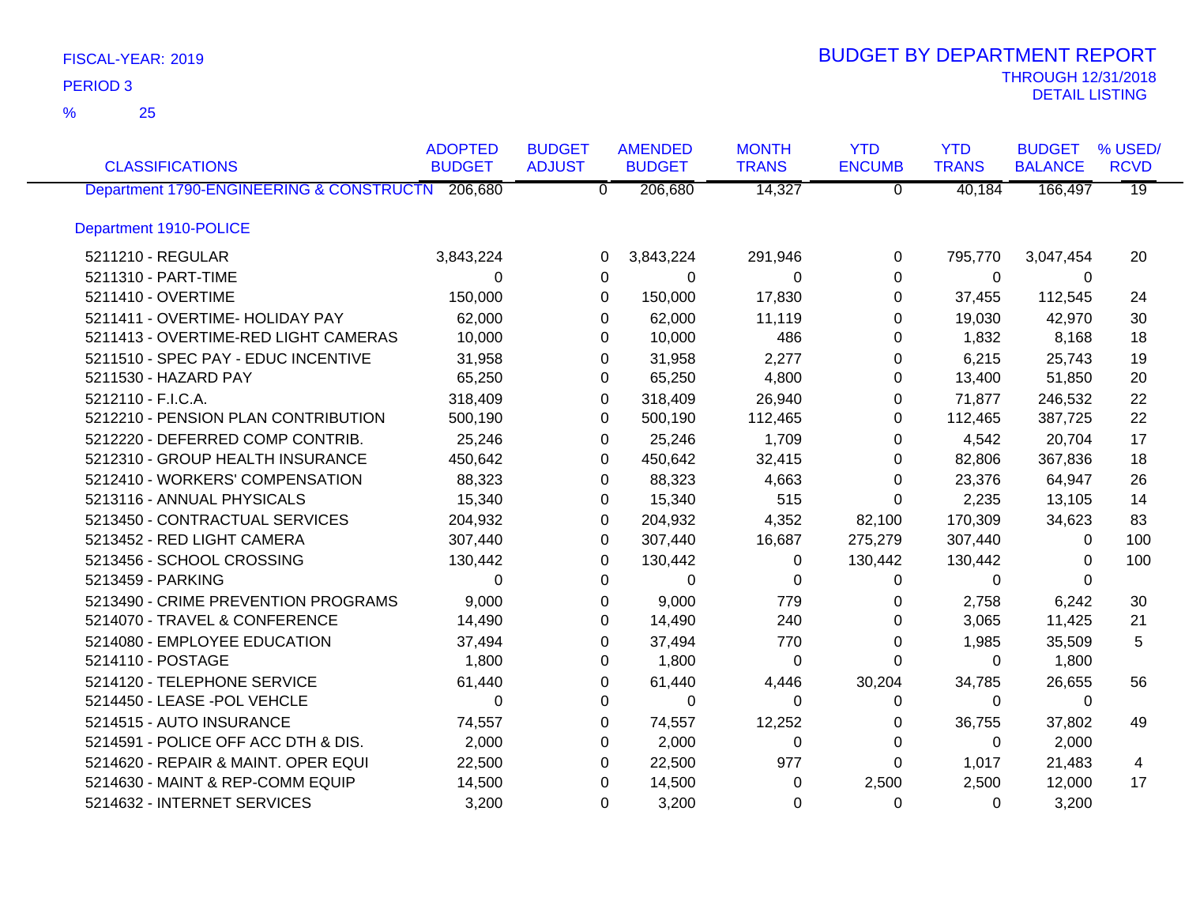FISCAL-YEAR: 2019

PERIOD 3

% 25

# BUDGET BY DEPARTMENT REPORT

THROUGH 12/31/2018

DETAIL LISTING

| CLASSIFICATIONS | ADOPTED BUDGET | BUDGET ADJUST | AMENDED BUDGET | MONTH TRANS | YTD ENCUMB | YTD TRANS | BUDGET BALANCE | % USED/ RCVD |
|---|---|---|---|---|---|---|---|---|
| Department 1790-ENGINEERING & CONSTRUCTN | 206,680 | 0 | 206,680 | 14,327 | 0 | 40,184 | 166,497 | 19 |
| Department 1910-POLICE | | | | | | | | |
| 5211210 - REGULAR | 3,843,224 | 0 | 3,843,224 | 291,946 | 0 | 795,770 | 3,047,454 | 20 |
| 5211310 - PART-TIME | 0 | 0 | 0 | 0 | 0 | 0 | 0 | |
| 5211410 - OVERTIME | 150,000 | 0 | 150,000 | 17,830 | 0 | 37,455 | 112,545 | 24 |
| 5211411 - OVERTIME- HOLIDAY PAY | 62,000 | 0 | 62,000 | 11,119 | 0 | 19,030 | 42,970 | 30 |
| 5211413 - OVERTIME-RED LIGHT CAMERAS | 10,000 | 0 | 10,000 | 486 | 0 | 1,832 | 8,168 | 18 |
| 5211510 - SPEC PAY - EDUC INCENTIVE | 31,958 | 0 | 31,958 | 2,277 | 0 | 6,215 | 25,743 | 19 |
| 5211530 - HAZARD PAY | 65,250 | 0 | 65,250 | 4,800 | 0 | 13,400 | 51,850 | 20 |
| 5212110 - F.I.C.A. | 318,409 | 0 | 318,409 | 26,940 | 0 | 71,877 | 246,532 | 22 |
| 5212210 - PENSION PLAN CONTRIBUTION | 500,190 | 0 | 500,190 | 112,465 | 0 | 112,465 | 387,725 | 22 |
| 5212220 - DEFERRED COMP CONTRIB. | 25,246 | 0 | 25,246 | 1,709 | 0 | 4,542 | 20,704 | 17 |
| 5212310 - GROUP HEALTH INSURANCE | 450,642 | 0 | 450,642 | 32,415 | 0 | 82,806 | 367,836 | 18 |
| 5212410 - WORKERS' COMPENSATION | 88,323 | 0 | 88,323 | 4,663 | 0 | 23,376 | 64,947 | 26 |
| 5213116 - ANNUAL PHYSICALS | 15,340 | 0 | 15,340 | 515 | 0 | 2,235 | 13,105 | 14 |
| 5213450 - CONTRACTUAL SERVICES | 204,932 | 0 | 204,932 | 4,352 | 82,100 | 170,309 | 34,623 | 83 |
| 5213452 - RED LIGHT CAMERA | 307,440 | 0 | 307,440 | 16,687 | 275,279 | 307,440 | 0 | 100 |
| 5213456 - SCHOOL CROSSING | 130,442 | 0 | 130,442 | 0 | 130,442 | 130,442 | 0 | 100 |
| 5213459 - PARKING | 0 | 0 | 0 | 0 | 0 | 0 | 0 | |
| 5213490 - CRIME PREVENTION PROGRAMS | 9,000 | 0 | 9,000 | 779 | 0 | 2,758 | 6,242 | 30 |
| 5214070 - TRAVEL & CONFERENCE | 14,490 | 0 | 14,490 | 240 | 0 | 3,065 | 11,425 | 21 |
| 5214080 - EMPLOYEE EDUCATION | 37,494 | 0 | 37,494 | 770 | 0 | 1,985 | 35,509 | 5 |
| 5214110 - POSTAGE | 1,800 | 0 | 1,800 | 0 | 0 | 0 | 1,800 | |
| 5214120 - TELEPHONE SERVICE | 61,440 | 0 | 61,440 | 4,446 | 30,204 | 34,785 | 26,655 | 56 |
| 5214450 - LEASE -POL VEHCLE | 0 | 0 | 0 | 0 | 0 | 0 | 0 | |
| 5214515 - AUTO INSURANCE | 74,557 | 0 | 74,557 | 12,252 | 0 | 36,755 | 37,802 | 49 |
| 5214591 - POLICE OFF ACC DTH & DIS. | 2,000 | 0 | 2,000 | 0 | 0 | 0 | 2,000 | |
| 5214620 - REPAIR & MAINT. OPER EQUI | 22,500 | 0 | 22,500 | 977 | 0 | 1,017 | 21,483 | 4 |
| 5214630 - MAINT & REP-COMM EQUIP | 14,500 | 0 | 14,500 | 0 | 2,500 | 2,500 | 12,000 | 17 |
| 5214632 - INTERNET SERVICES | 3,200 | 0 | 3,200 | 0 | 0 | 0 | 3,200 | |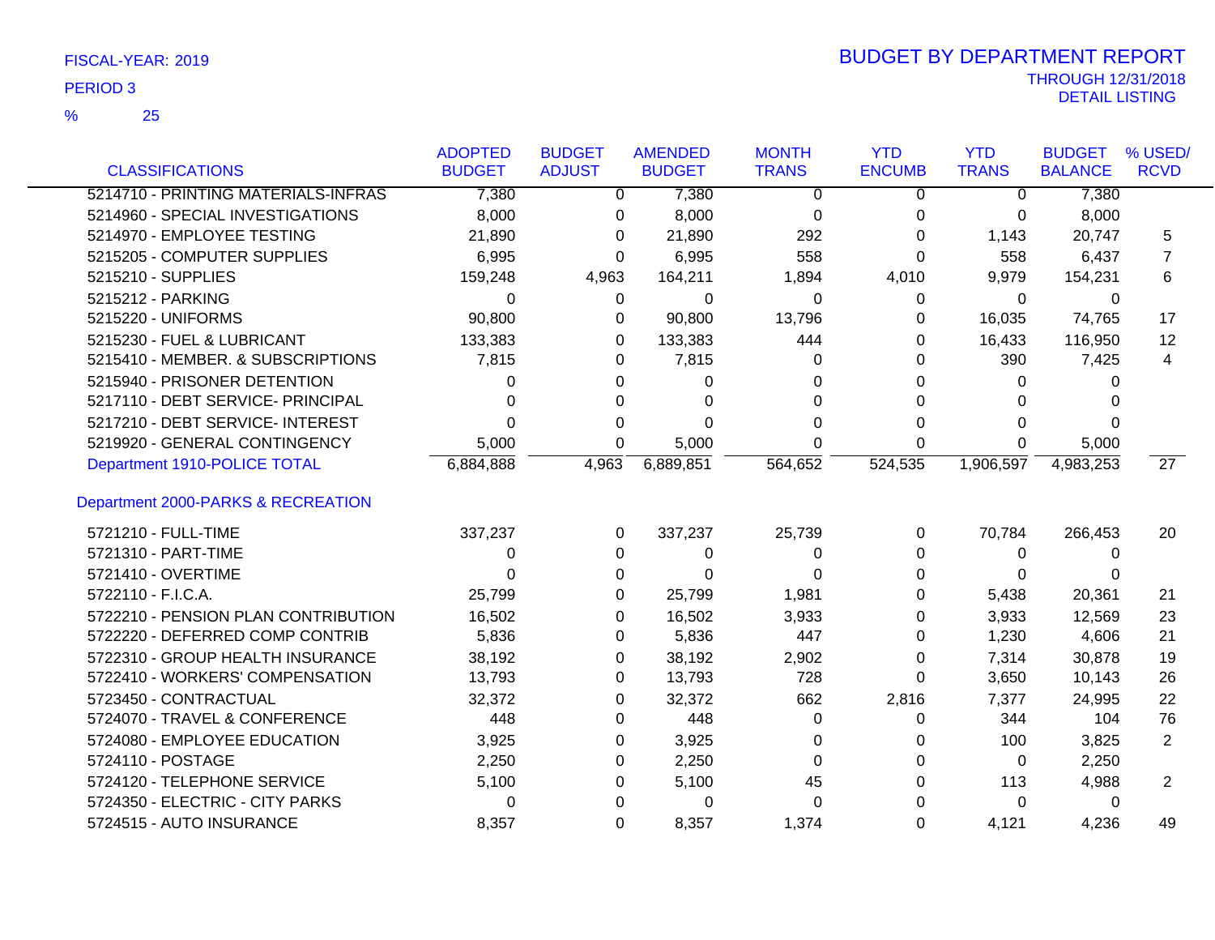FISCAL-YEAR: 2019

PERIOD 3

% 25

# BUDGET BY DEPARTMENT REPORT

THROUGH 12/31/2018

DETAIL LISTING

| CLASSIFICATIONS | ADOPTED BUDGET | BUDGET ADJUST | AMENDED BUDGET | MONTH TRANS | YTD ENCUMB | YTD TRANS | BUDGET BALANCE | % USED/ RCVD |
|---|---|---|---|---|---|---|---|---|
| 5214710 - PRINTING MATERIALS-INFRAS | 7,380 | 0 | 7,380 | 0 | 0 | 0 | 7,380 | |
| 5214960 - SPECIAL INVESTIGATIONS | 8,000 | 0 | 8,000 | 0 | 0 | 0 | 8,000 | |
| 5214970 - EMPLOYEE TESTING | 21,890 | 0 | 21,890 | 292 | 0 | 1,143 | 20,747 | 5 |
| 5215205 - COMPUTER SUPPLIES | 6,995 | 0 | 6,995 | 558 | 0 | 558 | 6,437 | 7 |
| 5215210 - SUPPLIES | 159,248 | 4,963 | 164,211 | 1,894 | 4,010 | 9,979 | 154,231 | 6 |
| 5215212 - PARKING | 0 | 0 | 0 | 0 | 0 | 0 | 0 | |
| 5215220 - UNIFORMS | 90,800 | 0 | 90,800 | 13,796 | 0 | 16,035 | 74,765 | 17 |
| 5215230 - FUEL & LUBRICANT | 133,383 | 0 | 133,383 | 444 | 0 | 16,433 | 116,950 | 12 |
| 5215410 - MEMBER. & SUBSCRIPTIONS | 7,815 | 0 | 7,815 | 0 | 0 | 390 | 7,425 | 4 |
| 5215940 - PRISONER DETENTION | 0 | 0 | 0 | 0 | 0 | 0 | 0 | |
| 5217110 - DEBT SERVICE- PRINCIPAL | 0 | 0 | 0 | 0 | 0 | 0 | 0 | |
| 5217210 - DEBT SERVICE- INTEREST | 0 | 0 | 0 | 0 | 0 | 0 | 0 | |
| 5219920 - GENERAL CONTINGENCY | 5,000 | 0 | 5,000 | 0 | 0 | 0 | 5,000 | |
| Department 1910-POLICE TOTAL | 6,884,888 | 4,963 | 6,889,851 | 564,652 | 524,535 | 1,906,597 | 4,983,253 | 27 |
| **Department 2000-PARKS & RECREATION** | | | | | | | | |
| 5721210 - FULL-TIME | 337,237 | 0 | 337,237 | 25,739 | 0 | 70,784 | 266,453 | 20 |
| 5721310 - PART-TIME | 0 | 0 | 0 | 0 | 0 | 0 | 0 | |
| 5721410 - OVERTIME | 0 | 0 | 0 | 0 | 0 | 0 | 0 | |
| 5722110 - F.I.C.A. | 25,799 | 0 | 25,799 | 1,981 | 0 | 5,438 | 20,361 | 21 |
| 5722210 - PENSION PLAN CONTRIBUTION | 16,502 | 0 | 16,502 | 3,933 | 0 | 3,933 | 12,569 | 23 |
| 5722220 - DEFERRED COMP CONTRIB | 5,836 | 0 | 5,836 | 447 | 0 | 1,230 | 4,606 | 21 |
| 5722310 - GROUP HEALTH INSURANCE | 38,192 | 0 | 38,192 | 2,902 | 0 | 7,314 | 30,878 | 19 |
| 5722410 - WORKERS' COMPENSATION | 13,793 | 0 | 13,793 | 728 | 0 | 3,650 | 10,143 | 26 |
| 5723450 - CONTRACTUAL | 32,372 | 0 | 32,372 | 662 | 2,816 | 7,377 | 24,995 | 22 |
| 5724070 - TRAVEL & CONFERENCE | 448 | 0 | 448 | 0 | 0 | 344 | 104 | 76 |
| 5724080 - EMPLOYEE EDUCATION | 3,925 | 0 | 3,925 | 0 | 0 | 100 | 3,825 | 2 |
| 5724110 - POSTAGE | 2,250 | 0 | 2,250 | 0 | 0 | 0 | 2,250 | |
| 5724120 - TELEPHONE SERVICE | 5,100 | 0 | 5,100 | 45 | 0 | 113 | 4,988 | 2 |
| 5724350 - ELECTRIC - CITY PARKS | 0 | 0 | 0 | 0 | 0 | 0 | 0 | |
| 5724515 - AUTO INSURANCE | 8,357 | 0 | 8,357 | 1,374 | 0 | 4,121 | 4,236 | 49 |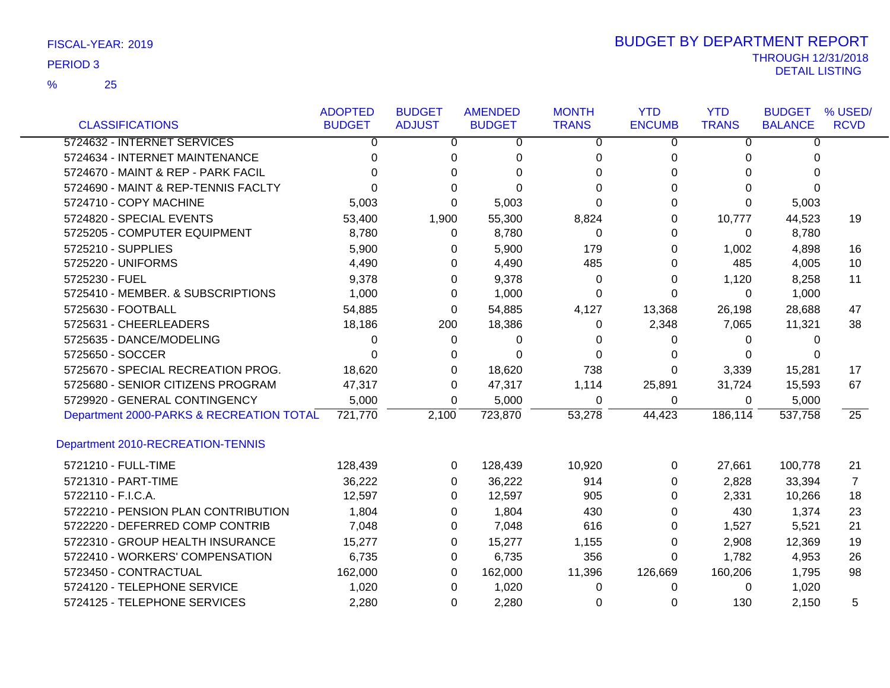FISCAL-YEAR: 2019

PERIOD 3

% 25

# BUDGET BY DEPARTMENT REPORT

THROUGH 12/31/2018

DETAIL LISTING

| CLASSIFICATIONS | ADOPTED BUDGET | BUDGET ADJUST | AMENDED BUDGET | MONTH TRANS | YTD ENCUMB | YTD TRANS | BUDGET BALANCE | % USED/ RCVD |
|---|---|---|---|---|---|---|---|---|
| 5724632 - INTERNET SERVICES | 0 | 0 | 0 | 0 | 0 | 0 | 0 | |
| 5724634 - INTERNET MAINTENANCE | 0 | 0 | 0 | 0 | 0 | 0 | 0 | |
| 5724670 - MAINT & REP - PARK FACIL | 0 | 0 | 0 | 0 | 0 | 0 | 0 | |
| 5724690 - MAINT & REP-TENNIS FACLTY | 0 | 0 | 0 | 0 | 0 | 0 | 0 | |
| 5724710 - COPY MACHINE | 5,003 | 0 | 5,003 | 0 | 0 | 0 | 5,003 | |
| 5724820 - SPECIAL EVENTS | 53,400 | 1,900 | 55,300 | 8,824 | 0 | 10,777 | 44,523 | 19 |
| 5725205 - COMPUTER EQUIPMENT | 8,780 | 0 | 8,780 | 0 | 0 | 0 | 8,780 | |
| 5725210 - SUPPLIES | 5,900 | 0 | 5,900 | 179 | 0 | 1,002 | 4,898 | 16 |
| 5725220 - UNIFORMS | 4,490 | 0 | 4,490 | 485 | 0 | 485 | 4,005 | 10 |
| 5725230 - FUEL | 9,378 | 0 | 9,378 | 0 | 0 | 1,120 | 8,258 | 11 |
| 5725410 - MEMBER. & SUBSCRIPTIONS | 1,000 | 0 | 1,000 | 0 | 0 | 0 | 1,000 | |
| 5725630 - FOOTBALL | 54,885 | 0 | 54,885 | 4,127 | 13,368 | 26,198 | 28,688 | 47 |
| 5725631 - CHEERLEADERS | 18,186 | 200 | 18,386 | 0 | 2,348 | 7,065 | 11,321 | 38 |
| 5725635 - DANCE/MODELING | 0 | 0 | 0 | 0 | 0 | 0 | 0 | |
| 5725650 - SOCCER | 0 | 0 | 0 | 0 | 0 | 0 | 0 | |
| 5725670 - SPECIAL RECREATION PROG. | 18,620 | 0 | 18,620 | 738 | 0 | 3,339 | 15,281 | 17 |
| 5725680 - SENIOR CITIZENS PROGRAM | 47,317 | 0 | 47,317 | 1,114 | 25,891 | 31,724 | 15,593 | 67 |
| 5729920 - GENERAL CONTINGENCY | 5,000 | 0 | 5,000 | 0 | 0 | 0 | 5,000 | |
| Department 2000-PARKS & RECREATION TOTAL | 721,770 | 2,100 | 723,870 | 53,278 | 44,423 | 186,114 | 537,758 | 25 |

Department 2010-RECREATION-TENNIS

| CLASSIFICATIONS | ADOPTED BUDGET | BUDGET ADJUST | AMENDED BUDGET | MONTH TRANS | YTD ENCUMB | YTD TRANS | BUDGET BALANCE | % USED/ RCVD |
|---|---|---|---|---|---|---|---|---|
| 5721210 - FULL-TIME | 128,439 | 0 | 128,439 | 10,920 | 0 | 27,661 | 100,778 | 21 |
| 5721310 - PART-TIME | 36,222 | 0 | 36,222 | 914 | 0 | 2,828 | 33,394 | 7 |
| 5722110 - F.I.C.A. | 12,597 | 0 | 12,597 | 905 | 0 | 2,331 | 10,266 | 18 |
| 5722210 - PENSION PLAN CONTRIBUTION | 1,804 | 0 | 1,804 | 430 | 0 | 430 | 1,374 | 23 |
| 5722220 - DEFERRED COMP CONTRIB | 7,048 | 0 | 7,048 | 616 | 0 | 1,527 | 5,521 | 21 |
| 5722310 - GROUP HEALTH INSURANCE | 15,277 | 0 | 15,277 | 1,155 | 0 | 2,908 | 12,369 | 19 |
| 5722410 - WORKERS' COMPENSATION | 6,735 | 0 | 6,735 | 356 | 0 | 1,782 | 4,953 | 26 |
| 5723450 - CONTRACTUAL | 162,000 | 0 | 162,000 | 11,396 | 126,669 | 160,206 | 1,795 | 98 |
| 5724120 - TELEPHONE SERVICE | 1,020 | 0 | 1,020 | 0 | 0 | 0 | 1,020 | |
| 5724125 - TELEPHONE SERVICES | 2,280 | 0 | 2,280 | 0 | 0 | 130 | 2,150 | 5 |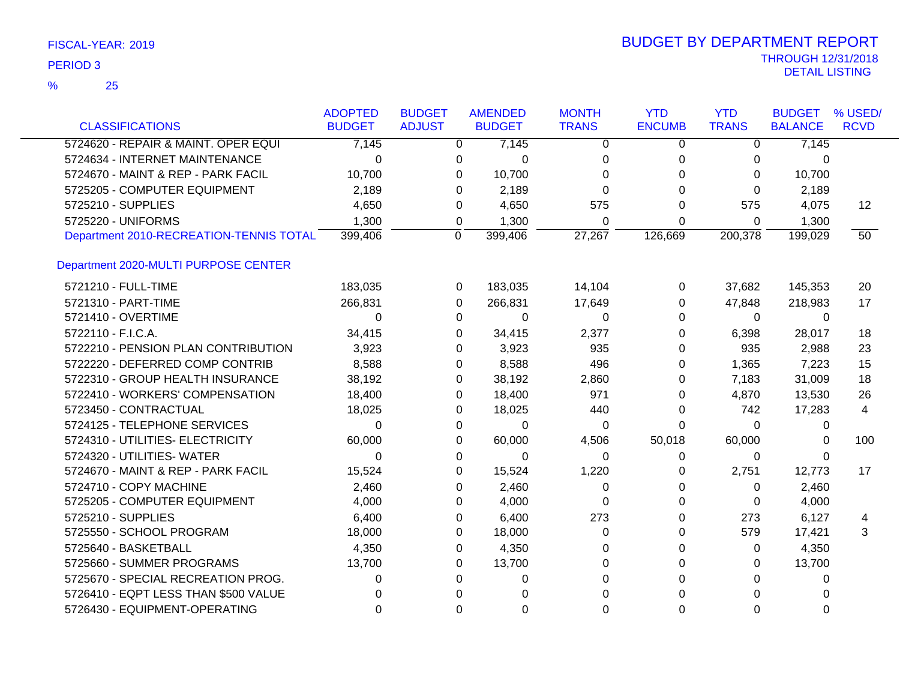FISCAL-YEAR: 2019

PERIOD 3

% 25

# BUDGET BY DEPARTMENT REPORT

THROUGH 12/31/2018

DETAIL LISTING

| CLASSIFICATIONS | ADOPTED BUDGET | BUDGET ADJUST | AMENDED BUDGET | MONTH TRANS | YTD ENCUMB | YTD TRANS | BUDGET BALANCE | % USED/ RCVD |
|---|---|---|---|---|---|---|---|---|
| 5724620 - REPAIR & MAINT. OPER EQUI | 7,145 | 0 | 7,145 | 0 | 0 | 0 | 7,145 | |
| 5724634 - INTERNET MAINTENANCE | 0 | 0 | 0 | 0 | 0 | 0 | 0 | |
| 5724670 - MAINT & REP - PARK FACIL | 10,700 | 0 | 10,700 | 0 | 0 | 0 | 10,700 | |
| 5725205 - COMPUTER EQUIPMENT | 2,189 | 0 | 2,189 | 0 | 0 | 0 | 2,189 | |
| 5725210 - SUPPLIES | 4,650 | 0 | 4,650 | 575 | 0 | 575 | 4,075 | 12 |
| 5725220 - UNIFORMS | 1,300 | 0 | 1,300 | 0 | 0 | 0 | 1,300 | |
| Department 2010-RECREATION-TENNIS TOTAL | 399,406 | 0 | 399,406 | 27,267 | 126,669 | 200,378 | 199,029 | 50 |
| **Department 2020-MULTI PURPOSE CENTER** | | | | | | | | |
| 5721210 - FULL-TIME | 183,035 | 0 | 183,035 | 14,104 | 0 | 37,682 | 145,353 | 20 |
| 5721310 - PART-TIME | 266,831 | 0 | 266,831 | 17,649 | 0 | 47,848 | 218,983 | 17 |
| 5721410 - OVERTIME | 0 | 0 | 0 | 0 | 0 | 0 | 0 | |
| 5722110 - F.I.C.A. | 34,415 | 0 | 34,415 | 2,377 | 0 | 6,398 | 28,017 | 18 |
| 5722210 - PENSION PLAN CONTRIBUTION | 3,923 | 0 | 3,923 | 935 | 0 | 935 | 2,988 | 23 |
| 5722220 - DEFERRED COMP CONTRIB | 8,588 | 0 | 8,588 | 496 | 0 | 1,365 | 7,223 | 15 |
| 5722310 - GROUP HEALTH INSURANCE | 38,192 | 0 | 38,192 | 2,860 | 0 | 7,183 | 31,009 | 18 |
| 5722410 - WORKERS' COMPENSATION | 18,400 | 0 | 18,400 | 971 | 0 | 4,870 | 13,530 | 26 |
| 5723450 - CONTRACTUAL | 18,025 | 0 | 18,025 | 440 | 0 | 742 | 17,283 | 4 |
| 5724125 - TELEPHONE SERVICES | 0 | 0 | 0 | 0 | 0 | 0 | 0 | |
| 5724310 - UTILITIES- ELECTRICITY | 60,000 | 0 | 60,000 | 4,506 | 50,018 | 60,000 | 0 | 100 |
| 5724320 - UTILITIES- WATER | 0 | 0 | 0 | 0 | 0 | 0 | 0 | |
| 5724670 - MAINT & REP - PARK FACIL | 15,524 | 0 | 15,524 | 1,220 | 0 | 2,751 | 12,773 | 17 |
| 5724710 - COPY MACHINE | 2,460 | 0 | 2,460 | 0 | 0 | 0 | 2,460 | |
| 5725205 - COMPUTER EQUIPMENT | 4,000 | 0 | 4,000 | 0 | 0 | 0 | 4,000 | |
| 5725210 - SUPPLIES | 6,400 | 0 | 6,400 | 273 | 0 | 273 | 6,127 | 4 |
| 5725550 - SCHOOL PROGRAM | 18,000 | 0 | 18,000 | 0 | 0 | 579 | 17,421 | 3 |
| 5725640 - BASKETBALL | 4,350 | 0 | 4,350 | 0 | 0 | 0 | 4,350 | |
| 5725660 - SUMMER PROGRAMS | 13,700 | 0 | 13,700 | 0 | 0 | 0 | 13,700 | |
| 5725670 - SPECIAL RECREATION PROG. | 0 | 0 | 0 | 0 | 0 | 0 | 0 | |
| 5726410 - EQPT LESS THAN $500 VALUE | 0 | 0 | 0 | 0 | 0 | 0 | 0 | |
| 5726430 - EQUIPMENT-OPERATING | 0 | 0 | 0 | 0 | 0 | 0 | 0 | |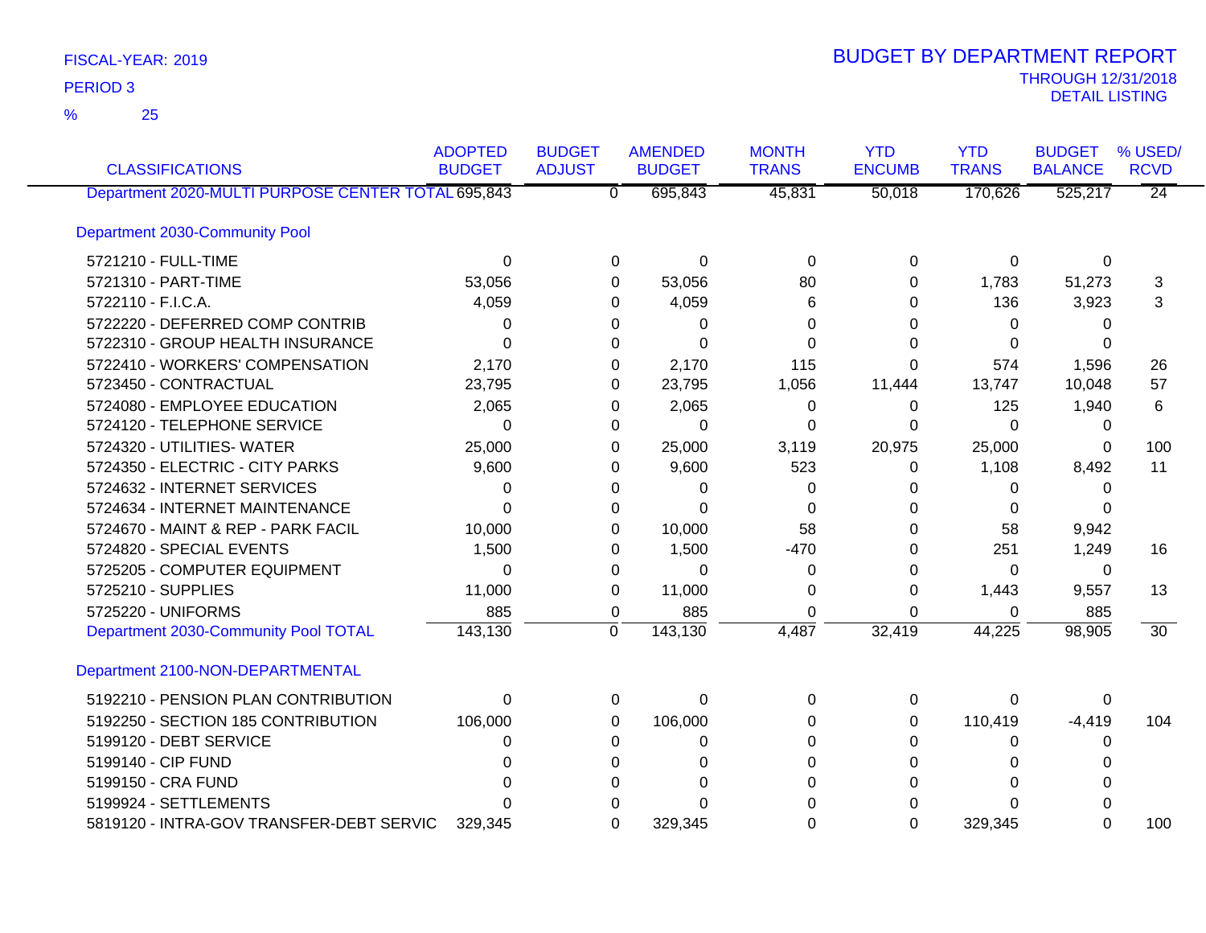FISCAL-YEAR: 2019

PERIOD 3

% 25

# BUDGET BY DEPARTMENT REPORT

THROUGH 12/31/2018

DETAIL LISTING

| CLASSIFICATIONS | ADOPTED BUDGET | BUDGET ADJUST | AMENDED BUDGET | MONTH TRANS | YTD ENCUMB | YTD TRANS | BUDGET BALANCE | % USED/ RCVD |
|---|---|---|---|---|---|---|---|---|
| Department 2020-MULTI PURPOSE CENTER TOTAL | 695,843 | 0 | 695,843 | 45,831 | 50,018 | 170,626 | 525,217 | 24 |
| **Department 2030-Community Pool** | | | | | | | | |
| 5721210 - FULL-TIME | 0 | 0 | 0 | 0 | 0 | 0 | 0 | |
| 5721310 - PART-TIME | 53,056 | 0 | 53,056 | 80 | 0 | 1,783 | 51,273 | 3 |
| 5722110 - F.I.C.A. | 4,059 | 0 | 4,059 | 6 | 0 | 136 | 3,923 | 3 |
| 5722220 - DEFERRED COMP CONTRIB | 0 | 0 | 0 | 0 | 0 | 0 | 0 | |
| 5722310 - GROUP HEALTH INSURANCE | 0 | 0 | 0 | 0 | 0 | 0 | 0 | |
| 5722410 - WORKERS' COMPENSATION | 2,170 | 0 | 2,170 | 115 | 0 | 574 | 1,596 | 26 |
| 5723450 - CONTRACTUAL | 23,795 | 0 | 23,795 | 1,056 | 11,444 | 13,747 | 10,048 | 57 |
| 5724080 - EMPLOYEE EDUCATION | 2,065 | 0 | 2,065 | 0 | 0 | 125 | 1,940 | 6 |
| 5724120 - TELEPHONE SERVICE | 0 | 0 | 0 | 0 | 0 | 0 | 0 | |
| 5724320 - UTILITIES- WATER | 25,000 | 0 | 25,000 | 3,119 | 20,975 | 25,000 | 0 | 100 |
| 5724350 - ELECTRIC - CITY PARKS | 9,600 | 0 | 9,600 | 523 | 0 | 1,108 | 8,492 | 11 |
| 5724632 - INTERNET SERVICES | 0 | 0 | 0 | 0 | 0 | 0 | 0 | |
| 5724634 - INTERNET MAINTENANCE | 0 | 0 | 0 | 0 | 0 | 0 | 0 | |
| 5724670 - MAINT & REP - PARK FACIL | 10,000 | 0 | 10,000 | 58 | 0 | 58 | 9,942 | |
| 5724820 - SPECIAL EVENTS | 1,500 | 0 | 1,500 | -470 | 0 | 251 | 1,249 | 16 |
| 5725205 - COMPUTER EQUIPMENT | 0 | 0 | 0 | 0 | 0 | 0 | 0 | |
| 5725210 - SUPPLIES | 11,000 | 0 | 11,000 | 0 | 0 | 1,443 | 9,557 | 13 |
| 5725220 - UNIFORMS | 885 | 0 | 885 | 0 | 0 | 0 | 885 | |
| Department 2030-Community Pool TOTAL | 143,130 | 0 | 143,130 | 4,487 | 32,419 | 44,225 | 98,905 | 30 |
| **Department 2100-NON-DEPARTMENTAL** | | | | | | | | |
| 5192210 - PENSION PLAN CONTRIBUTION | 0 | 0 | 0 | 0 | 0 | 0 | 0 | |
| 5192250 - SECTION 185 CONTRIBUTION | 106,000 | 0 | 106,000 | 0 | 0 | 110,419 | -4,419 | 104 |
| 5199120 - DEBT SERVICE | 0 | 0 | 0 | 0 | 0 | 0 | 0 | |
| 5199140 - CIP FUND | 0 | 0 | 0 | 0 | 0 | 0 | 0 | |
| 5199150 - CRA FUND | 0 | 0 | 0 | 0 | 0 | 0 | 0 | |
| 5199924 - SETTLEMENTS | 0 | 0 | 0 | 0 | 0 | 0 | 0 | |
| 5819120 - INTRA-GOV TRANSFER-DEBT SERVIC | 329,345 | 0 | 329,345 | 0 | 0 | 329,345 | 0 | 100 |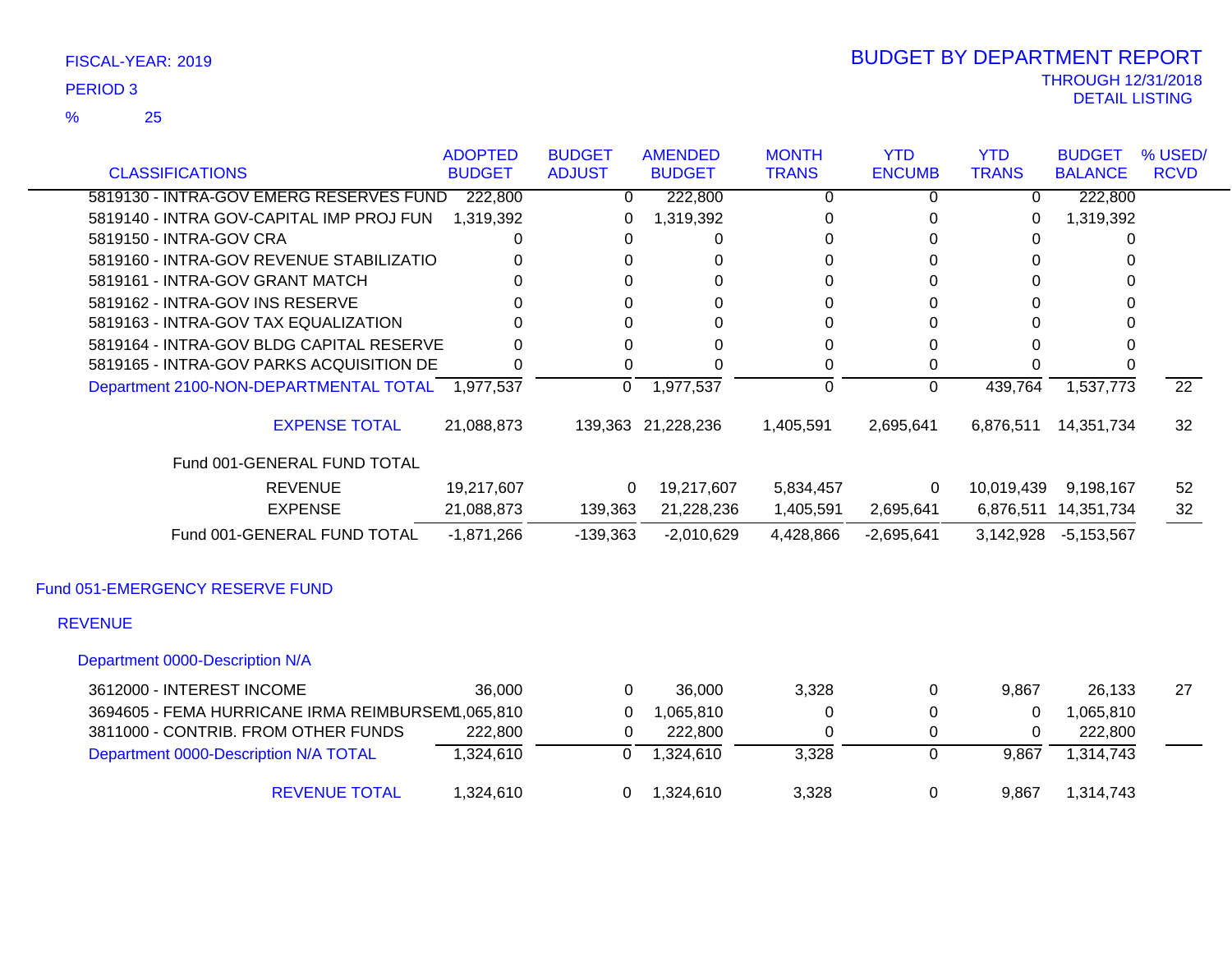FISCAL-YEAR: 2019

PERIOD 3

% 25

# BUDGET BY DEPARTMENT REPORT

THROUGH 12/31/2018

DETAIL LISTING

| CLASSIFICATIONS | ADOPTED BUDGET | BUDGET ADJUST | AMENDED BUDGET | MONTH TRANS | YTD ENCUMB | YTD TRANS | BUDGET BALANCE | % USED/ RCVD |
|---|---|---|---|---|---|---|---|---|
| 5819130 - INTRA-GOV EMERG RESERVES FUND | 222,800 | 0 | 222,800 | 0 | 0 | 0 | 222,800 | |
| 5819140 - INTRA GOV-CAPITAL IMP PROJ FUN | 1,319,392 | 0 | 1,319,392 | 0 | 0 | 0 | 1,319,392 | |
| 5819150 - INTRA-GOV CRA | 0 | 0 | 0 | 0 | 0 | 0 | 0 | |
| 5819160 - INTRA-GOV REVENUE STABILIZATIO | 0 | 0 | 0 | 0 | 0 | 0 | 0 | |
| 5819161 - INTRA-GOV GRANT MATCH | 0 | 0 | 0 | 0 | 0 | 0 | 0 | |
| 5819162 - INTRA-GOV INS RESERVE | 0 | 0 | 0 | 0 | 0 | 0 | 0 | |
| 5819163 - INTRA-GOV TAX EQUALIZATION | 0 | 0 | 0 | 0 | 0 | 0 | 0 | |
| 5819164 - INTRA-GOV BLDG CAPITAL RESERVE | 0 | 0 | 0 | 0 | 0 | 0 | 0 | |
| 5819165 - INTRA-GOV PARKS ACQUISITION DE | 0 | 0 | 0 | 0 | 0 | 0 | 0 | |
| Department 2100-NON-DEPARTMENTAL TOTAL | 1,977,537 | 0 | 1,977,537 | 0 | 0 | 439,764 | 1,537,773 | 22 |
| EXPENSE TOTAL | 21,088,873 | 139,363 | 21,228,236 | 1,405,591 | 2,695,641 | 6,876,511 | 14,351,734 | 32 |
| Fund 001-GENERAL FUND TOTAL | | | | | | | | |
| REVENUE | 19,217,607 | 0 | 19,217,607 | 5,834,457 | 0 | 10,019,439 | 9,198,167 | 52 |
| EXPENSE | 21,088,873 | 139,363 | 21,228,236 | 1,405,591 | 2,695,641 | 6,876,511 | 14,351,734 | 32 |
| Fund 001-GENERAL FUND TOTAL | -1,871,266 | -139,363 | -2,010,629 | 4,428,866 | -2,695,641 | 3,142,928 | -5,153,567 | |

## Fund 051-EMERGENCY RESERVE FUND

### REVENUE

#### Department 0000-Description N/A

| CLASSIFICATIONS | ADOPTED BUDGET | BUDGET ADJUST | AMENDED BUDGET | MONTH TRANS | YTD ENCUMB | YTD TRANS | BUDGET BALANCE | % USED/ RCVD |
|---|---|---|---|---|---|---|---|---|
| 3612000 - INTEREST INCOME | 36,000 | 0 | 36,000 | 3,328 | 0 | 9,867 | 26,133 | 27 |
| 3694605 - FEMA HURRICANE IRMA REIMBURSEM | 1,065,810 | 0 | 1,065,810 | 0 | 0 | 0 | 1,065,810 | |
| 3811000 - CONTRIB. FROM OTHER FUNDS | 222,800 | 0 | 222,800 | 0 | 0 | 0 | 222,800 | |
| Department 0000-Description N/A TOTAL | 1,324,610 | 0 | 1,324,610 | 3,328 | 0 | 9,867 | 1,314,743 | |
| REVENUE TOTAL | 1,324,610 | 0 | 1,324,610 | 3,328 | 0 | 9,867 | 1,314,743 | |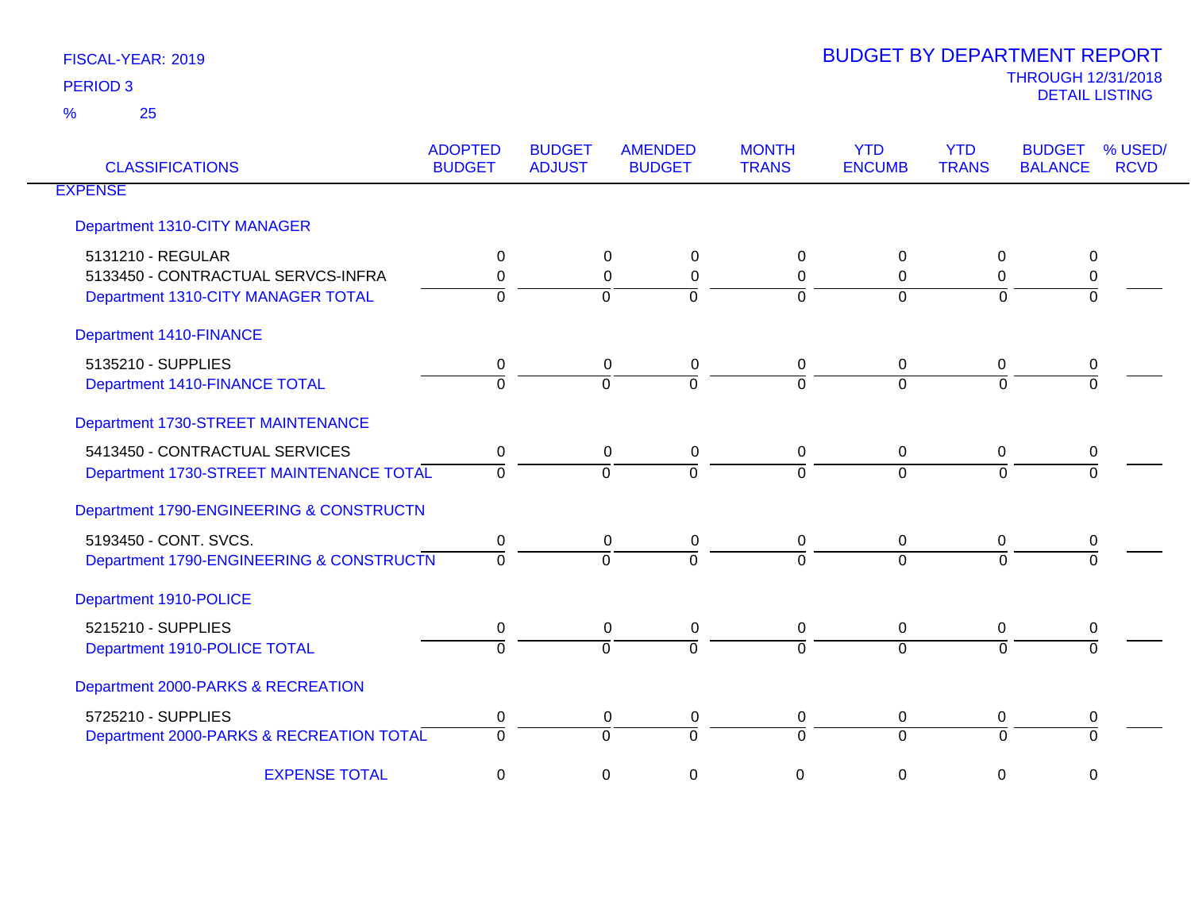FISCAL-YEAR: 2019

PERIOD 3

% 25

# BUDGET BY DEPARTMENT REPORT

THROUGH 12/31/2018

DETAIL LISTING

| CLASSIFICATIONS | ADOPTED BUDGET | BUDGET ADJUST | AMENDED BUDGET | MONTH TRANS | YTD ENCUMB | YTD TRANS | BUDGET BALANCE | % USED/ RCVD |
|---|---|---|---|---|---|---|---|---|
| EXPENSE | | | | | | | | |
| Department 1310-CITY MANAGER | | | | | | | | |
| 5131210 - REGULAR | 0 | 0 | 0 | 0 | 0 | 0 | 0 | |
| 5133450 - CONTRACTUAL SERVCS-INFRA | 0 | 0 | 0 | 0 | 0 | 0 | 0 | |
| Department 1310-CITY MANAGER TOTAL | 0 | 0 | 0 | 0 | 0 | 0 | 0 | |
| Department 1410-FINANCE | | | | | | | | |
| 5135210 - SUPPLIES | 0 | 0 | 0 | 0 | 0 | 0 | 0 | |
| Department 1410-FINANCE TOTAL | 0 | 0 | 0 | 0 | 0 | 0 | 0 | |
| Department 1730-STREET MAINTENANCE | | | | | | | | |
| 5413450 - CONTRACTUAL SERVICES | 0 | 0 | 0 | 0 | 0 | 0 | 0 | |
| Department 1730-STREET MAINTENANCE TOTAL | 0 | 0 | 0 | 0 | 0 | 0 | 0 | |
| Department 1790-ENGINEERING & CONSTRUCTN | | | | | | | | |
| 5193450 - CONT. SVCS. | 0 | 0 | 0 | 0 | 0 | 0 | 0 | |
| Department 1790-ENGINEERING & CONSTRUCTN | 0 | 0 | 0 | 0 | 0 | 0 | 0 | |
| Department 1910-POLICE | | | | | | | | |
| 5215210 - SUPPLIES | 0 | 0 | 0 | 0 | 0 | 0 | 0 | |
| Department 1910-POLICE TOTAL | 0 | 0 | 0 | 0 | 0 | 0 | 0 | |
| Department 2000-PARKS & RECREATION | | | | | | | | |
| 5725210 - SUPPLIES | 0 | 0 | 0 | 0 | 0 | 0 | 0 | |
| Department 2000-PARKS & RECREATION TOTAL | 0 | 0 | 0 | 0 | 0 | 0 | 0 | |
| EXPENSE TOTAL | 0 | 0 | 0 | 0 | 0 | 0 | 0 | |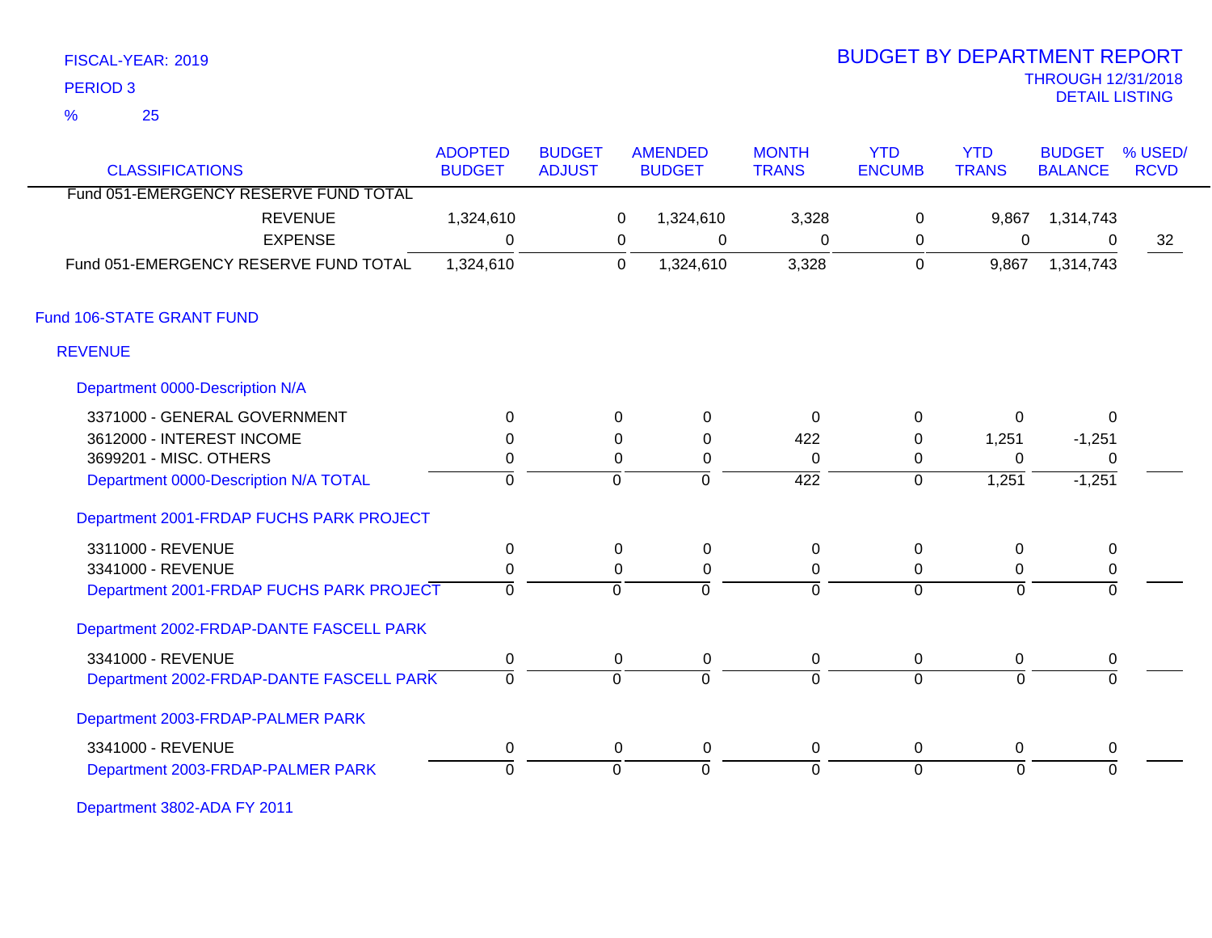FISCAL-YEAR: 2019

PERIOD 3

% 25

# BUDGET BY DEPARTMENT REPORT

THROUGH 12/31/2018

DETAIL LISTING

| CLASSIFICATIONS | ADOPTED BUDGET | BUDGET ADJUST | AMENDED BUDGET | MONTH TRANS | YTD ENCUMB | YTD TRANS | BUDGET BALANCE | % USED/ RCVD |
|---|---|---|---|---|---|---|---|---|
| Fund 051-EMERGENCY RESERVE FUND TOTAL | | | | | | | | |
| REVENUE | 1,324,610 | 0 | 1,324,610 | 3,328 | 0 | 9,867 | 1,314,743 | |
| EXPENSE | 0 | 0 | 0 | 0 | 0 | 0 | 0 | 32 |
| Fund 051-EMERGENCY RESERVE FUND TOTAL | 1,324,610 | 0 | 1,324,610 | 3,328 | 0 | 9,867 | 1,314,743 | |
| **Fund 106-STATE GRANT FUND** | | | | | | | | |
| **REVENUE** | | | | | | | | |
| Department 0000-Description N/A | | | | | | | | |
| 3371000 - GENERAL GOVERNMENT | 0 | 0 | 0 | 0 | 0 | 0 | 0 | |
| 3612000 - INTEREST INCOME | 0 | 0 | 0 | 422 | 0 | 1,251 | -1,251 | |
| 3699201 - MISC. OTHERS | 0 | 0 | 0 | 0 | 0 | 0 | 0 | |
| Department 0000-Description N/A TOTAL | 0 | 0 | 0 | 422 | 0 | 1,251 | -1,251 | |
| Department 2001-FRDAP FUCHS PARK PROJECT | | | | | | | | |
| 3311000 - REVENUE | 0 | 0 | 0 | 0 | 0 | 0 | 0 | |
| 3341000 - REVENUE | 0 | 0 | 0 | 0 | 0 | 0 | 0 | |
| Department 2001-FRDAP FUCHS PARK PROJECT | 0 | 0 | 0 | 0 | 0 | 0 | 0 | |
| Department 2002-FRDAP-DANTE FASCELL PARK | | | | | | | | |
| 3341000 - REVENUE | 0 | 0 | 0 | 0 | 0 | 0 | 0 | |
| Department 2002-FRDAP-DANTE FASCELL PARK | 0 | 0 | 0 | 0 | 0 | 0 | 0 | |
| Department 2003-FRDAP-PALMER PARK | | | | | | | | |
| 3341000 - REVENUE | 0 | 0 | 0 | 0 | 0 | 0 | 0 | |
| Department 2003-FRDAP-PALMER PARK | 0 | 0 | 0 | 0 | 0 | 0 | 0 | |
| Department 3802-ADA FY 2011 | | | | | | | | |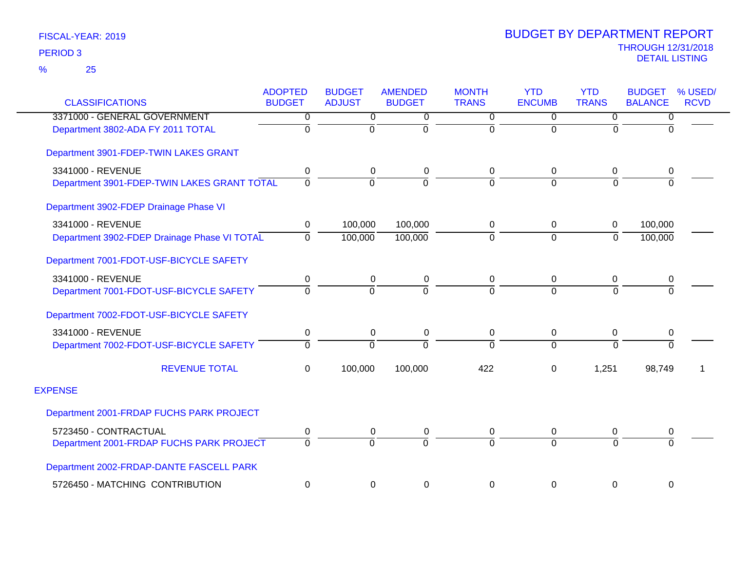FISCAL-YEAR: 2019

PERIOD 3

% 25

# BUDGET BY DEPARTMENT REPORT

THROUGH 12/31/2018

DETAIL LISTING

| CLASSIFICATIONS | ADOPTED BUDGET | BUDGET ADJUST | AMENDED BUDGET | MONTH TRANS | YTD ENCUMB | YTD TRANS | BUDGET BALANCE | % USED/ RCVD |
|---|---|---|---|---|---|---|---|---|
| 3371000 - GENERAL GOVERNMENT | 0 | 0 | 0 | 0 | 0 | 0 | 0 | |
| Department 3802-ADA FY 2011 TOTAL | 0 | 0 | 0 | 0 | 0 | 0 | 0 | |
| Department 3901-FDEP-TWIN LAKES GRANT | | | | | | | | |
| 3341000 - REVENUE | 0 | 0 | 0 | 0 | 0 | 0 | 0 | |
| Department 3901-FDEP-TWIN LAKES GRANT TOTAL | 0 | 0 | 0 | 0 | 0 | 0 | 0 | |
| Department 3902-FDEP Drainage Phase VI | | | | | | | | |
| 3341000 - REVENUE | 0 | 100,000 | 100,000 | 0 | 0 | 0 | 100,000 | |
| Department 3902-FDEP Drainage Phase VI TOTAL | 0 | 100,000 | 100,000 | 0 | 0 | 0 | 100,000 | |
| Department 7001-FDOT-USF-BICYCLE SAFETY | | | | | | | | |
| 3341000 - REVENUE | 0 | 0 | 0 | 0 | 0 | 0 | 0 | |
| Department 7001-FDOT-USF-BICYCLE SAFETY | 0 | 0 | 0 | 0 | 0 | 0 | 0 | |
| Department 7002-FDOT-USF-BICYCLE SAFETY | | | | | | | | |
| 3341000 - REVENUE | 0 | 0 | 0 | 0 | 0 | 0 | 0 | |
| Department 7002-FDOT-USF-BICYCLE SAFETY | 0 | 0 | 0 | 0 | 0 | 0 | 0 | |
| REVENUE TOTAL | 0 | 100,000 | 100,000 | 422 | 0 | 1,251 | 98,749 | 1 |
| EXPENSE | | | | | | | | |
| Department 2001-FRDAP FUCHS PARK PROJECT | | | | | | | | |
| 5723450 - CONTRACTUAL | 0 | 0 | 0 | 0 | 0 | 0 | 0 | |
| Department 2001-FRDAP FUCHS PARK PROJECT | 0 | 0 | 0 | 0 | 0 | 0 | 0 | |
| Department 2002-FRDAP-DANTE FASCELL PARK | | | | | | | | |
| 5726450 - MATCHING CONTRIBUTION | 0 | 0 | 0 | 0 | 0 | 0 | 0 | |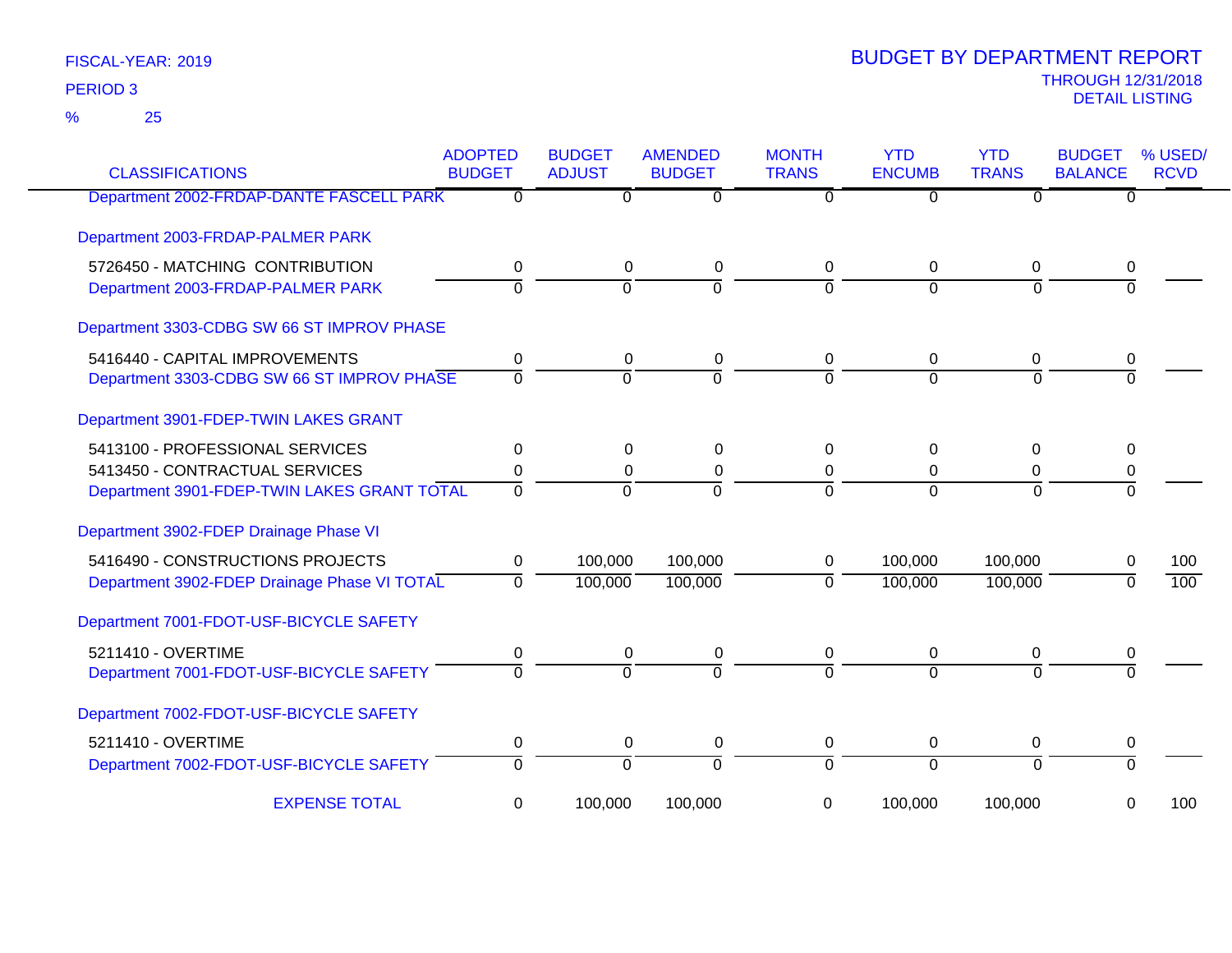FISCAL-YEAR: 2019
PERIOD 3
% 25

# BUDGET BY DEPARTMENT REPORT

THROUGH 12/31/2018
DETAIL LISTING

| CLASSIFICATIONS | ADOPTED BUDGET | BUDGET ADJUST | AMENDED BUDGET | MONTH TRANS | YTD ENCUMB | YTD TRANS | BUDGET BALANCE | % USED/ RCVD |
|---|---|---|---|---|---|---|---|---|
| Department 2002-FRDAP-DANTE FASCELL PARK | 0 | 0 | 0 | 0 | 0 | 0 | 0 | |
| Department 2003-FRDAP-PALMER PARK | | | | | | | | |
| 5726450 - MATCHING CONTRIBUTION | 0 | 0 | 0 | 0 | 0 | 0 | 0 | |
| Department 2003-FRDAP-PALMER PARK | 0 | 0 | 0 | 0 | 0 | 0 | 0 | |
| Department 3303-CDBG SW 66 ST IMPROV PHASE | | | | | | | | |
| 5416440 - CAPITAL IMPROVEMENTS | 0 | 0 | 0 | 0 | 0 | 0 | 0 | |
| Department 3303-CDBG SW 66 ST IMPROV PHASE | 0 | 0 | 0 | 0 | 0 | 0 | 0 | |
| Department 3901-FDEP-TWIN LAKES GRANT | | | | | | | | |
| 5413100 - PROFESSIONAL SERVICES | 0 | 0 | 0 | 0 | 0 | 0 | 0 | |
| 5413450 - CONTRACTUAL SERVICES | 0 | 0 | 0 | 0 | 0 | 0 | 0 | |
| Department 3901-FDEP-TWIN LAKES GRANT TOTAL | 0 | 0 | 0 | 0 | 0 | 0 | 0 | |
| Department 3902-FDEP Drainage Phase VI | | | | | | | | |
| 5416490 - CONSTRUCTIONS PROJECTS | 0 | 100,000 | 100,000 | 0 | 100,000 | 100,000 | 0 | 100 |
| Department 3902-FDEP Drainage Phase VI TOTAL | 0 | 100,000 | 100,000 | 0 | 100,000 | 100,000 | 0 | 100 |
| Department 7001-FDOT-USF-BICYCLE SAFETY | | | | | | | | |
| 5211410 - OVERTIME | 0 | 0 | 0 | 0 | 0 | 0 | 0 | |
| Department 7001-FDOT-USF-BICYCLE SAFETY | 0 | 0 | 0 | 0 | 0 | 0 | 0 | |
| Department 7002-FDOT-USF-BICYCLE SAFETY | | | | | | | | |
| 5211410 - OVERTIME | 0 | 0 | 0 | 0 | 0 | 0 | 0 | |
| Department 7002-FDOT-USF-BICYCLE SAFETY | 0 | 0 | 0 | 0 | 0 | 0 | 0 | |
| EXPENSE TOTAL | 0 | 100,000 | 100,000 | 0 | 100,000 | 100,000 | 0 | 100 |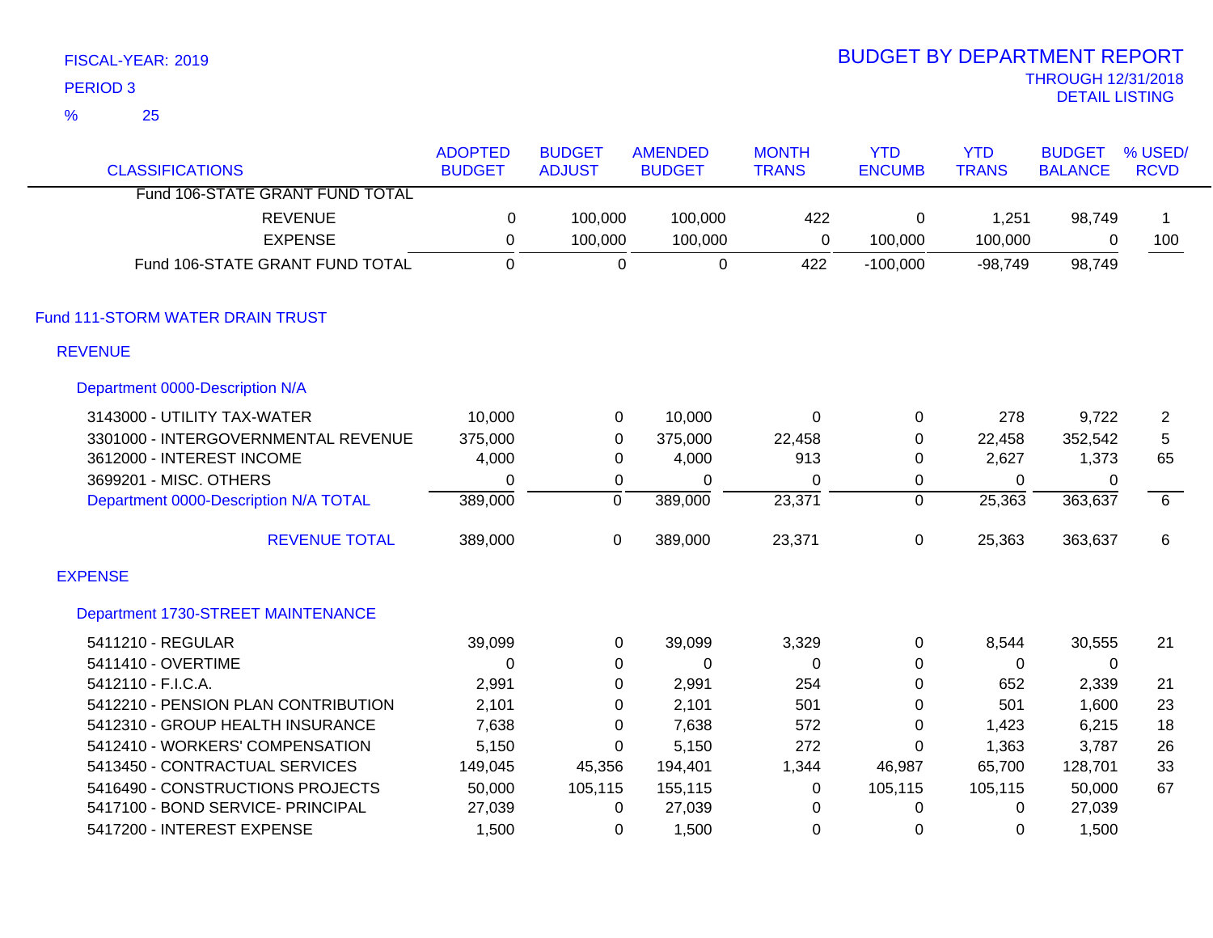FISCAL-YEAR: 2019

PERIOD 3

% 25

# BUDGET BY DEPARTMENT REPORT

THROUGH 12/31/2018

DETAIL LISTING

| CLASSIFICATIONS | ADOPTED BUDGET | BUDGET ADJUST | AMENDED BUDGET | MONTH TRANS | YTD ENCUMB | YTD TRANS | BUDGET BALANCE | % USED/ RCVD |
|---|---|---|---|---|---|---|---|---|
| Fund 106-STATE GRANT FUND TOTAL | | | | | | | | |
| REVENUE | 0 | 100,000 | 100,000 | 422 | 0 | 1,251 | 98,749 | 1 |
| EXPENSE | 0 | 100,000 | 100,000 | 0 | 100,000 | 100,000 | 0 | 100 |
| Fund 106-STATE GRANT FUND TOTAL | 0 | 0 | 0 | 422 | -100,000 | -98,749 | 98,749 | |

## Fund 111-STORM WATER DRAIN TRUST

### REVENUE

#### Department 0000-Description N/A

| CLASSIFICATIONS | ADOPTED BUDGET | BUDGET ADJUST | AMENDED BUDGET | MONTH TRANS | YTD ENCUMB | YTD TRANS | BUDGET BALANCE | % USED/ RCVD |
|---|---|---|---|---|---|---|---|---|
| 3143000 - UTILITY TAX-WATER | 10,000 | 0 | 10,000 | 0 | 0 | 278 | 9,722 | 2 |
| 3301000 - INTERGOVERNMENTAL REVENUE | 375,000 | 0 | 375,000 | 22,458 | 0 | 22,458 | 352,542 | 5 |
| 3612000 - INTEREST INCOME | 4,000 | 0 | 4,000 | 913 | 0 | 2,627 | 1,373 | 65 |
| 3699201 - MISC. OTHERS | 0 | 0 | 0 | 0 | 0 | 0 | 0 | |
| Department 0000-Description N/A TOTAL | 389,000 | 0 | 389,000 | 23,371 | 0 | 25,363 | 363,637 | 6 |
| REVENUE TOTAL | 389,000 | 0 | 389,000 | 23,371 | 0 | 25,363 | 363,637 | 6 |

### EXPENSE

#### Department 1730-STREET MAINTENANCE

| CLASSIFICATIONS | ADOPTED BUDGET | BUDGET ADJUST | AMENDED BUDGET | MONTH TRANS | YTD ENCUMB | YTD TRANS | BUDGET BALANCE | % USED/ RCVD |
|---|---|---|---|---|---|---|---|---|
| 5411210 - REGULAR | 39,099 | 0 | 39,099 | 3,329 | 0 | 8,544 | 30,555 | 21 |
| 5411410 - OVERTIME | 0 | 0 | 0 | 0 | 0 | 0 | 0 | |
| 5412110 - F.I.C.A. | 2,991 | 0 | 2,991 | 254 | 0 | 652 | 2,339 | 21 |
| 5412210 - PENSION PLAN CONTRIBUTION | 2,101 | 0 | 2,101 | 501 | 0 | 501 | 1,600 | 23 |
| 5412310 - GROUP HEALTH INSURANCE | 7,638 | 0 | 7,638 | 572 | 0 | 1,423 | 6,215 | 18 |
| 5412410 - WORKERS' COMPENSATION | 5,150 | 0 | 5,150 | 272 | 0 | 1,363 | 3,787 | 26 |
| 5413450 - CONTRACTUAL SERVICES | 149,045 | 45,356 | 194,401 | 1,344 | 46,987 | 65,700 | 128,701 | 33 |
| 5416490 - CONSTRUCTIONS PROJECTS | 50,000 | 105,115 | 155,115 | 0 | 105,115 | 105,115 | 50,000 | 67 |
| 5417100 - BOND SERVICE- PRINCIPAL | 27,039 | 0 | 27,039 | 0 | 0 | 0 | 27,039 | |
| 5417200 - INTEREST EXPENSE | 1,500 | 0 | 1,500 | 0 | 0 | 0 | 1,500 | |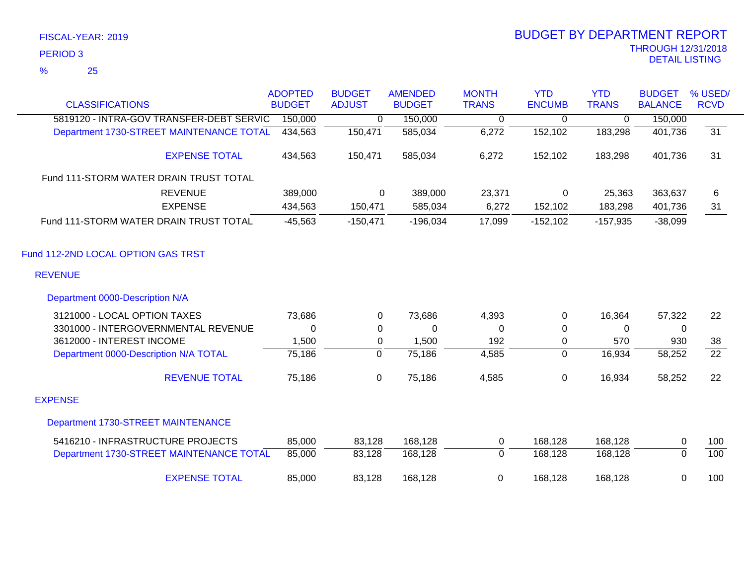FISCAL-YEAR: 2019

PERIOD 3

% 25

# BUDGET BY DEPARTMENT REPORT

THROUGH 12/31/2018

DETAIL LISTING

| CLASSIFICATIONS | ADOPTED BUDGET | BUDGET ADJUST | AMENDED BUDGET | MONTH TRANS | YTD ENCUMB | YTD TRANS | BUDGET BALANCE | % USED/ RCVD |
|---|---|---|---|---|---|---|---|---|
| 5819120 - INTRA-GOV TRANSFER-DEBT SERVIC | 150,000 | 0 | 150,000 | 0 | 0 | 0 | 150,000 | |
| Department 1730-STREET MAINTENANCE TOTAL | 434,563 | 150,471 | 585,034 | 6,272 | 152,102 | 183,298 | 401,736 | 31 |
| EXPENSE TOTAL | 434,563 | 150,471 | 585,034 | 6,272 | 152,102 | 183,298 | 401,736 | 31 |
| Fund 111-STORM WATER DRAIN TRUST TOTAL | | | | | | | | |
| REVENUE | 389,000 | 0 | 389,000 | 23,371 | 0 | 25,363 | 363,637 | 6 |
| EXPENSE | 434,563 | 150,471 | 585,034 | 6,272 | 152,102 | 183,298 | 401,736 | 31 |
| Fund 111-STORM WATER DRAIN TRUST TOTAL | -45,563 | -150,471 | -196,034 | 17,099 | -152,102 | -157,935 | -38,099 | |
| **Fund 112-2ND LOCAL OPTION GAS TRST** | | | | | | | | |
| **REVENUE** | | | | | | | | |
| **Department 0000-Description N/A** | | | | | | | | |
| 3121000 - LOCAL OPTION TAXES | 73,686 | 0 | 73,686 | 4,393 | 0 | 16,364 | 57,322 | 22 |
| 3301000 - INTERGOVERNMENTAL REVENUE | 0 | 0 | 0 | 0 | 0 | 0 | 0 | |
| 3612000 - INTEREST INCOME | 1,500 | 0 | 1,500 | 192 | 0 | 570 | 930 | 38 |
| Department 0000-Description N/A TOTAL | 75,186 | 0 | 75,186 | 4,585 | 0 | 16,934 | 58,252 | 22 |
| REVENUE TOTAL | 75,186 | 0 | 75,186 | 4,585 | 0 | 16,934 | 58,252 | 22 |
| **EXPENSE** | | | | | | | | |
| **Department 1730-STREET MAINTENANCE** | | | | | | | | |
| 5416210 - INFRASTRUCTURE PROJECTS | 85,000 | 83,128 | 168,128 | 0 | 168,128 | 168,128 | 0 | 100 |
| Department 1730-STREET MAINTENANCE TOTAL | 85,000 | 83,128 | 168,128 | 0 | 168,128 | 168,128 | 0 | 100 |
| EXPENSE TOTAL | 85,000 | 83,128 | 168,128 | 0 | 168,128 | 168,128 | 0 | 100 |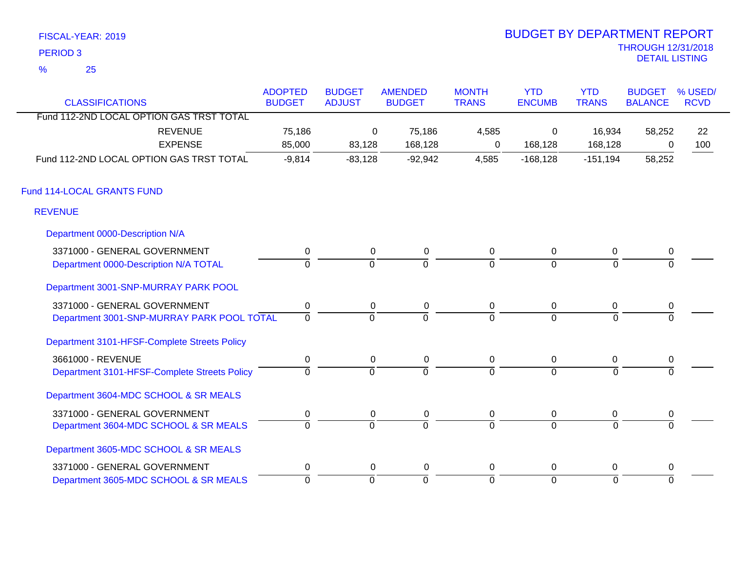FISCAL-YEAR: 2019

PERIOD 3

% 25

# BUDGET BY DEPARTMENT REPORT

THROUGH 12/31/2018

DETAIL LISTING

| CLASSIFICATIONS | ADOPTED BUDGET | BUDGET ADJUST | AMENDED BUDGET | MONTH TRANS | YTD ENCUMB | YTD TRANS | BUDGET BALANCE | % USED/ RCVD |
|---|---|---|---|---|---|---|---|---|
| Fund 112-2ND LOCAL OPTION GAS TRST TOTAL | | | | | | | | |
| REVENUE | 75,186 | 0 | 75,186 | 4,585 | 0 | 16,934 | 58,252 | 22 |
| EXPENSE | 85,000 | 83,128 | 168,128 | 0 | 168,128 | 168,128 | 0 | 100 |
| Fund 112-2ND LOCAL OPTION GAS TRST TOTAL | -9,814 | -83,128 | -92,942 | 4,585 | -168,128 | -151,194 | 58,252 | |
| **Fund 114-LOCAL GRANTS FUND** | | | | | | | | |
| **REVENUE** | | | | | | | | |
| **Department 0000-Description N/A** | | | | | | | | |
| 3371000 - GENERAL GOVERNMENT | 0 | 0 | 0 | 0 | 0 | 0 | 0 | |
| Department 0000-Description N/A TOTAL | 0 | 0 | 0 | 0 | 0 | 0 | 0 | |
| **Department 3001-SNP-MURRAY PARK POOL** | | | | | | | | |
| 3371000 - GENERAL GOVERNMENT | 0 | 0 | 0 | 0 | 0 | 0 | 0 | |
| Department 3001-SNP-MURRAY PARK POOL TOTAL | 0 | 0 | 0 | 0 | 0 | 0 | 0 | |
| **Department 3101-HFSF-Complete Streets Policy** | | | | | | | | |
| 3661000 - REVENUE | 0 | 0 | 0 | 0 | 0 | 0 | 0 | |
| Department 3101-HFSF-Complete Streets Policy | 0 | 0 | 0 | 0 | 0 | 0 | 0 | |
| **Department 3604-MDC SCHOOL & SR MEALS** | | | | | | | | |
| 3371000 - GENERAL GOVERNMENT | 0 | 0 | 0 | 0 | 0 | 0 | 0 | |
| Department 3604-MDC SCHOOL & SR MEALS | 0 | 0 | 0 | 0 | 0 | 0 | 0 | |
| **Department 3605-MDC SCHOOL & SR MEALS** | | | | | | | | |
| 3371000 - GENERAL GOVERNMENT | 0 | 0 | 0 | 0 | 0 | 0 | 0 | |
| Department 3605-MDC SCHOOL & SR MEALS | 0 | 0 | 0 | 0 | 0 | 0 | 0 | |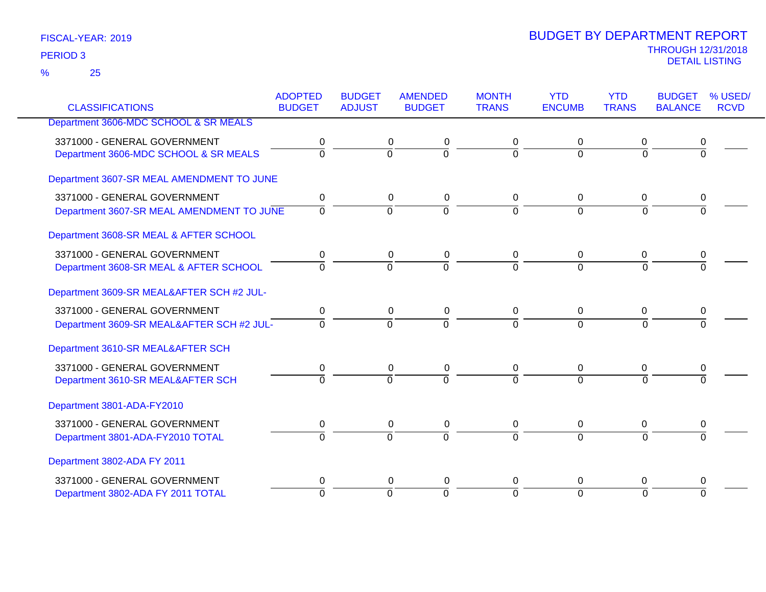FISCAL-YEAR: 2019

PERIOD 3

% 25

# BUDGET BY DEPARTMENT REPORT

THROUGH 12/31/2018

DETAIL LISTING

| CLASSIFICATIONS | ADOPTED BUDGET | BUDGET ADJUST | AMENDED BUDGET | MONTH TRANS | YTD ENCUMB | YTD TRANS | BUDGET BALANCE | % USED/ RCVD |
|---|---|---|---|---|---|---|---|---|
| Department 3606-MDC SCHOOL & SR MEALS | | | | | | | | |
| 3371000 - GENERAL GOVERNMENT | 0 | 0 | 0 | 0 | 0 | 0 | 0 | |
| Department 3606-MDC SCHOOL & SR MEALS | 0 | 0 | 0 | 0 | 0 | 0 | 0 | |
| Department 3607-SR MEAL AMENDMENT TO JUNE | | | | | | | | |
| 3371000 - GENERAL GOVERNMENT | 0 | 0 | 0 | 0 | 0 | 0 | 0 | |
| Department 3607-SR MEAL AMENDMENT TO JUNE | 0 | 0 | 0 | 0 | 0 | 0 | 0 | |
| Department 3608-SR MEAL & AFTER SCHOOL | | | | | | | | |
| 3371000 - GENERAL GOVERNMENT | 0 | 0 | 0 | 0 | 0 | 0 | 0 | |
| Department 3608-SR MEAL & AFTER SCHOOL | 0 | 0 | 0 | 0 | 0 | 0 | 0 | |
| Department 3609-SR MEAL&AFTER SCH #2 JUL- | | | | | | | | |
| 3371000 - GENERAL GOVERNMENT | 0 | 0 | 0 | 0 | 0 | 0 | 0 | |
| Department 3609-SR MEAL&AFTER SCH #2 JUL- | 0 | 0 | 0 | 0 | 0 | 0 | 0 | |
| Department 3610-SR MEAL&AFTER SCH | | | | | | | | |
| 3371000 - GENERAL GOVERNMENT | 0 | 0 | 0 | 0 | 0 | 0 | 0 | |
| Department 3610-SR MEAL&AFTER SCH | 0 | 0 | 0 | 0 | 0 | 0 | 0 | |
| Department 3801-ADA-FY2010 | | | | | | | | |
| 3371000 - GENERAL GOVERNMENT | 0 | 0 | 0 | 0 | 0 | 0 | 0 | |
| Department 3801-ADA-FY2010 TOTAL | 0 | 0 | 0 | 0 | 0 | 0 | 0 | |
| Department 3802-ADA FY 2011 | | | | | | | | |
| 3371000 - GENERAL GOVERNMENT | 0 | 0 | 0 | 0 | 0 | 0 | 0 | |
| Department 3802-ADA FY 2011 TOTAL | 0 | 0 | 0 | 0 | 0 | 0 | 0 | |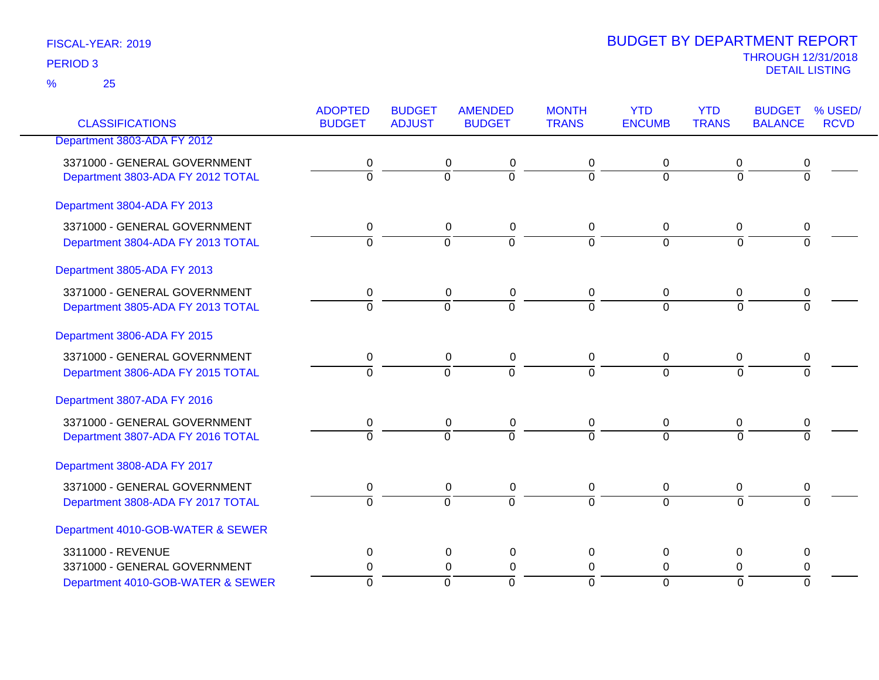FISCAL-YEAR: 2019

PERIOD 3

% 25

# BUDGET BY DEPARTMENT REPORT

THROUGH 12/31/2018
DETAIL LISTING

| CLASSIFICATIONS | ADOPTED BUDGET | BUDGET ADJUST | AMENDED BUDGET | MONTH TRANS | YTD ENCUMB | YTD TRANS | BUDGET BALANCE | % USED/ RCVD |
|---|---|---|---|---|---|---|---|---|
| Department 3803-ADA FY 2012 | | | | | | | | |
| 3371000 - GENERAL GOVERNMENT | 0 | 0 | 0 | 0 | 0 | 0 | 0 | |
| Department 3803-ADA FY 2012 TOTAL | 0 | 0 | 0 | 0 | 0 | 0 | 0 | |
| Department 3804-ADA FY 2013 | | | | | | | | |
| 3371000 - GENERAL GOVERNMENT | 0 | 0 | 0 | 0 | 0 | 0 | 0 | |
| Department 3804-ADA FY 2013 TOTAL | 0 | 0 | 0 | 0 | 0 | 0 | 0 | |
| Department 3805-ADA FY 2013 | | | | | | | | |
| 3371000 - GENERAL GOVERNMENT | 0 | 0 | 0 | 0 | 0 | 0 | 0 | |
| Department 3805-ADA FY 2013 TOTAL | 0 | 0 | 0 | 0 | 0 | 0 | 0 | |
| Department 3806-ADA FY 2015 | | | | | | | | |
| 3371000 - GENERAL GOVERNMENT | 0 | 0 | 0 | 0 | 0 | 0 | 0 | |
| Department 3806-ADA FY 2015 TOTAL | 0 | 0 | 0 | 0 | 0 | 0 | 0 | |
| Department 3807-ADA FY 2016 | | | | | | | | |
| 3371000 - GENERAL GOVERNMENT | 0 | 0 | 0 | 0 | 0 | 0 | 0 | |
| Department 3807-ADA FY 2016 TOTAL | 0 | 0 | 0 | 0 | 0 | 0 | 0 | |
| Department 3808-ADA FY 2017 | | | | | | | | |
| 3371000 - GENERAL GOVERNMENT | 0 | 0 | 0 | 0 | 0 | 0 | 0 | |
| Department 3808-ADA FY 2017 TOTAL | 0 | 0 | 0 | 0 | 0 | 0 | 0 | |
| Department 4010-GOB-WATER & SEWER | | | | | | | | |
| 3311000 - REVENUE | 0 | 0 | 0 | 0 | 0 | 0 | 0 | |
| 3371000 - GENERAL GOVERNMENT | 0 | 0 | 0 | 0 | 0 | 0 | 0 | |
| Department 4010-GOB-WATER & SEWER | 0 | 0 | 0 | 0 | 0 | 0 | 0 | |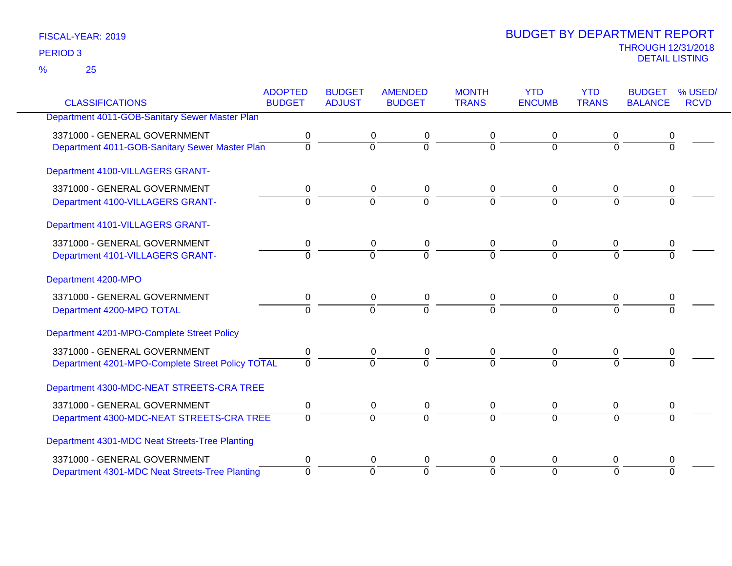FISCAL-YEAR: 2019

PERIOD 3

% 25

# BUDGET BY DEPARTMENT REPORT

THROUGH 12/31/2018

DETAIL LISTING

| CLASSIFICATIONS | ADOPTED BUDGET | BUDGET ADJUST | AMENDED BUDGET | MONTH TRANS | YTD ENCUMB | YTD TRANS | BUDGET BALANCE | % USED/ RCVD |
|---|---|---|---|---|---|---|---|---|
| Department 4011-GOB-Sanitary Sewer Master Plan | | | | | | | | |
| 3371000 - GENERAL GOVERNMENT | 0 | 0 | 0 | 0 | 0 | 0 | 0 | |
| Department 4011-GOB-Sanitary Sewer Master Plan | 0 | 0 | 0 | 0 | 0 | 0 | 0 | |
| Department 4100-VILLAGERS GRANT- | | | | | | | | |
| 3371000 - GENERAL GOVERNMENT | 0 | 0 | 0 | 0 | 0 | 0 | 0 | |
| Department 4100-VILLAGERS GRANT- | 0 | 0 | 0 | 0 | 0 | 0 | 0 | |
| Department 4101-VILLAGERS GRANT- | | | | | | | | |
| 3371000 - GENERAL GOVERNMENT | 0 | 0 | 0 | 0 | 0 | 0 | 0 | |
| Department 4101-VILLAGERS GRANT- | 0 | 0 | 0 | 0 | 0 | 0 | 0 | |
| Department 4200-MPO | | | | | | | | |
| 3371000 - GENERAL GOVERNMENT | 0 | 0 | 0 | 0 | 0 | 0 | 0 | |
| Department 4200-MPO TOTAL | 0 | 0 | 0 | 0 | 0 | 0 | 0 | |
| Department 4201-MPO-Complete Street Policy | | | | | | | | |
| 3371000 - GENERAL GOVERNMENT | 0 | 0 | 0 | 0 | 0 | 0 | 0 | |
| Department 4201-MPO-Complete Street Policy TOTAL | 0 | 0 | 0 | 0 | 0 | 0 | 0 | |
| Department 4300-MDC-NEAT STREETS-CRA TREE | | | | | | | | |
| 3371000 - GENERAL GOVERNMENT | 0 | 0 | 0 | 0 | 0 | 0 | 0 | |
| Department 4300-MDC-NEAT STREETS-CRA TREE | 0 | 0 | 0 | 0 | 0 | 0 | 0 | |
| Department 4301-MDC Neat Streets-Tree Planting | | | | | | | | |
| 3371000 - GENERAL GOVERNMENT | 0 | 0 | 0 | 0 | 0 | 0 | 0 | |
| Department 4301-MDC Neat Streets-Tree Planting | 0 | 0 | 0 | 0 | 0 | 0 | 0 | |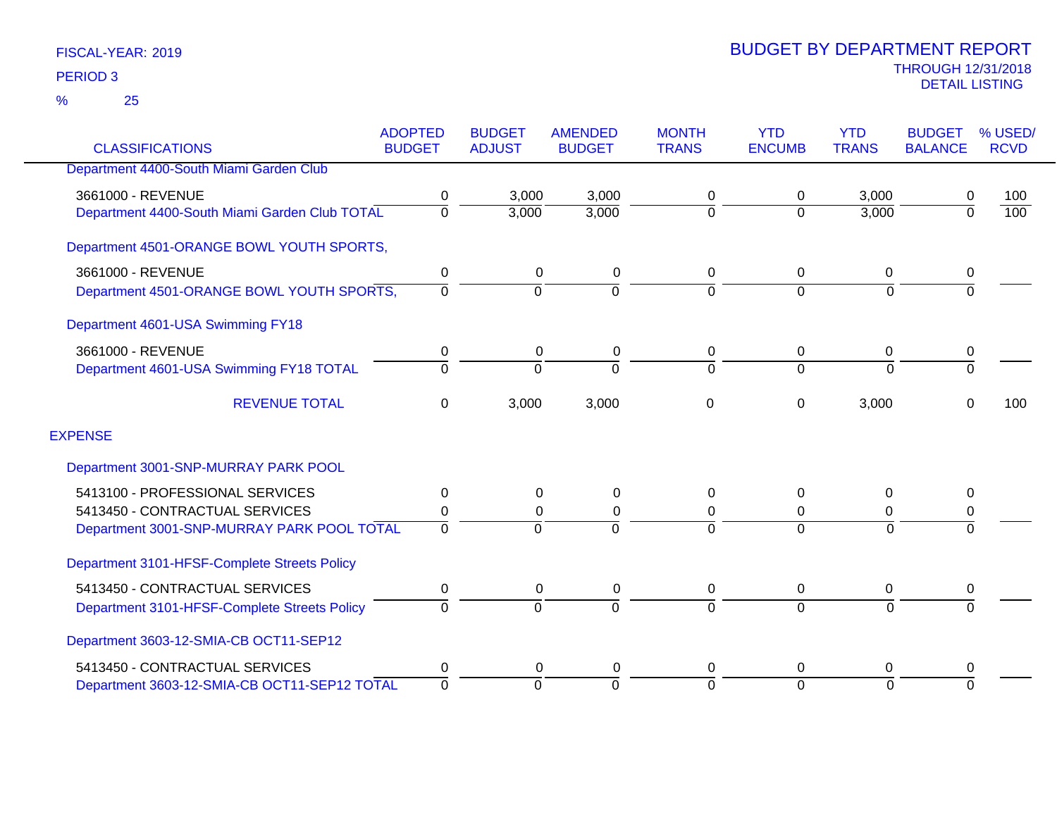FISCAL-YEAR: 2019

PERIOD 3

% 25

# BUDGET BY DEPARTMENT REPORT

THROUGH 12/31/2018

DETAIL LISTING

| CLASSIFICATIONS | ADOPTED BUDGET | BUDGET ADJUST | AMENDED BUDGET | MONTH TRANS | YTD ENCUMB | YTD TRANS | BUDGET BALANCE | % USED/ RCVD |
|---|---|---|---|---|---|---|---|---|
| Department 4400-South Miami Garden Club | | | | | | | | |
| 3661000 - REVENUE | 0 | 3,000 | 3,000 | 0 | 0 | 3,000 | 0 | 100 |
| Department 4400-South Miami Garden Club TOTAL | 0 | 3,000 | 3,000 | 0 | 0 | 3,000 | 0 | 100 |
| Department 4501-ORANGE BOWL YOUTH SPORTS, | | | | | | | | |
| 3661000 - REVENUE | 0 | 0 | 0 | 0 | 0 | 0 | 0 | |
| Department 4501-ORANGE BOWL YOUTH SPORTS, | 0 | 0 | 0 | 0 | 0 | 0 | 0 | |
| Department 4601-USA Swimming FY18 | | | | | | | | |
| 3661000 - REVENUE | 0 | 0 | 0 | 0 | 0 | 0 | 0 | |
| Department 4601-USA Swimming FY18 TOTAL | 0 | 0 | 0 | 0 | 0 | 0 | 0 | |
| REVENUE TOTAL | 0 | 3,000 | 3,000 | 0 | 0 | 3,000 | 0 | 100 |
| EXPENSE | | | | | | | | |
| Department 3001-SNP-MURRAY PARK POOL | | | | | | | | |
| 5413100 - PROFESSIONAL SERVICES | 0 | 0 | 0 | 0 | 0 | 0 | 0 | |
| 5413450 - CONTRACTUAL SERVICES | 0 | 0 | 0 | 0 | 0 | 0 | 0 | |
| Department 3001-SNP-MURRAY PARK POOL TOTAL | 0 | 0 | 0 | 0 | 0 | 0 | 0 | |
| Department 3101-HFSF-Complete Streets Policy | | | | | | | | |
| 5413450 - CONTRACTUAL SERVICES | 0 | 0 | 0 | 0 | 0 | 0 | 0 | |
| Department 3101-HFSF-Complete Streets Policy | 0 | 0 | 0 | 0 | 0 | 0 | 0 | |
| Department 3603-12-SMIA-CB OCT11-SEP12 | | | | | | | | |
| 5413450 - CONTRACTUAL SERVICES | 0 | 0 | 0 | 0 | 0 | 0 | 0 | |
| Department 3603-12-SMIA-CB OCT11-SEP12 TOTAL | 0 | 0 | 0 | 0 | 0 | 0 | 0 | |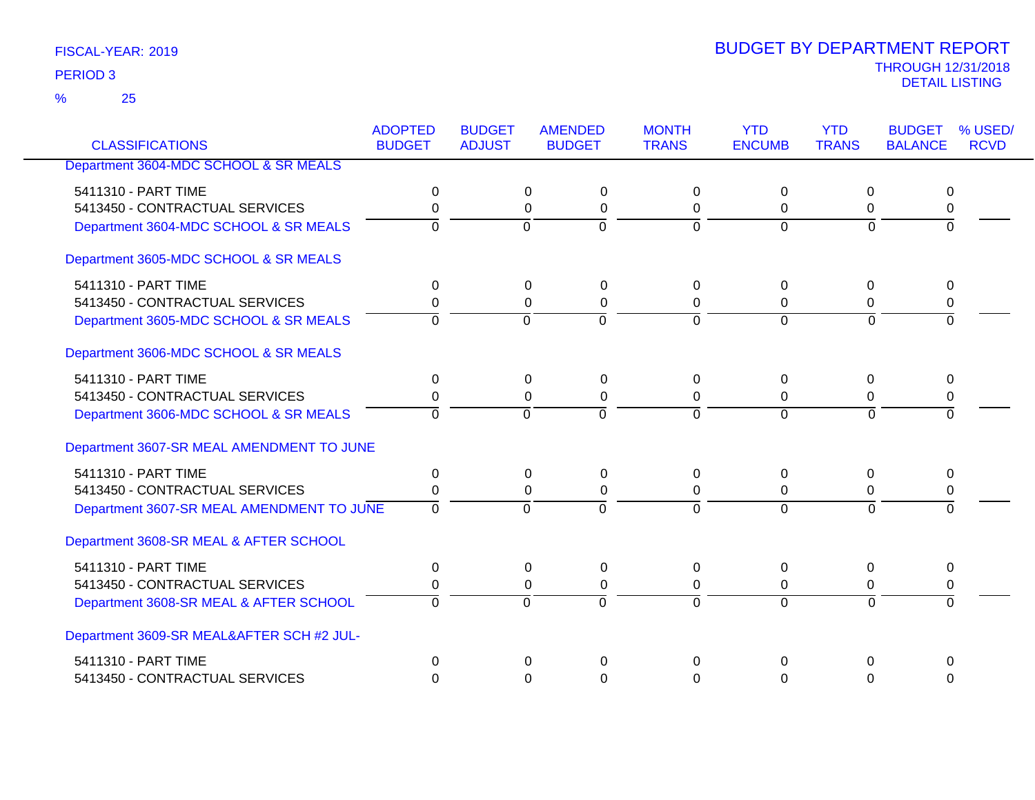FISCAL-YEAR: 2019

PERIOD 3

% 25

# BUDGET BY DEPARTMENT REPORT

THROUGH 12/31/2018

DETAIL LISTING

| CLASSIFICATIONS | ADOPTED BUDGET | BUDGET ADJUST | AMENDED BUDGET | MONTH TRANS | YTD ENCUMB | YTD TRANS | BUDGET BALANCE | % USED/ RCVD |
|---|---|---|---|---|---|---|---|---|
| **Department 3604-MDC SCHOOL & SR MEALS** | | | | | | | | |
| 5411310 - PART TIME | 0 | 0 | 0 | 0 | 0 | 0 | 0 | |
| 5413450 - CONTRACTUAL SERVICES | 0 | 0 | 0 | 0 | 0 | 0 | 0 | |
| **Department 3604-MDC SCHOOL & SR MEALS** | 0 | 0 | 0 | 0 | 0 | 0 | 0 | |
| **Department 3605-MDC SCHOOL & SR MEALS** | | | | | | | | |
| 5411310 - PART TIME | 0 | 0 | 0 | 0 | 0 | 0 | 0 | |
| 5413450 - CONTRACTUAL SERVICES | 0 | 0 | 0 | 0 | 0 | 0 | 0 | |
| **Department 3605-MDC SCHOOL & SR MEALS** | 0 | 0 | 0 | 0 | 0 | 0 | 0 | |
| **Department 3606-MDC SCHOOL & SR MEALS** | | | | | | | | |
| 5411310 - PART TIME | 0 | 0 | 0 | 0 | 0 | 0 | 0 | |
| 5413450 - CONTRACTUAL SERVICES | 0 | 0 | 0 | 0 | 0 | 0 | 0 | |
| **Department 3606-MDC SCHOOL & SR MEALS** | 0 | 0 | 0 | 0 | 0 | 0 | 0 | |
| **Department 3607-SR MEAL AMENDMENT TO JUNE** | | | | | | | | |
| 5411310 - PART TIME | 0 | 0 | 0 | 0 | 0 | 0 | 0 | |
| 5413450 - CONTRACTUAL SERVICES | 0 | 0 | 0 | 0 | 0 | 0 | 0 | |
| **Department 3607-SR MEAL AMENDMENT TO JUNE** | 0 | 0 | 0 | 0 | 0 | 0 | 0 | |
| **Department 3608-SR MEAL & AFTER SCHOOL** | | | | | | | | |
| 5411310 - PART TIME | 0 | 0 | 0 | 0 | 0 | 0 | 0 | |
| 5413450 - CONTRACTUAL SERVICES | 0 | 0 | 0 | 0 | 0 | 0 | 0 | |
| **Department 3608-SR MEAL & AFTER SCHOOL** | 0 | 0 | 0 | 0 | 0 | 0 | 0 | |
| **Department 3609-SR MEAL&AFTER SCH #2 JUL-** | | | | | | | | |
| 5411310 - PART TIME | 0 | 0 | 0 | 0 | 0 | 0 | 0 | |
| 5413450 - CONTRACTUAL SERVICES | 0 | 0 | 0 | 0 | 0 | 0 | 0 | |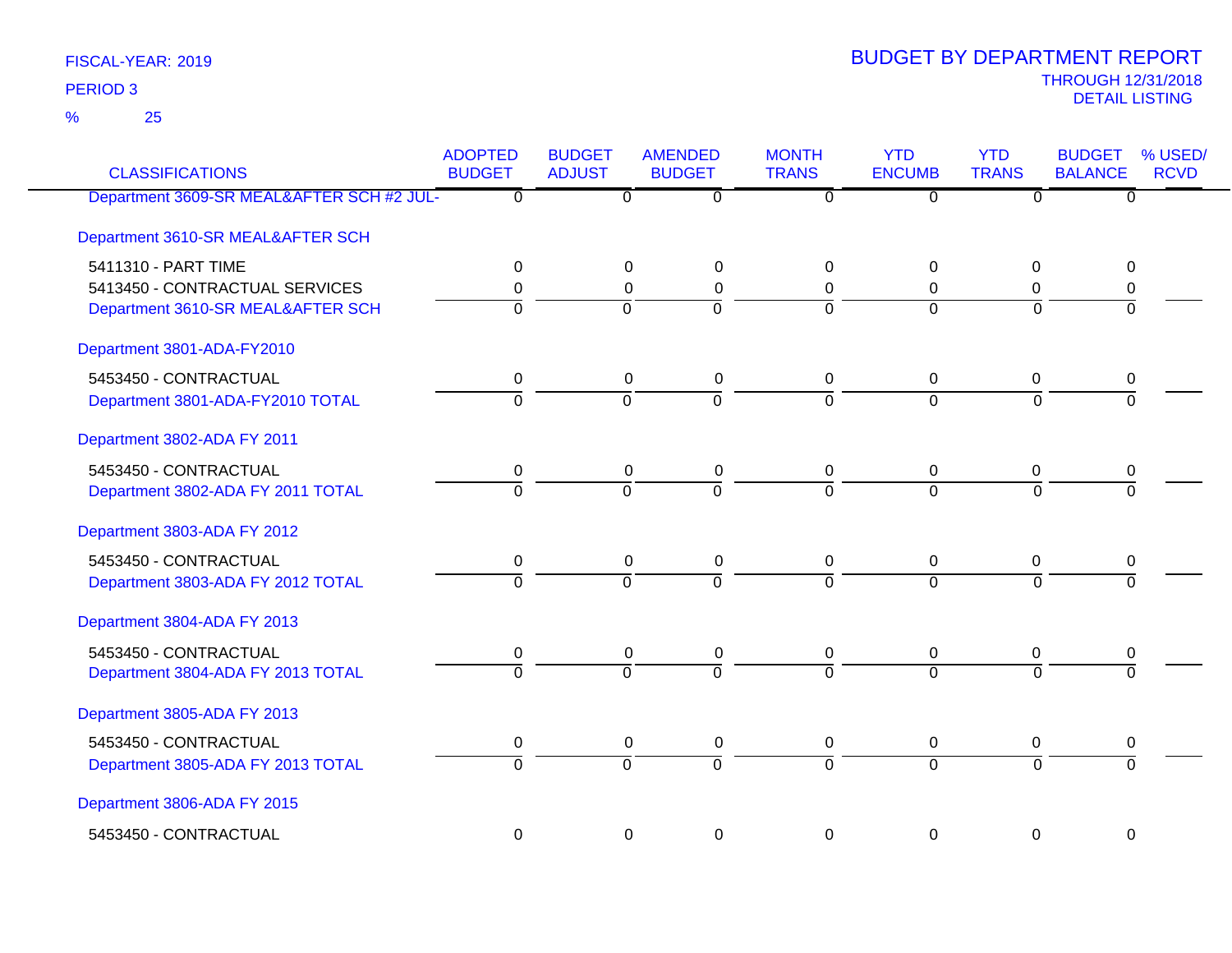FISCAL-YEAR: 2019

PERIOD 3

% 25

# BUDGET BY DEPARTMENT REPORT

THROUGH 12/31/2018

DETAIL LISTING

| CLASSIFICATIONS | ADOPTED BUDGET | BUDGET ADJUST | AMENDED BUDGET | MONTH TRANS | YTD ENCUMB | YTD TRANS | BUDGET BALANCE | % USED/ RCVD |
|---|---|---|---|---|---|---|---|---|
| Department 3609-SR MEAL&AFTER SCH #2 JUL- | 0 | 0 | 0 | 0 | 0 | 0 | 0 | |
| **Department 3610-SR MEAL&AFTER SCH** | | | | | | | | |
| 5411310 - PART TIME | 0 | 0 | 0 | 0 | 0 | 0 | 0 | |
| 5413450 - CONTRACTUAL SERVICES | 0 | 0 | 0 | 0 | 0 | 0 | 0 | |
| Department 3610-SR MEAL&AFTER SCH | 0 | 0 | 0 | 0 | 0 | 0 | 0 | |
| **Department 3801-ADA-FY2010** | | | | | | | | |
| 5453450 - CONTRACTUAL | 0 | 0 | 0 | 0 | 0 | 0 | 0 | |
| Department 3801-ADA-FY2010 TOTAL | 0 | 0 | 0 | 0 | 0 | 0 | 0 | |
| **Department 3802-ADA FY 2011** | | | | | | | | |
| 5453450 - CONTRACTUAL | 0 | 0 | 0 | 0 | 0 | 0 | 0 | |
| Department 3802-ADA FY 2011 TOTAL | 0 | 0 | 0 | 0 | 0 | 0 | 0 | |
| **Department 3803-ADA FY 2012** | | | | | | | | |
| 5453450 - CONTRACTUAL | 0 | 0 | 0 | 0 | 0 | 0 | 0 | |
| Department 3803-ADA FY 2012 TOTAL | 0 | 0 | 0 | 0 | 0 | 0 | 0 | |
| **Department 3804-ADA FY 2013** | | | | | | | | |
| 5453450 - CONTRACTUAL | 0 | 0 | 0 | 0 | 0 | 0 | 0 | |
| Department 3804-ADA FY 2013 TOTAL | 0 | 0 | 0 | 0 | 0 | 0 | 0 | |
| **Department 3805-ADA FY 2013** | | | | | | | | |
| 5453450 - CONTRACTUAL | 0 | 0 | 0 | 0 | 0 | 0 | 0 | |
| Department 3805-ADA FY 2013 TOTAL | 0 | 0 | 0 | 0 | 0 | 0 | 0 | |
| **Department 3806-ADA FY 2015** | | | | | | | | |
| 5453450 - CONTRACTUAL | 0 | 0 | 0 | 0 | 0 | 0 | 0 | |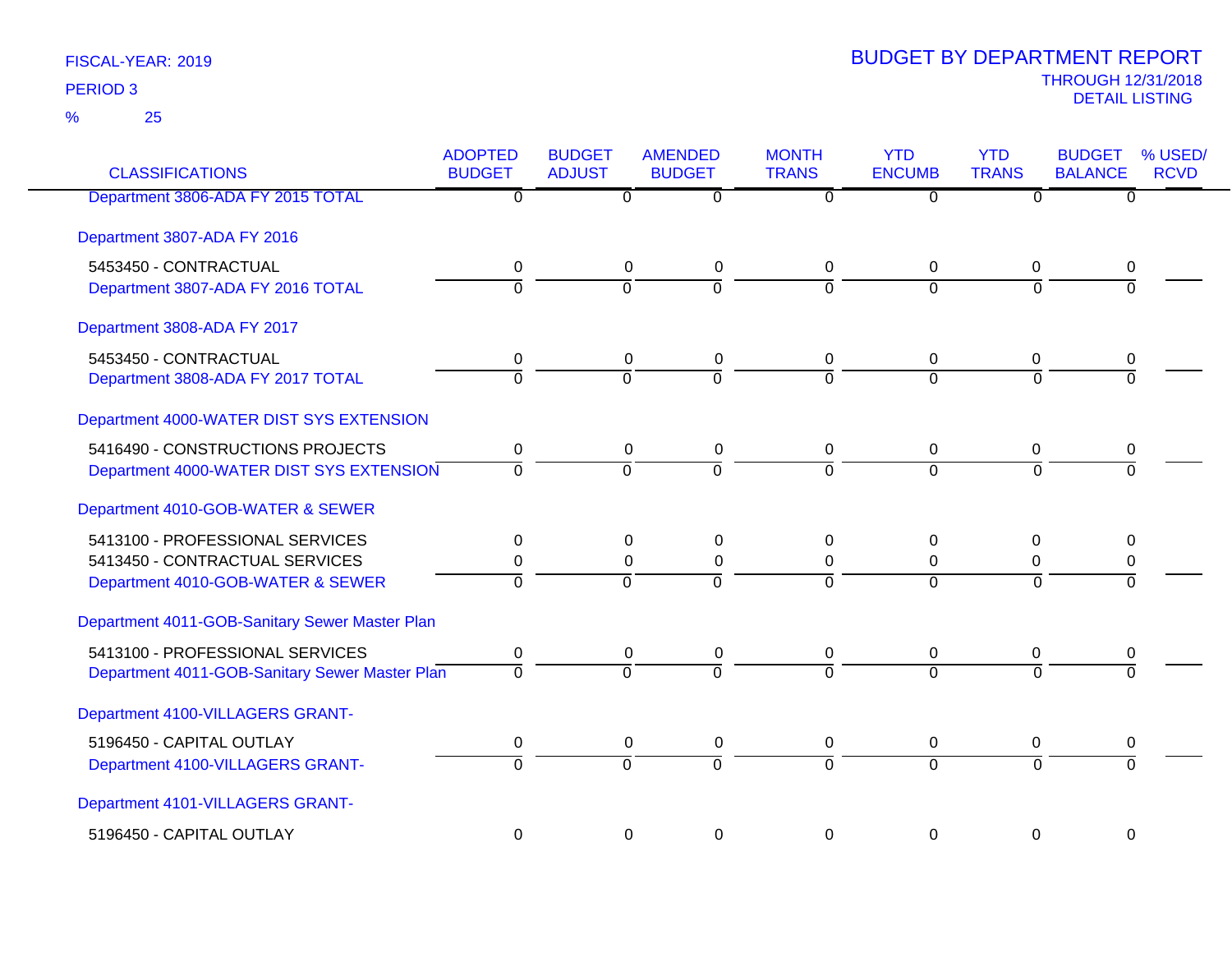FISCAL-YEAR: 2019

PERIOD 3

% 25

# BUDGET BY DEPARTMENT REPORT

THROUGH 12/31/2018

DETAIL LISTING

| CLASSIFICATIONS | ADOPTED BUDGET | BUDGET ADJUST | AMENDED BUDGET | MONTH TRANS | YTD ENCUMB | YTD TRANS | BUDGET BALANCE | % USED/ RCVD |
|---|---|---|---|---|---|---|---|---|
| Department 3806-ADA FY 2015 TOTAL | 0 | 0 | 0 | 0 | 0 | 0 | 0 | |
| Department 3807-ADA FY 2016 | | | | | | | | |
| 5453450 - CONTRACTUAL | 0 | 0 | 0 | 0 | 0 | 0 | 0 | |
| Department 3807-ADA FY 2016 TOTAL | 0 | 0 | 0 | 0 | 0 | 0 | 0 | |
| Department 3808-ADA FY 2017 | | | | | | | | |
| 5453450 - CONTRACTUAL | 0 | 0 | 0 | 0 | 0 | 0 | 0 | |
| Department 3808-ADA FY 2017 TOTAL | 0 | 0 | 0 | 0 | 0 | 0 | 0 | |
| Department 4000-WATER DIST SYS EXTENSION | | | | | | | | |
| 5416490 - CONSTRUCTIONS PROJECTS | 0 | 0 | 0 | 0 | 0 | 0 | 0 | |
| Department 4000-WATER DIST SYS EXTENSION | 0 | 0 | 0 | 0 | 0 | 0 | 0 | |
| Department 4010-GOB-WATER & SEWER | | | | | | | | |
| 5413100 - PROFESSIONAL SERVICES | 0 | 0 | 0 | 0 | 0 | 0 | 0 | |
| 5413450 - CONTRACTUAL SERVICES | 0 | 0 | 0 | 0 | 0 | 0 | 0 | |
| Department 4010-GOB-WATER & SEWER | 0 | 0 | 0 | 0 | 0 | 0 | 0 | |
| Department 4011-GOB-Sanitary Sewer Master Plan | | | | | | | | |
| 5413100 - PROFESSIONAL SERVICES | 0 | 0 | 0 | 0 | 0 | 0 | 0 | |
| Department 4011-GOB-Sanitary Sewer Master Plan | 0 | 0 | 0 | 0 | 0 | 0 | 0 | |
| Department 4100-VILLAGERS GRANT- | | | | | | | | |
| 5196450 - CAPITAL OUTLAY | 0 | 0 | 0 | 0 | 0 | 0 | 0 | |
| Department 4100-VILLAGERS GRANT- | 0 | 0 | 0 | 0 | 0 | 0 | 0 | |
| Department 4101-VILLAGERS GRANT- | | | | | | | | |
| 5196450 - CAPITAL OUTLAY | 0 | 0 | 0 | 0 | 0 | 0 | 0 | |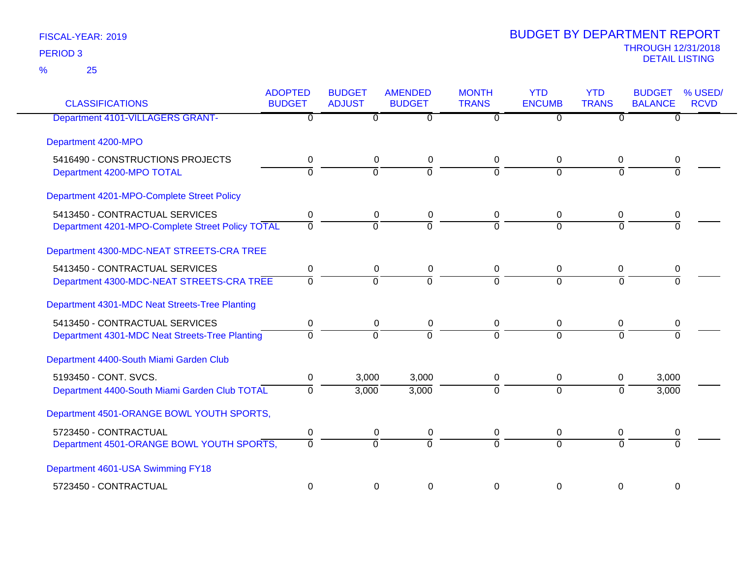FISCAL-YEAR: 2019

PERIOD 3

% 25

# BUDGET BY DEPARTMENT REPORT

THROUGH 12/31/2018

DETAIL LISTING

| CLASSIFICATIONS | ADOPTED BUDGET | BUDGET ADJUST | AMENDED BUDGET | MONTH TRANS | YTD ENCUMB | YTD TRANS | BUDGET BALANCE | % USED/ RCVD |
|---|---|---|---|---|---|---|---|---|
| Department 4101-VILLAGERS GRANT- | 0 | 0 | 0 | 0 | 0 | 0 | 0 | |
| **Department 4200-MPO** | | | | | | | | |
| 5416490 - CONSTRUCTIONS PROJECTS | 0 | 0 | 0 | 0 | 0 | 0 | 0 | |
| Department 4200-MPO TOTAL | 0 | 0 | 0 | 0 | 0 | 0 | 0 | |
| **Department 4201-MPO-Complete Street Policy** | | | | | | | | |
| 5413450 - CONTRACTUAL SERVICES | 0 | 0 | 0 | 0 | 0 | 0 | 0 | |
| Department 4201-MPO-Complete Street Policy TOTAL | 0 | 0 | 0 | 0 | 0 | 0 | 0 | |
| **Department 4300-MDC-NEAT STREETS-CRA TREE** | | | | | | | | |
| 5413450 - CONTRACTUAL SERVICES | 0 | 0 | 0 | 0 | 0 | 0 | 0 | |
| Department 4300-MDC-NEAT STREETS-CRA TREE | 0 | 0 | 0 | 0 | 0 | 0 | 0 | |
| **Department 4301-MDC Neat Streets-Tree Planting** | | | | | | | | |
| 5413450 - CONTRACTUAL SERVICES | 0 | 0 | 0 | 0 | 0 | 0 | 0 | |
| Department 4301-MDC Neat Streets-Tree Planting | 0 | 0 | 0 | 0 | 0 | 0 | 0 | |
| **Department 4400-South Miami Garden Club** | | | | | | | | |
| 5193450 - CONT. SVCS. | 0 | 3,000 | 3,000 | 0 | 0 | 0 | 3,000 | |
| Department 4400-South Miami Garden Club TOTAL | 0 | 3,000 | 3,000 | 0 | 0 | 0 | 3,000 | |
| **Department 4501-ORANGE BOWL YOUTH SPORTS,** | | | | | | | | |
| 5723450 - CONTRACTUAL | 0 | 0 | 0 | 0 | 0 | 0 | 0 | |
| Department 4501-ORANGE BOWL YOUTH SPORTS, | 0 | 0 | 0 | 0 | 0 | 0 | 0 | |
| **Department 4601-USA Swimming FY18** | | | | | | | | |
| 5723450 - CONTRACTUAL | 0 | 0 | 0 | 0 | 0 | 0 | 0 | |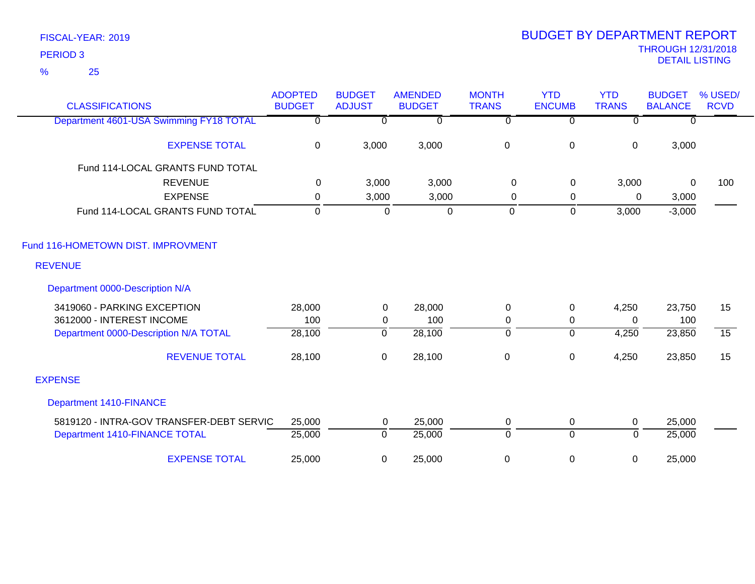FISCAL-YEAR: 2019

PERIOD 3

% 25

# BUDGET BY DEPARTMENT REPORT

THROUGH 12/31/2018

DETAIL LISTING

| CLASSIFICATIONS | ADOPTED BUDGET | BUDGET ADJUST | AMENDED BUDGET | MONTH TRANS | YTD ENCUMB | YTD TRANS | BUDGET BALANCE | % USED/ RCVD |
|---|---|---|---|---|---|---|---|---|
| Department 4601-USA Swimming FY18 TOTAL | 0 | 0 | 0 | 0 | 0 | 0 | 0 | |
| EXPENSE TOTAL | 0 | 3,000 | 3,000 | 0 | 0 | 0 | 3,000 | |
| Fund 114-LOCAL GRANTS FUND TOTAL | | | | | | | | |
| REVENUE | 0 | 3,000 | 3,000 | 0 | 0 | 3,000 | 0 | 100 |
| EXPENSE | 0 | 3,000 | 3,000 | 0 | 0 | 0 | 3,000 | |
| Fund 114-LOCAL GRANTS FUND TOTAL | 0 | 0 | 0 | 0 | 0 | 3,000 | -3,000 | |
| **Fund 116-HOMETOWN DIST. IMPROVMENT** | | | | | | | | |
| **REVENUE** | | | | | | | | |
| **Department 0000-Description N/A** | | | | | | | | |
| 3419060 - PARKING EXCEPTION | 28,000 | 0 | 28,000 | 0 | 0 | 4,250 | 23,750 | 15 |
| 3612000 - INTEREST INCOME | 100 | 0 | 100 | 0 | 0 | 0 | 100 | |
| Department 0000-Description N/A TOTAL | 28,100 | 0 | 28,100 | 0 | 0 | 4,250 | 23,850 | 15 |
| REVENUE TOTAL | 28,100 | 0 | 28,100 | 0 | 0 | 4,250 | 23,850 | 15 |
| **EXPENSE** | | | | | | | | |
| **Department 1410-FINANCE** | | | | | | | | |
| 5819120 - INTRA-GOV TRANSFER-DEBT SERVIC | 25,000 | 0 | 25,000 | 0 | 0 | 0 | 25,000 | |
| Department 1410-FINANCE TOTAL | 25,000 | 0 | 25,000 | 0 | 0 | 0 | 25,000 | |
| EXPENSE TOTAL | 25,000 | 0 | 25,000 | 0 | 0 | 0 | 25,000 | |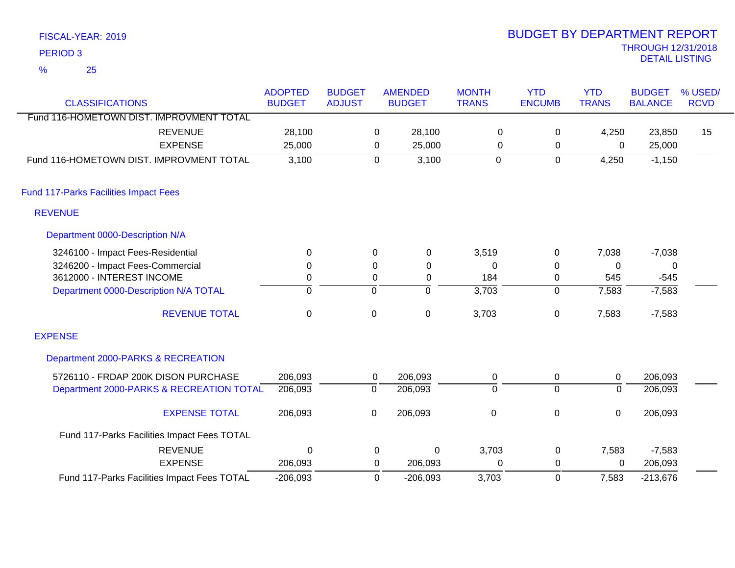FISCAL-YEAR: 2019
PERIOD 3
% 25

# BUDGET BY DEPARTMENT REPORT
THROUGH 12/31/2018
DETAIL LISTING

| CLASSIFICATIONS | ADOPTED BUDGET | BUDGET ADJUST | AMENDED BUDGET | MONTH TRANS | YTD ENCUMB | YTD TRANS | BUDGET BALANCE | % USED/ RCVD |
|---|---|---|---|---|---|---|---|---|
| Fund 116-HOMETOWN DIST. IMPROVMENT TOTAL | | | | | | | | |
| REVENUE | 28,100 | 0 | 28,100 | 0 | 0 | 4,250 | 23,850 | 15 |
| EXPENSE | 25,000 | 0 | 25,000 | 0 | 0 | 0 | 25,000 | |
| Fund 116-HOMETOWN DIST. IMPROVMENT TOTAL | 3,100 | 0 | 3,100 | 0 | 0 | 4,250 | -1,150 | |
| **Fund 117-Parks Facilities Impact Fees** | | | | | | | | |
| **REVENUE** | | | | | | | | |
| **Department 0000-Description N/A** | | | | | | | | |
| 3246100 - Impact Fees-Residential | 0 | 0 | 0 | 3,519 | 0 | 7,038 | -7,038 | |
| 3246200 - Impact Fees-Commercial | 0 | 0 | 0 | 0 | 0 | 0 | 0 | |
| 3612000 - INTEREST INCOME | 0 | 0 | 0 | 184 | 0 | 545 | -545 | |
| Department 0000-Description N/A TOTAL | 0 | 0 | 0 | 3,703 | 0 | 7,583 | -7,583 | |
| REVENUE TOTAL | 0 | 0 | 0 | 3,703 | 0 | 7,583 | -7,583 | |
| **EXPENSE** | | | | | | | | |
| **Department 2000-PARKS & RECREATION** | | | | | | | | |
| 5726110 - FRDAP 200K DISON PURCHASE | 206,093 | 0 | 206,093 | 0 | 0 | 0 | 206,093 | |
| Department 2000-PARKS & RECREATION TOTAL | 206,093 | 0 | 206,093 | 0 | 0 | 0 | 206,093 | |
| EXPENSE TOTAL | 206,093 | 0 | 206,093 | 0 | 0 | 0 | 206,093 | |
| Fund 117-Parks Facilities Impact Fees TOTAL | | | | | | | | |
| REVENUE | 0 | 0 | 0 | 3,703 | 0 | 7,583 | -7,583 | |
| EXPENSE | 206,093 | 0 | 206,093 | 0 | 0 | 0 | 206,093 | |
| Fund 117-Parks Facilities Impact Fees TOTAL | -206,093 | 0 | -206,093 | 3,703 | 0 | 7,583 | -213,676 | |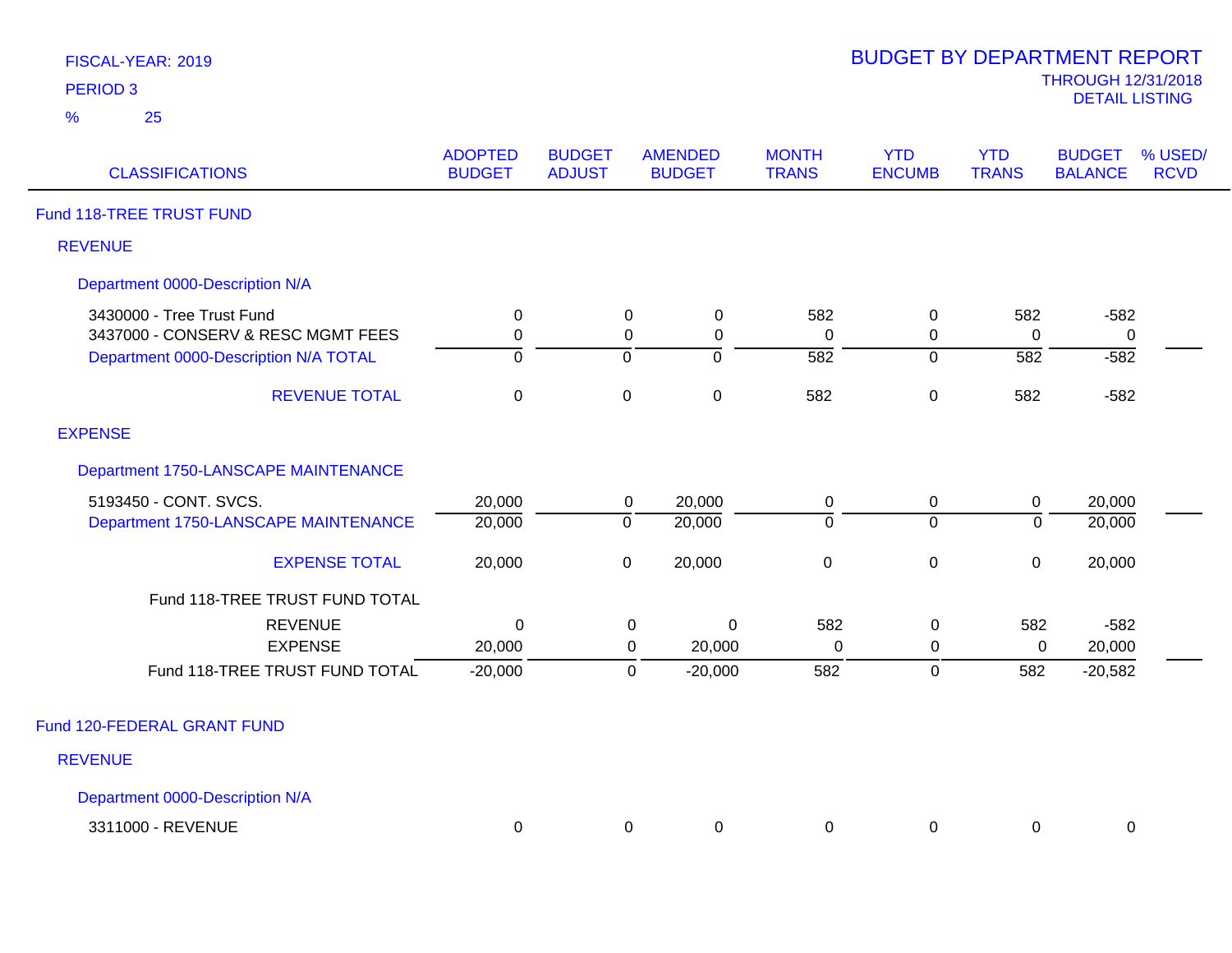FISCAL-YEAR: 2019

PERIOD 3

% 25

# BUDGET BY DEPARTMENT REPORT

THROUGH 12/31/2018

DETAIL LISTING

| CLASSIFICATIONS | ADOPTED BUDGET | BUDGET ADJUST | AMENDED BUDGET | MONTH TRANS | YTD ENCUMB | YTD TRANS | BUDGET BALANCE | % USED/ RCVD |
|---|---|---|---|---|---|---|---|---|
| **Fund 118-TREE TRUST FUND** | | | | | | | | |
| **REVENUE** | | | | | | | | |
| **Department 0000-Description N/A** | | | | | | | | |
| 3430000 - Tree Trust Fund | 0 | 0 | 0 | 582 | 0 | 582 | -582 | |
| 3437000 - CONSERV & RESC MGMT FEES | 0 | 0 | 0 | 0 | 0 | 0 | 0 | |
| Department 0000-Description N/A TOTAL | 0 | 0 | 0 | 582 | 0 | 582 | -582 | |
| REVENUE TOTAL | 0 | 0 | 0 | 582 | 0 | 582 | -582 | |
| **EXPENSE** | | | | | | | | |
| **Department 1750-LANSCAPE MAINTENANCE** | | | | | | | | |
| 5193450 - CONT. SVCS. | 20,000 | 0 | 20,000 | 0 | 0 | 0 | 20,000 | |
| Department 1750-LANSCAPE MAINTENANCE | 20,000 | 0 | 20,000 | 0 | 0 | 0 | 20,000 | |
| EXPENSE TOTAL | 20,000 | 0 | 20,000 | 0 | 0 | 0 | 20,000 | |
| Fund 118-TREE TRUST FUND TOTAL | | | | | | | | |
| REVENUE | 0 | 0 | 0 | 582 | 0 | 582 | -582 | |
| EXPENSE | 20,000 | 0 | 20,000 | 0 | 0 | 0 | 20,000 | |
| Fund 118-TREE TRUST FUND TOTAL | -20,000 | 0 | -20,000 | 582 | 0 | 582 | -20,582 | |
| **Fund 120-FEDERAL GRANT FUND** | | | | | | | | |
| **REVENUE** | | | | | | | | |
| **Department 0000-Description N/A** | | | | | | | | |
| 3311000 - REVENUE | 0 | 0 | 0 | 0 | 0 | 0 | 0 | |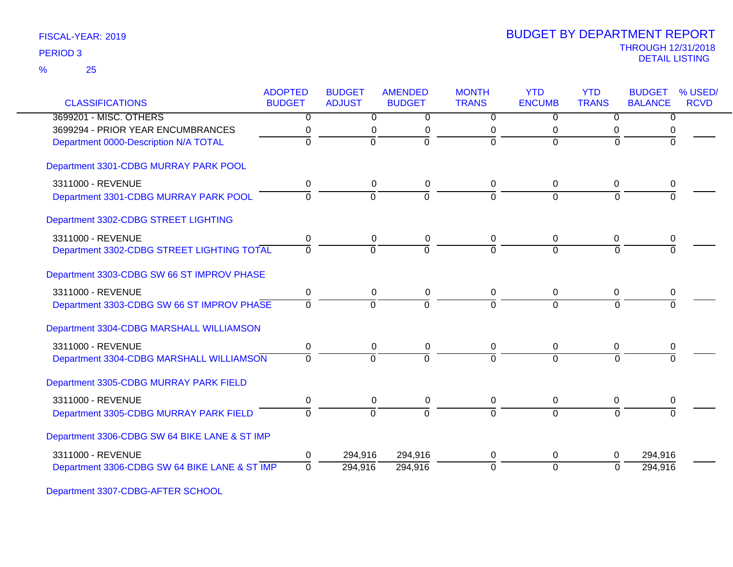FISCAL-YEAR: 2019
PERIOD 3
% 25

# BUDGET BY DEPARTMENT REPORT

THROUGH 12/31/2018
DETAIL LISTING

| CLASSIFICATIONS | ADOPTED BUDGET | BUDGET ADJUST | AMENDED BUDGET | MONTH TRANS | YTD ENCUMB | YTD TRANS | BUDGET BALANCE | % USED/ RCVD |
|---|---|---|---|---|---|---|---|---|
| 3699201 - MISC. OTHERS | 0 | 0 | 0 | 0 | 0 | 0 | 0 | |
| 3699294 - PRIOR YEAR ENCUMBRANCES | 0 | 0 | 0 | 0 | 0 | 0 | 0 | |
| Department 0000-Description N/A TOTAL | 0 | 0 | 0 | 0 | 0 | 0 | 0 | |
| **Department 3301-CDBG MURRAY PARK POOL** | | | | | | | | |
| 3311000 - REVENUE | 0 | 0 | 0 | 0 | 0 | 0 | 0 | |
| Department 3301-CDBG MURRAY PARK POOL | 0 | 0 | 0 | 0 | 0 | 0 | 0 | |
| **Department 3302-CDBG STREET LIGHTING** | | | | | | | | |
| 3311000 - REVENUE | 0 | 0 | 0 | 0 | 0 | 0 | 0 | |
| Department 3302-CDBG STREET LIGHTING TOTAL | 0 | 0 | 0 | 0 | 0 | 0 | 0 | |
| **Department 3303-CDBG SW 66 ST IMPROV PHASE** | | | | | | | | |
| 3311000 - REVENUE | 0 | 0 | 0 | 0 | 0 | 0 | 0 | |
| Department 3303-CDBG SW 66 ST IMPROV PHASE | 0 | 0 | 0 | 0 | 0 | 0 | 0 | |
| **Department 3304-CDBG MARSHALL WILLIAMSON** | | | | | | | | |
| 3311000 - REVENUE | 0 | 0 | 0 | 0 | 0 | 0 | 0 | |
| Department 3304-CDBG MARSHALL WILLIAMSON | 0 | 0 | 0 | 0 | 0 | 0 | 0 | |
| **Department 3305-CDBG MURRAY PARK FIELD** | | | | | | | | |
| 3311000 - REVENUE | 0 | 0 | 0 | 0 | 0 | 0 | 0 | |
| Department 3305-CDBG MURRAY PARK FIELD | 0 | 0 | 0 | 0 | 0 | 0 | 0 | |
| **Department 3306-CDBG SW 64 BIKE LANE & ST IMP** | | | | | | | | |
| 3311000 - REVENUE | 0 | 294,916 | 294,916 | 0 | 0 | 0 | 294,916 | |
| Department 3306-CDBG SW 64 BIKE LANE & ST IMP | 0 | 294,916 | 294,916 | 0 | 0 | 0 | 294,916 | |
| **Department 3307-CDBG-AFTER SCHOOL** | | | | | | | | |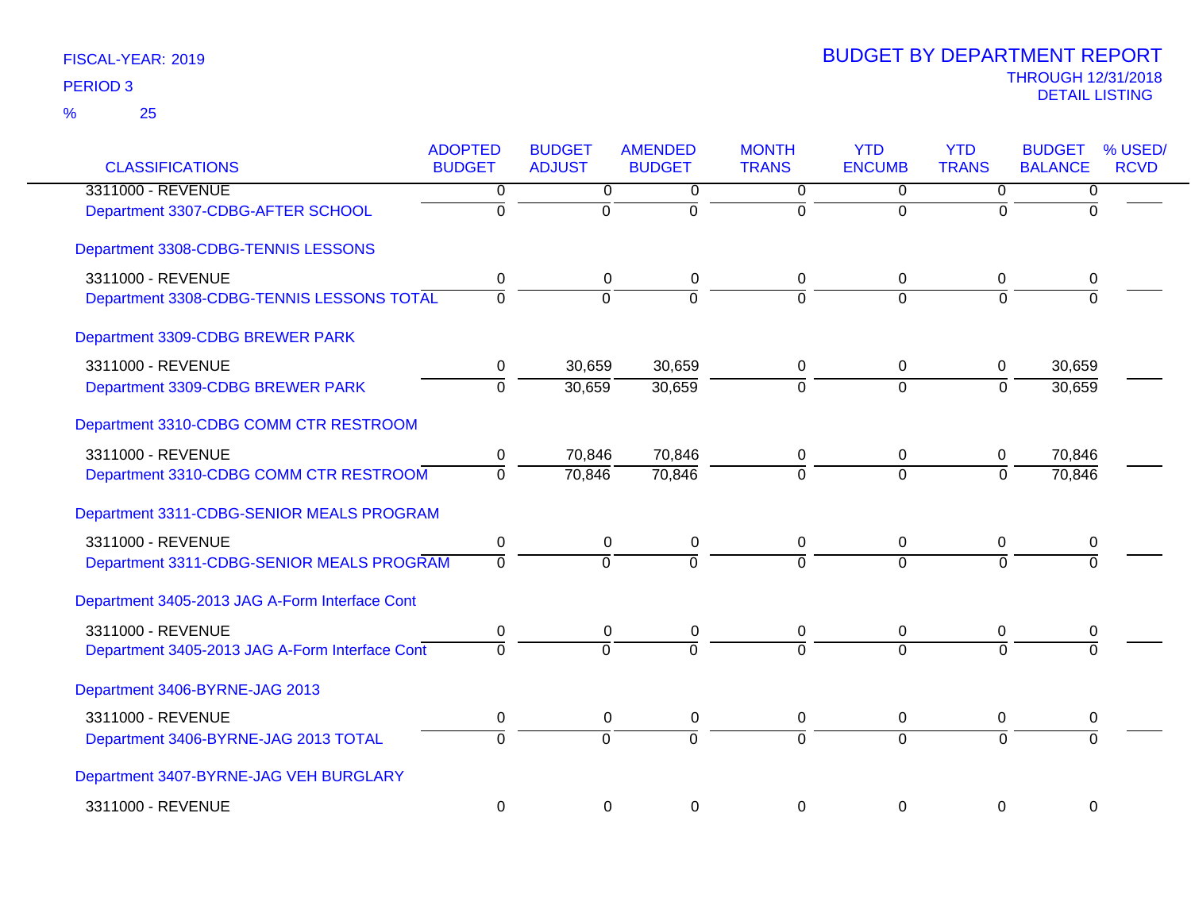FISCAL-YEAR: 2019

PERIOD 3

% 25

# BUDGET BY DEPARTMENT REPORT

THROUGH 12/31/2018

DETAIL LISTING

| CLASSIFICATIONS | ADOPTED BUDGET | BUDGET ADJUST | AMENDED BUDGET | MONTH TRANS | YTD ENCUMB | YTD TRANS | BUDGET BALANCE | % USED/ RCVD |
|---|---|---|---|---|---|---|---|---|
| 3311000 - REVENUE | 0 | 0 | 0 | 0 | 0 | 0 | 0 | |
| Department 3307-CDBG-AFTER SCHOOL | 0 | 0 | 0 | 0 | 0 | 0 | 0 | |
| Department 3308-CDBG-TENNIS LESSONS | | | | | | | | |
| 3311000 - REVENUE | 0 | 0 | 0 | 0 | 0 | 0 | 0 | |
| Department 3308-CDBG-TENNIS LESSONS TOTAL | 0 | 0 | 0 | 0 | 0 | 0 | 0 | |
| Department 3309-CDBG BREWER PARK | | | | | | | | |
| 3311000 - REVENUE | 0 | 30,659 | 30,659 | 0 | 0 | 0 | 30,659 | |
| Department 3309-CDBG BREWER PARK | 0 | 30,659 | 30,659 | 0 | 0 | 0 | 30,659 | |
| Department 3310-CDBG COMM CTR RESTROOM | | | | | | | | |
| 3311000 - REVENUE | 0 | 70,846 | 70,846 | 0 | 0 | 0 | 70,846 | |
| Department 3310-CDBG COMM CTR RESTROOM | 0 | 70,846 | 70,846 | 0 | 0 | 0 | 70,846 | |
| Department 3311-CDBG-SENIOR MEALS PROGRAM | | | | | | | | |
| 3311000 - REVENUE | 0 | 0 | 0 | 0 | 0 | 0 | 0 | |
| Department 3311-CDBG-SENIOR MEALS PROGRAM | 0 | 0 | 0 | 0 | 0 | 0 | 0 | |
| Department 3405-2013 JAG A-Form Interface Cont | | | | | | | | |
| 3311000 - REVENUE | 0 | 0 | 0 | 0 | 0 | 0 | 0 | |
| Department 3405-2013 JAG A-Form Interface Cont | 0 | 0 | 0 | 0 | 0 | 0 | 0 | |
| Department 3406-BYRNE-JAG 2013 | | | | | | | | |
| 3311000 - REVENUE | 0 | 0 | 0 | 0 | 0 | 0 | 0 | |
| Department 3406-BYRNE-JAG 2013 TOTAL | 0 | 0 | 0 | 0 | 0 | 0 | 0 | |
| Department 3407-BYRNE-JAG VEH BURGLARY | | | | | | | | |
| 3311000 - REVENUE | 0 | 0 | 0 | 0 | 0 | 0 | 0 | |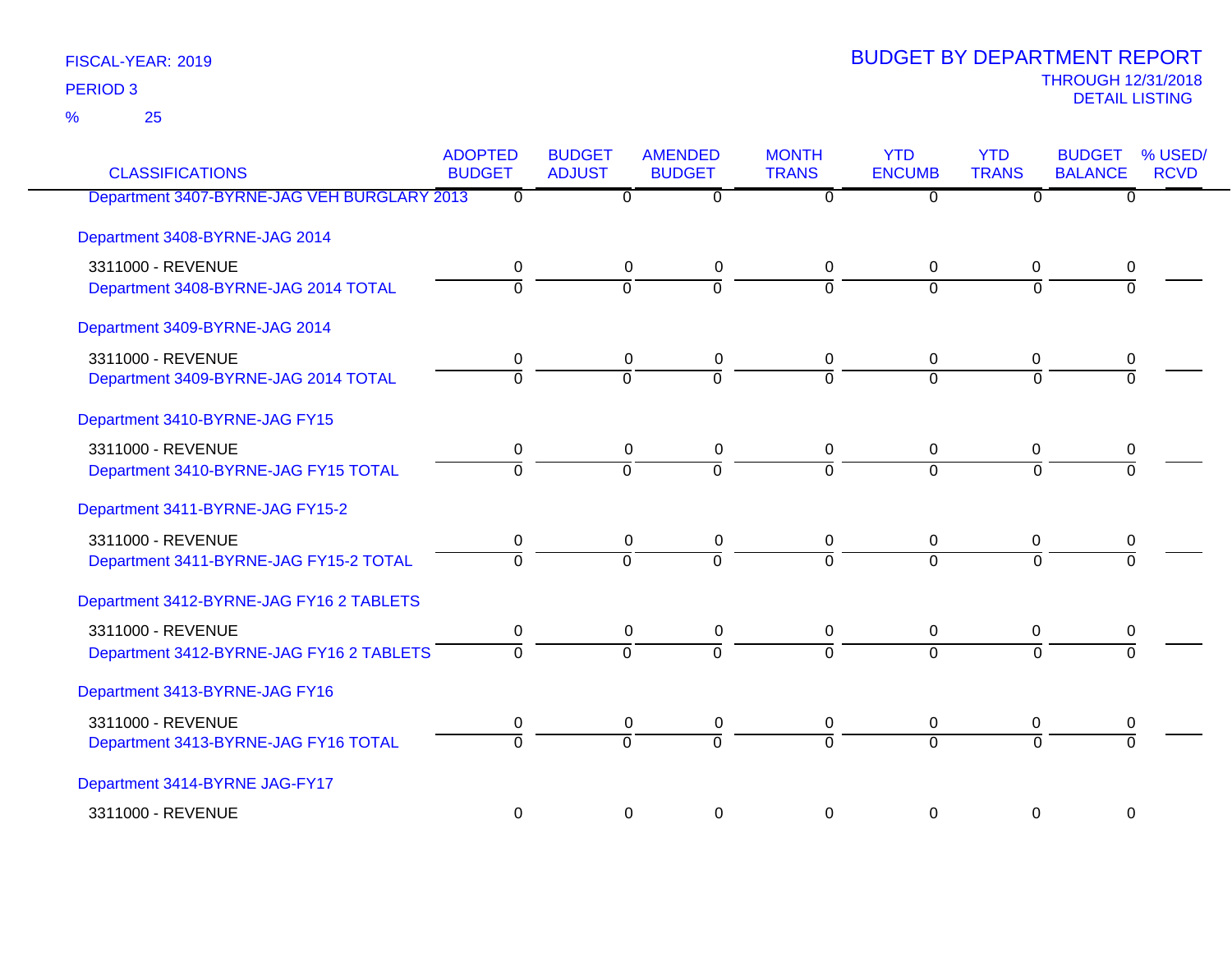FISCAL-YEAR: 2019

PERIOD 3

% 25

# BUDGET BY DEPARTMENT REPORT

THROUGH 12/31/2018

DETAIL LISTING

| CLASSIFICATIONS | ADOPTED BUDGET | BUDGET ADJUST | AMENDED BUDGET | MONTH TRANS | YTD ENCUMB | YTD TRANS | BUDGET BALANCE | % USED/ RCVD |
|---|---|---|---|---|---|---|---|---|
| Department 3407-BYRNE-JAG VEH BURGLARY 2013 | 0 | 0 | 0 | 0 | 0 | 0 | 0 | |
| Department 3408-BYRNE-JAG 2014 | | | | | | | | |
| 3311000 - REVENUE | 0 | 0 | 0 | 0 | 0 | 0 | 0 | |
| Department 3408-BYRNE-JAG 2014 TOTAL | 0 | 0 | 0 | 0 | 0 | 0 | 0 | |
| Department 3409-BYRNE-JAG 2014 | | | | | | | | |
| 3311000 - REVENUE | 0 | 0 | 0 | 0 | 0 | 0 | 0 | |
| Department 3409-BYRNE-JAG 2014 TOTAL | 0 | 0 | 0 | 0 | 0 | 0 | 0 | |
| Department 3410-BYRNE-JAG FY15 | | | | | | | | |
| 3311000 - REVENUE | 0 | 0 | 0 | 0 | 0 | 0 | 0 | |
| Department 3410-BYRNE-JAG FY15 TOTAL | 0 | 0 | 0 | 0 | 0 | 0 | 0 | |
| Department 3411-BYRNE-JAG FY15-2 | | | | | | | | |
| 3311000 - REVENUE | 0 | 0 | 0 | 0 | 0 | 0 | 0 | |
| Department 3411-BYRNE-JAG FY15-2 TOTAL | 0 | 0 | 0 | 0 | 0 | 0 | 0 | |
| Department 3412-BYRNE-JAG FY16 2 TABLETS | | | | | | | | |
| 3311000 - REVENUE | 0 | 0 | 0 | 0 | 0 | 0 | 0 | |
| Department 3412-BYRNE-JAG FY16 2 TABLETS | 0 | 0 | 0 | 0 | 0 | 0 | 0 | |
| Department 3413-BYRNE-JAG FY16 | | | | | | | | |
| 3311000 - REVENUE | 0 | 0 | 0 | 0 | 0 | 0 | 0 | |
| Department 3413-BYRNE-JAG FY16 TOTAL | 0 | 0 | 0 | 0 | 0 | 0 | 0 | |
| Department 3414-BYRNE JAG-FY17 | | | | | | | | |
| 3311000 - REVENUE | 0 | 0 | 0 | 0 | 0 | 0 | 0 | |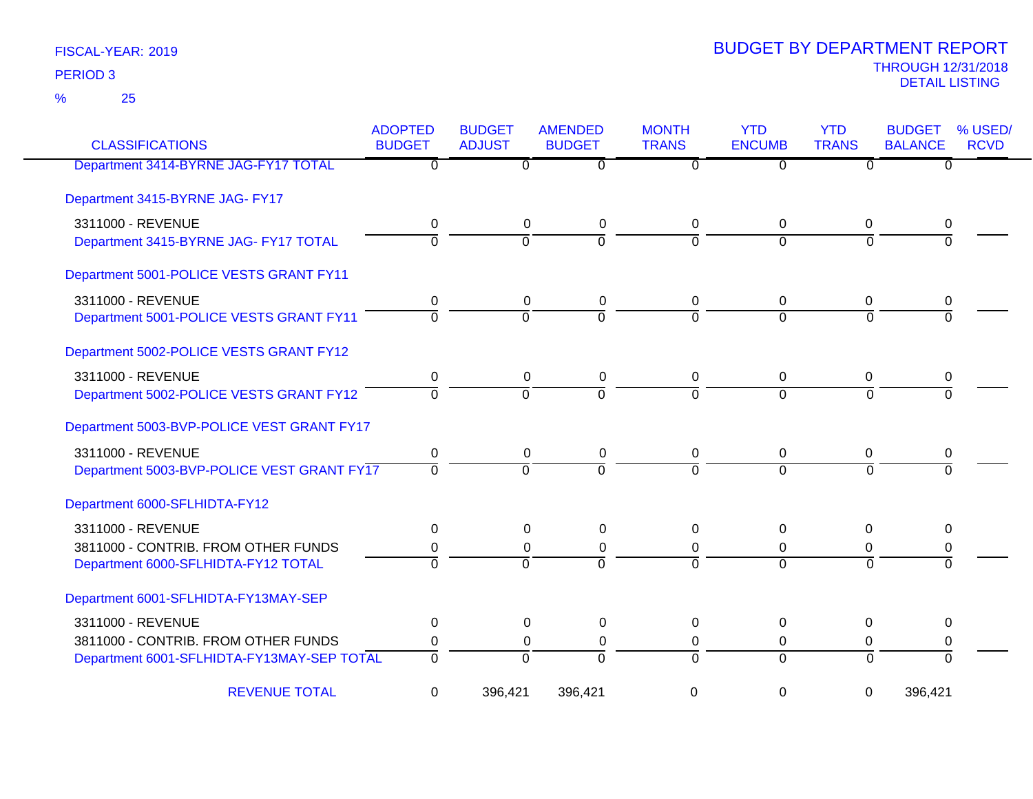FISCAL-YEAR: 2019
PERIOD 3
% 25

# BUDGET BY DEPARTMENT REPORT

THROUGH 12/31/2018
DETAIL LISTING

| CLASSIFICATIONS | ADOPTED BUDGET | BUDGET ADJUST | AMENDED BUDGET | MONTH TRANS | YTD ENCUMB | YTD TRANS | BUDGET BALANCE | % USED/ RCVD |
|---|---|---|---|---|---|---|---|---|
| Department 3414-BYRNE JAG-FY17 TOTAL | 0 | 0 | 0 | 0 | 0 | 0 | 0 | |
| **Department 3415-BYRNE JAG- FY17** | | | | | | | | |
| 3311000 - REVENUE | 0 | 0 | 0 | 0 | 0 | 0 | 0 | |
| Department 3415-BYRNE JAG- FY17 TOTAL | 0 | 0 | 0 | 0 | 0 | 0 | 0 | |
| **Department 5001-POLICE VESTS GRANT FY11** | | | | | | | | |
| 3311000 - REVENUE | 0 | 0 | 0 | 0 | 0 | 0 | 0 | |
| Department 5001-POLICE VESTS GRANT FY11 | 0 | 0 | 0 | 0 | 0 | 0 | 0 | |
| **Department 5002-POLICE VESTS GRANT FY12** | | | | | | | | |
| 3311000 - REVENUE | 0 | 0 | 0 | 0 | 0 | 0 | 0 | |
| Department 5002-POLICE VESTS GRANT FY12 | 0 | 0 | 0 | 0 | 0 | 0 | 0 | |
| **Department 5003-BVP-POLICE VEST GRANT FY17** | | | | | | | | |
| 3311000 - REVENUE | 0 | 0 | 0 | 0 | 0 | 0 | 0 | |
| Department 5003-BVP-POLICE VEST GRANT FY17 | 0 | 0 | 0 | 0 | 0 | 0 | 0 | |
| **Department 6000-SFLHIDTA-FY12** | | | | | | | | |
| 3311000 - REVENUE | 0 | 0 | 0 | 0 | 0 | 0 | 0 | |
| 3811000 - CONTRIB. FROM OTHER FUNDS | 0 | 0 | 0 | 0 | 0 | 0 | 0 | |
| Department 6000-SFLHIDTA-FY12 TOTAL | 0 | 0 | 0 | 0 | 0 | 0 | 0 | |
| **Department 6001-SFLHIDTA-FY13MAY-SEP** | | | | | | | | |
| 3311000 - REVENUE | 0 | 0 | 0 | 0 | 0 | 0 | 0 | |
| 3811000 - CONTRIB. FROM OTHER FUNDS | 0 | 0 | 0 | 0 | 0 | 0 | 0 | |
| Department 6001-SFLHIDTA-FY13MAY-SEP TOTAL | 0 | 0 | 0 | 0 | 0 | 0 | 0 | |
| REVENUE TOTAL | 0 | 396,421 | 396,421 | 0 | 0 | 0 | 396,421 | |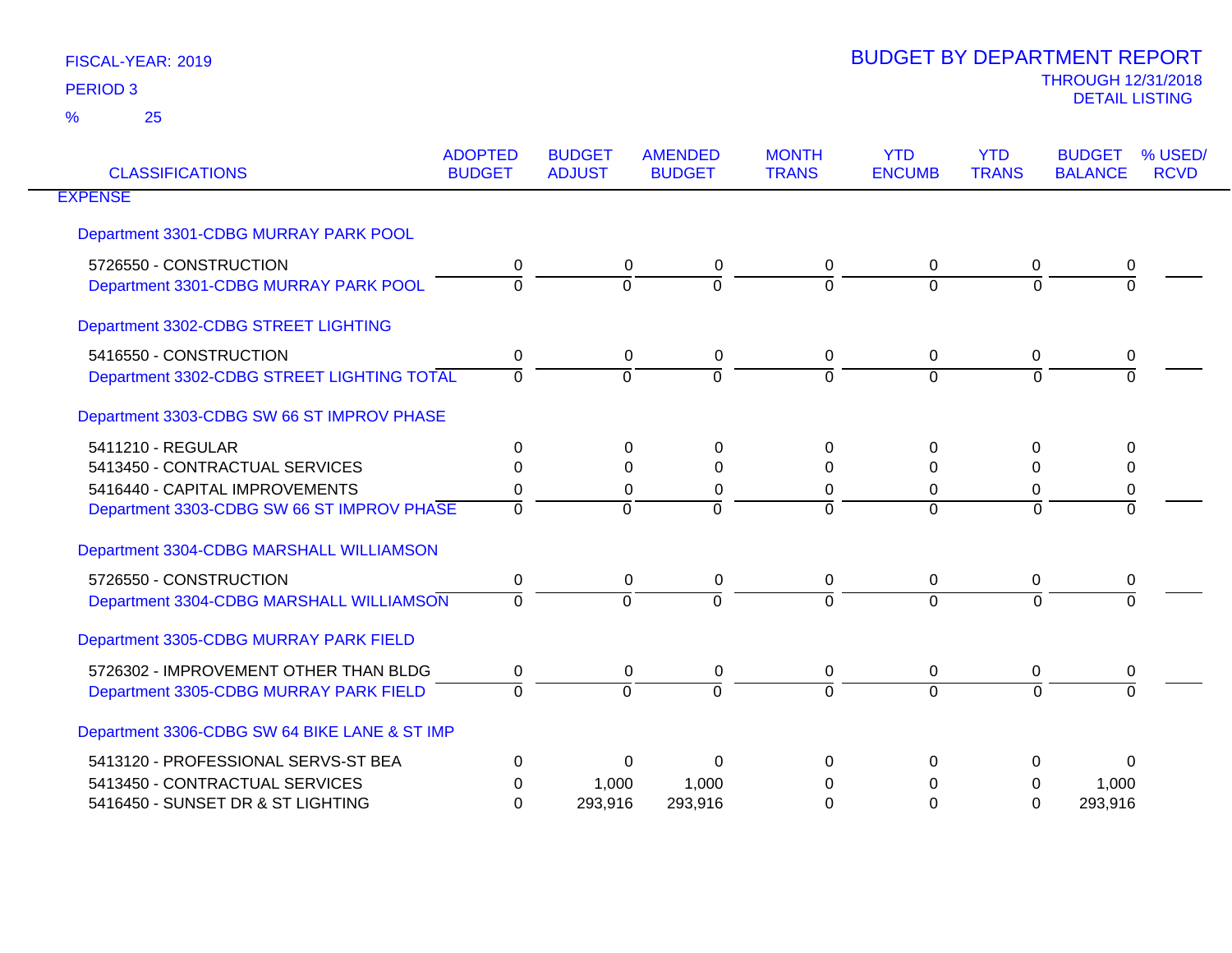FISCAL-YEAR: 2019

PERIOD 3

% 25

# BUDGET BY DEPARTMENT REPORT

THROUGH 12/31/2018

DETAIL LISTING

| CLASSIFICATIONS | ADOPTED BUDGET | BUDGET ADJUST | AMENDED BUDGET | MONTH TRANS | YTD ENCUMB | YTD TRANS | BUDGET BALANCE | % USED/ RCVD |
|---|---|---|---|---|---|---|---|---|
| EXPENSE | | | | | | | | |
| Department 3301-CDBG MURRAY PARK POOL | | | | | | | | |
| 5726550 - CONSTRUCTION | 0 | 0 | 0 | 0 | 0 | 0 | 0 | |
| Department 3301-CDBG MURRAY PARK POOL | 0 | 0 | 0 | 0 | 0 | 0 | 0 | |
| Department 3302-CDBG STREET LIGHTING | | | | | | | | |
| 5416550 - CONSTRUCTION | 0 | 0 | 0 | 0 | 0 | 0 | 0 | |
| Department 3302-CDBG STREET LIGHTING TOTAL | 0 | 0 | 0 | 0 | 0 | 0 | 0 | |
| Department 3303-CDBG SW 66 ST IMPROV PHASE | | | | | | | | |
| 5411210 - REGULAR | 0 | 0 | 0 | 0 | 0 | 0 | 0 | |
| 5413450 - CONTRACTUAL SERVICES | 0 | 0 | 0 | 0 | 0 | 0 | 0 | |
| 5416440 - CAPITAL IMPROVEMENTS | 0 | 0 | 0 | 0 | 0 | 0 | 0 | |
| Department 3303-CDBG SW 66 ST IMPROV PHASE | 0 | 0 | 0 | 0 | 0 | 0 | 0 | |
| Department 3304-CDBG MARSHALL WILLIAMSON | | | | | | | | |
| 5726550 - CONSTRUCTION | 0 | 0 | 0 | 0 | 0 | 0 | 0 | |
| Department 3304-CDBG MARSHALL WILLIAMSON | 0 | 0 | 0 | 0 | 0 | 0 | 0 | |
| Department 3305-CDBG MURRAY PARK FIELD | | | | | | | | |
| 5726302 - IMPROVEMENT OTHER THAN BLDG | 0 | 0 | 0 | 0 | 0 | 0 | 0 | |
| Department 3305-CDBG MURRAY PARK FIELD | 0 | 0 | 0 | 0 | 0 | 0 | 0 | |
| Department 3306-CDBG SW 64 BIKE LANE & ST IMP | | | | | | | | |
| 5413120 - PROFESSIONAL SERVS-ST BEA | 0 | 0 | 0 | 0 | 0 | 0 | 0 | |
| 5413450 - CONTRACTUAL SERVICES | 0 | 1,000 | 1,000 | 0 | 0 | 0 | 1,000 | |
| 5416450 - SUNSET DR & ST LIGHTING | 0 | 293,916 | 293,916 | 0 | 0 | 0 | 293,916 | |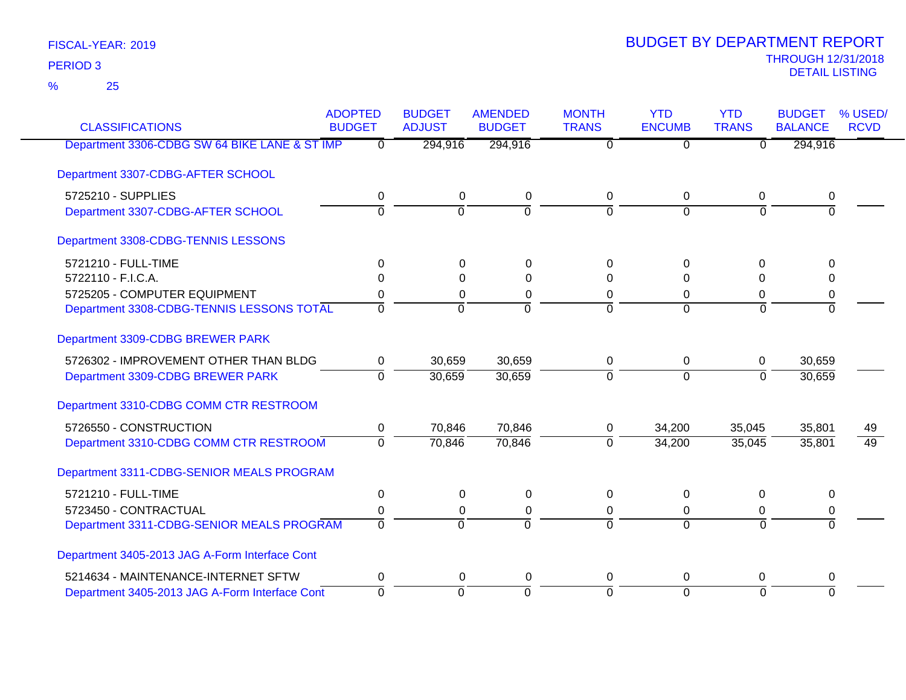FISCAL-YEAR: 2019

PERIOD 3

% 25

# BUDGET BY DEPARTMENT REPORT

THROUGH 12/31/2018

DETAIL LISTING

| CLASSIFICATIONS | ADOPTED BUDGET | BUDGET ADJUST | AMENDED BUDGET | MONTH TRANS | YTD ENCUMB | YTD TRANS | BUDGET BALANCE | % USED/ RCVD |
|---|---|---|---|---|---|---|---|---|
| Department 3306-CDBG SW 64 BIKE LANE & ST IMP | 0 | 294,916 | 294,916 | 0 | 0 | 0 | 294,916 | |
| **Department 3307-CDBG-AFTER SCHOOL** | | | | | | | | |
| 5725210 - SUPPLIES | 0 | 0 | 0 | 0 | 0 | 0 | 0 | |
| Department 3307-CDBG-AFTER SCHOOL | 0 | 0 | 0 | 0 | 0 | 0 | 0 | |
| **Department 3308-CDBG-TENNIS LESSONS** | | | | | | | | |
| 5721210 - FULL-TIME | 0 | 0 | 0 | 0 | 0 | 0 | 0 | |
| 5722110 - F.I.C.A. | 0 | 0 | 0 | 0 | 0 | 0 | 0 | |
| 5725205 - COMPUTER EQUIPMENT | 0 | 0 | 0 | 0 | 0 | 0 | 0 | |
| Department 3308-CDBG-TENNIS LESSONS TOTAL | 0 | 0 | 0 | 0 | 0 | 0 | 0 | |
| **Department 3309-CDBG BREWER PARK** | | | | | | | | |
| 5726302 - IMPROVEMENT OTHER THAN BLDG | 0 | 30,659 | 30,659 | 0 | 0 | 0 | 30,659 | |
| Department 3309-CDBG BREWER PARK | 0 | 30,659 | 30,659 | 0 | 0 | 0 | 30,659 | |
| **Department 3310-CDBG COMM CTR RESTROOM** | | | | | | | | |
| 5726550 - CONSTRUCTION | 0 | 70,846 | 70,846 | 0 | 34,200 | 35,045 | 35,801 | 49 |
| Department 3310-CDBG COMM CTR RESTROOM | 0 | 70,846 | 70,846 | 0 | 34,200 | 35,045 | 35,801 | 49 |
| **Department 3311-CDBG-SENIOR MEALS PROGRAM** | | | | | | | | |
| 5721210 - FULL-TIME | 0 | 0 | 0 | 0 | 0 | 0 | 0 | |
| 5723450 - CONTRACTUAL | 0 | 0 | 0 | 0 | 0 | 0 | 0 | |
| Department 3311-CDBG-SENIOR MEALS PROGRAM | 0 | 0 | 0 | 0 | 0 | 0 | 0 | |
| **Department 3405-2013 JAG A-Form Interface Cont** | | | | | | | | |
| 5214634 - MAINTENANCE-INTERNET SFTW | 0 | 0 | 0 | 0 | 0 | 0 | 0 | |
| Department 3405-2013 JAG A-Form Interface Cont | 0 | 0 | 0 | 0 | 0 | 0 | 0 | |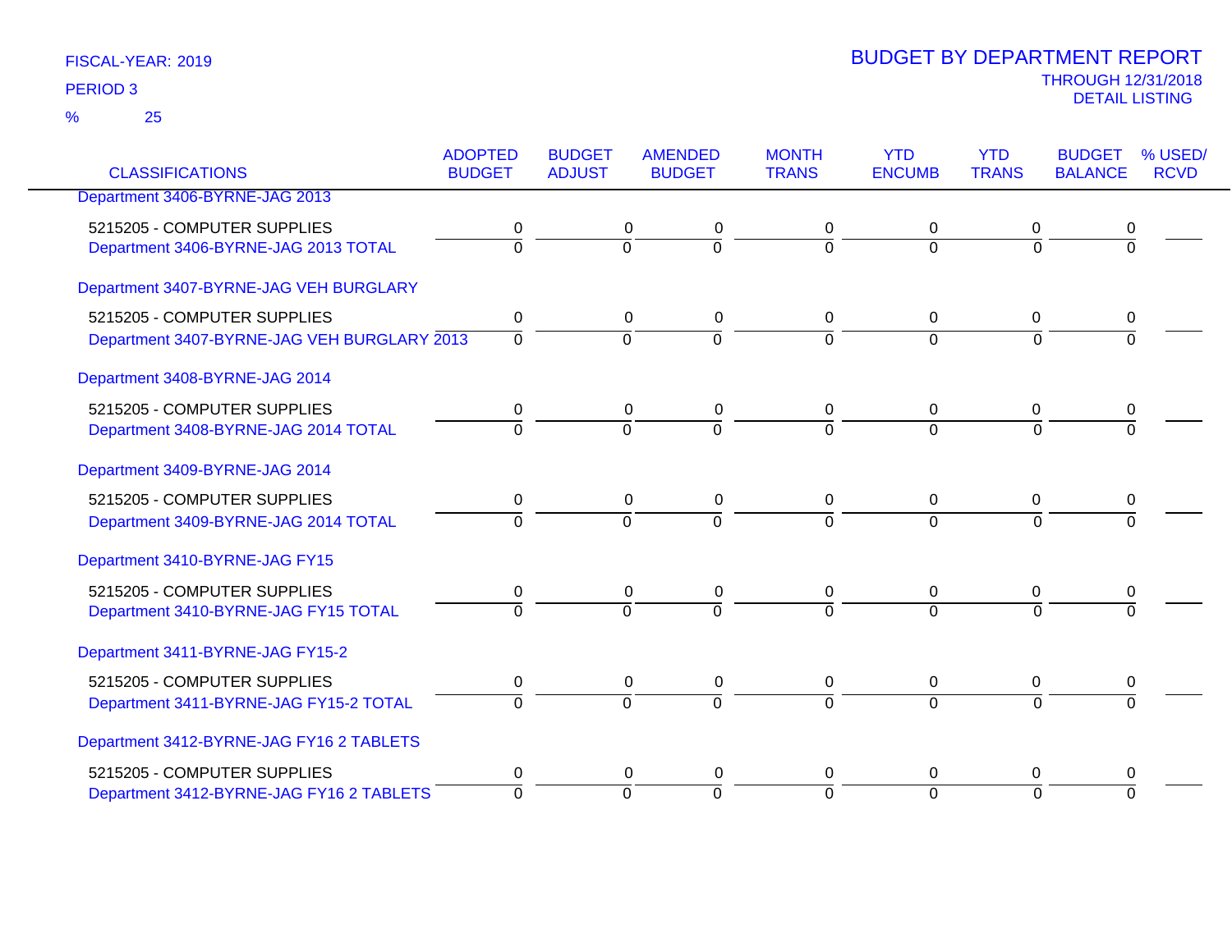FISCAL-YEAR: 2019

PERIOD 3

% 25

# BUDGET BY DEPARTMENT REPORT

THROUGH 12/31/2018

DETAIL LISTING

| CLASSIFICATIONS | ADOPTED BUDGET | BUDGET ADJUST | AMENDED BUDGET | MONTH TRANS | YTD ENCUMB | YTD TRANS | BUDGET BALANCE | % USED/ RCVD |
|---|---|---|---|---|---|---|---|---|
| Department 3406-BYRNE-JAG 2013 | | | | | | | | |
| 5215205 - COMPUTER SUPPLIES | 0 | 0 | 0 | 0 | 0 | 0 | 0 | |
| Department 3406-BYRNE-JAG 2013 TOTAL | 0 | 0 | 0 | 0 | 0 | 0 | 0 | |
| Department 3407-BYRNE-JAG VEH BURGLARY | | | | | | | | |
| 5215205 - COMPUTER SUPPLIES | 0 | 0 | 0 | 0 | 0 | 0 | 0 | |
| Department 3407-BYRNE-JAG VEH BURGLARY 2013 | 0 | 0 | 0 | 0 | 0 | 0 | 0 | |
| Department 3408-BYRNE-JAG 2014 | | | | | | | | |
| 5215205 - COMPUTER SUPPLIES | 0 | 0 | 0 | 0 | 0 | 0 | 0 | |
| Department 3408-BYRNE-JAG 2014 TOTAL | 0 | 0 | 0 | 0 | 0 | 0 | 0 | |
| Department 3409-BYRNE-JAG 2014 | | | | | | | | |
| 5215205 - COMPUTER SUPPLIES | 0 | 0 | 0 | 0 | 0 | 0 | 0 | |
| Department 3409-BYRNE-JAG 2014 TOTAL | 0 | 0 | 0 | 0 | 0 | 0 | 0 | |
| Department 3410-BYRNE-JAG FY15 | | | | | | | | |
| 5215205 - COMPUTER SUPPLIES | 0 | 0 | 0 | 0 | 0 | 0 | 0 | |
| Department 3410-BYRNE-JAG FY15 TOTAL | 0 | 0 | 0 | 0 | 0 | 0 | 0 | |
| Department 3411-BYRNE-JAG FY15-2 | | | | | | | | |
| 5215205 - COMPUTER SUPPLIES | 0 | 0 | 0 | 0 | 0 | 0 | 0 | |
| Department 3411-BYRNE-JAG FY15-2 TOTAL | 0 | 0 | 0 | 0 | 0 | 0 | 0 | |
| Department 3412-BYRNE-JAG FY16 2 TABLETS | | | | | | | | |
| 5215205 - COMPUTER SUPPLIES | 0 | 0 | 0 | 0 | 0 | 0 | 0 | |
| Department 3412-BYRNE-JAG FY16 2 TABLETS | 0 | 0 | 0 | 0 | 0 | 0 | 0 | |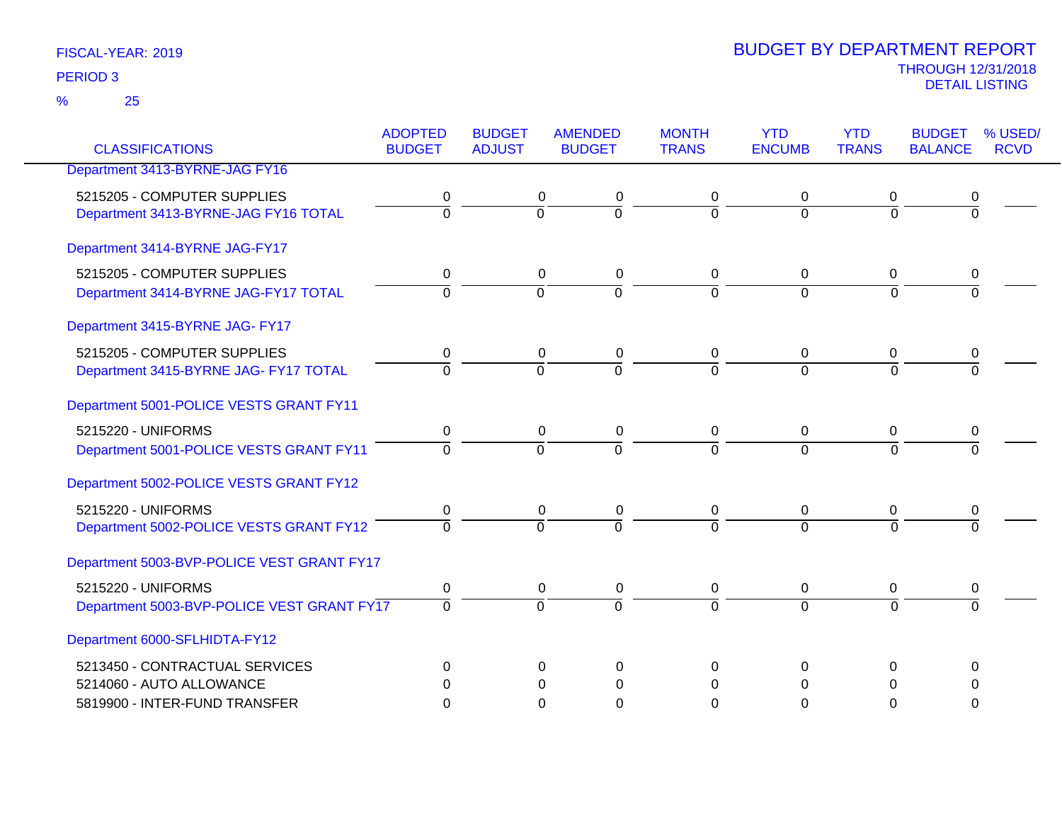FISCAL-YEAR: 2019
PERIOD 3
% 25

# BUDGET BY DEPARTMENT REPORT

THROUGH 12/31/2018
DETAIL LISTING

| CLASSIFICATIONS | ADOPTED BUDGET | BUDGET ADJUST | AMENDED BUDGET | MONTH TRANS | YTD ENCUMB | YTD TRANS | BUDGET BALANCE | % USED/ RCVD |
|---|---|---|---|---|---|---|---|---|
| **Department 3413-BYRNE-JAG FY16** | | | | | | | | |
| 5215205 - COMPUTER SUPPLIES | 0 | 0 | 0 | 0 | 0 | 0 | 0 | |
| **Department 3413-BYRNE-JAG FY16 TOTAL** | 0 | 0 | 0 | 0 | 0 | 0 | 0 | |
| **Department 3414-BYRNE JAG-FY17** | | | | | | | | |
| 5215205 - COMPUTER SUPPLIES | 0 | 0 | 0 | 0 | 0 | 0 | 0 | |
| **Department 3414-BYRNE JAG-FY17 TOTAL** | 0 | 0 | 0 | 0 | 0 | 0 | 0 | |
| **Department 3415-BYRNE JAG- FY17** | | | | | | | | |
| 5215205 - COMPUTER SUPPLIES | 0 | 0 | 0 | 0 | 0 | 0 | 0 | |
| **Department 3415-BYRNE JAG- FY17 TOTAL** | 0 | 0 | 0 | 0 | 0 | 0 | 0 | |
| **Department 5001-POLICE VESTS GRANT FY11** | | | | | | | | |
| 5215220 - UNIFORMS | 0 | 0 | 0 | 0 | 0 | 0 | 0 | |
| **Department 5001-POLICE VESTS GRANT FY11** | 0 | 0 | 0 | 0 | 0 | 0 | 0 | |
| **Department 5002-POLICE VESTS GRANT FY12** | | | | | | | | |
| 5215220 - UNIFORMS | 0 | 0 | 0 | 0 | 0 | 0 | 0 | |
| **Department 5002-POLICE VESTS GRANT FY12** | 0 | 0 | 0 | 0 | 0 | 0 | 0 | |
| **Department 5003-BVP-POLICE VEST GRANT FY17** | | | | | | | | |
| 5215220 - UNIFORMS | 0 | 0 | 0 | 0 | 0 | 0 | 0 | |
| **Department 5003-BVP-POLICE VEST GRANT FY17** | 0 | 0 | 0 | 0 | 0 | 0 | 0 | |
| **Department 6000-SFLHIDTA-FY12** | | | | | | | | |
| 5213450 - CONTRACTUAL SERVICES | 0 | 0 | 0 | 0 | 0 | 0 | 0 | |
| 5214060 - AUTO ALLOWANCE | 0 | 0 | 0 | 0 | 0 | 0 | 0 | |
| 5819900 - INTER-FUND TRANSFER | 0 | 0 | 0 | 0 | 0 | 0 | 0 | |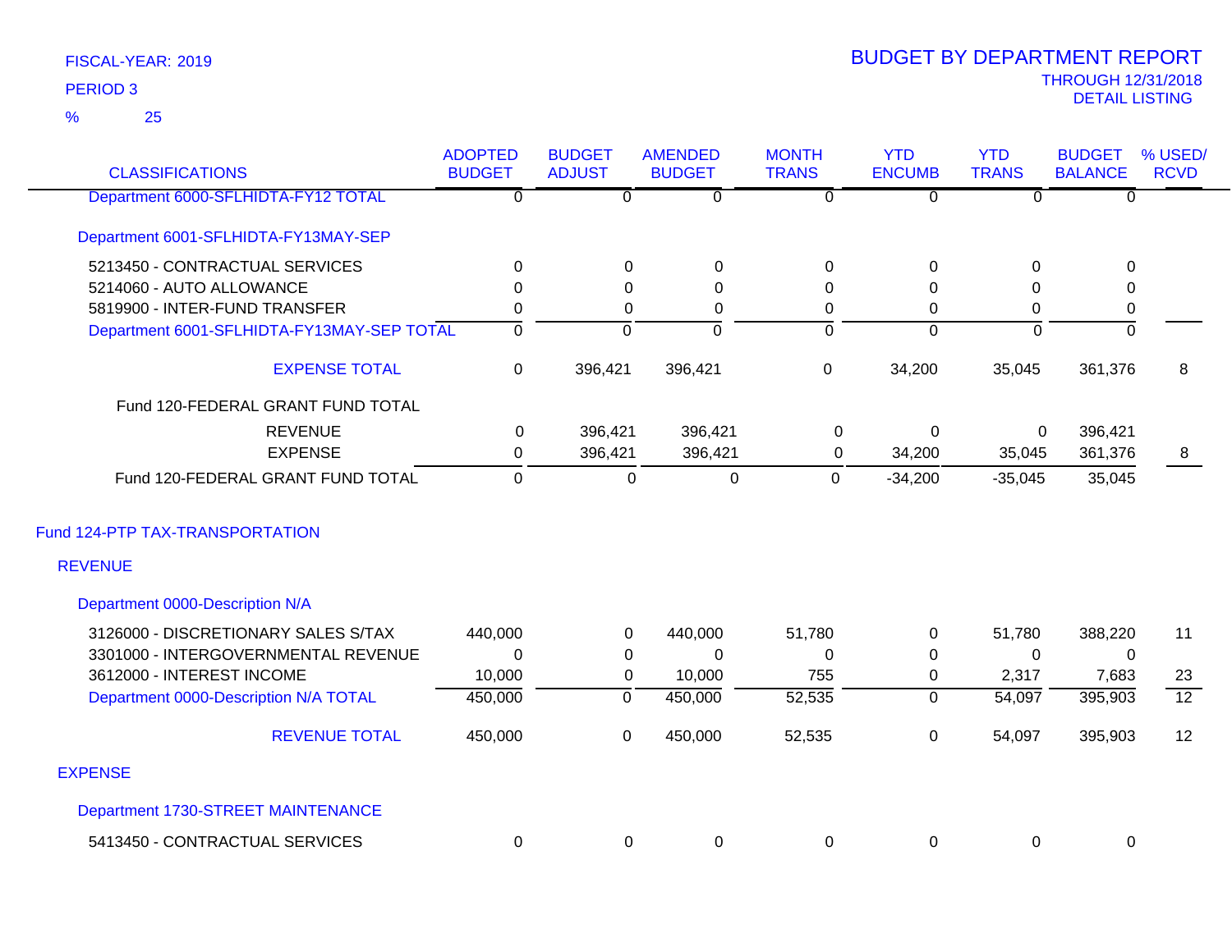FISCAL-YEAR: 2019
PERIOD 3
% 25

# BUDGET BY DEPARTMENT REPORT

THROUGH 12/31/2018
DETAIL LISTING

| CLASSIFICATIONS | ADOPTED BUDGET | BUDGET ADJUST | AMENDED BUDGET | MONTH TRANS | YTD ENCUMB | YTD TRANS | BUDGET BALANCE | % USED/ RCVD |
|---|---|---|---|---|---|---|---|---|
| Department 6000-SFLHIDTA-FY12 TOTAL | 0 | 0 | 0 | 0 | 0 | 0 | 0 | |
| **Department 6001-SFLHIDTA-FY13MAY-SEP** | | | | | | | | |
| 5213450 - CONTRACTUAL SERVICES | 0 | 0 | 0 | 0 | 0 | 0 | 0 | |
| 5214060 - AUTO ALLOWANCE | 0 | 0 | 0 | 0 | 0 | 0 | 0 | |
| 5819900 - INTER-FUND TRANSFER | 0 | 0 | 0 | 0 | 0 | 0 | 0 | |
| Department 6001-SFLHIDTA-FY13MAY-SEP TOTAL | 0 | 0 | 0 | 0 | 0 | 0 | 0 | |
| EXPENSE TOTAL | 0 | 396,421 | 396,421 | 0 | 34,200 | 35,045 | 361,376 | 8 |
| Fund 120-FEDERAL GRANT FUND TOTAL | | | | | | | | |
| REVENUE | 0 | 396,421 | 396,421 | 0 | 0 | 0 | 396,421 | |
| EXPENSE | 0 | 396,421 | 396,421 | 0 | 34,200 | 35,045 | 361,376 | 8 |
| Fund 120-FEDERAL GRANT FUND TOTAL | 0 | 0 | 0 | 0 | -34,200 | -35,045 | 35,045 | |
| **Fund 124-PTP TAX-TRANSPORTATION** | | | | | | | | |
| **REVENUE** | | | | | | | | |
| **Department 0000-Description N/A** | | | | | | | | |
| 3126000 - DISCRETIONARY SALES S/TAX | 440,000 | 0 | 440,000 | 51,780 | 0 | 51,780 | 388,220 | 11 |
| 3301000 - INTERGOVERNMENTAL REVENUE | 0 | 0 | 0 | 0 | 0 | 0 | 0 | |
| 3612000 - INTEREST INCOME | 10,000 | 0 | 10,000 | 755 | 0 | 2,317 | 7,683 | 23 |
| Department 0000-Description N/A TOTAL | 450,000 | 0 | 450,000 | 52,535 | 0 | 54,097 | 395,903 | 12 |
| REVENUE TOTAL | 450,000 | 0 | 450,000 | 52,535 | 0 | 54,097 | 395,903 | 12 |
| **EXPENSE** | | | | | | | | |
| **Department 1730-STREET MAINTENANCE** | | | | | | | | |
| 5413450 - CONTRACTUAL SERVICES | 0 | 0 | 0 | 0 | 0 | 0 | 0 | |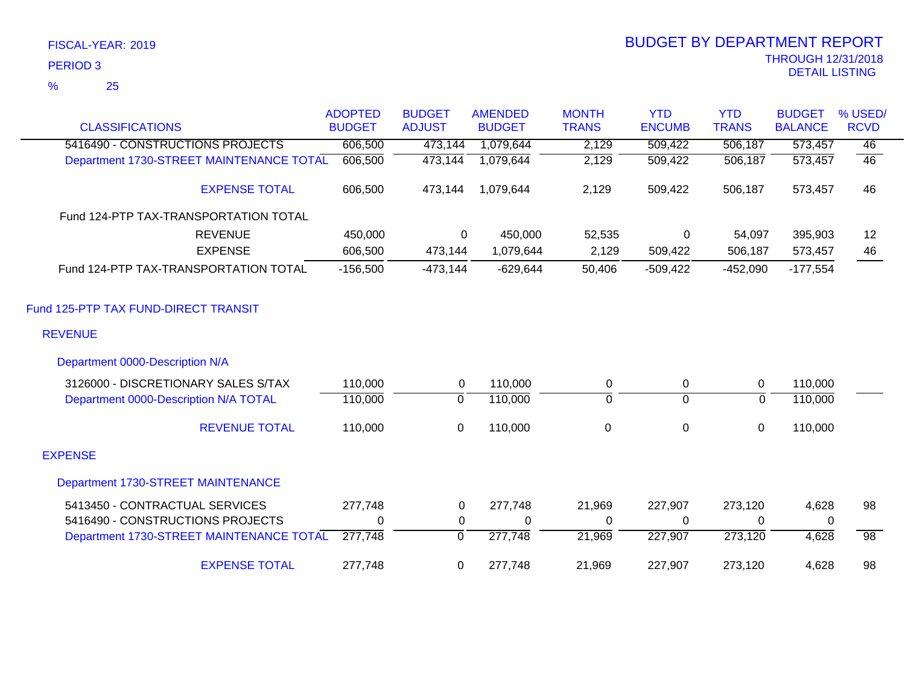FISCAL-YEAR: 2019

PERIOD 3

% 25

# BUDGET BY DEPARTMENT REPORT

THROUGH 12/31/2018

DETAIL LISTING

| CLASSIFICATIONS | ADOPTED BUDGET | BUDGET ADJUST | AMENDED BUDGET | MONTH TRANS | YTD ENCUMB | YTD TRANS | BUDGET BALANCE | % USED/ RCVD |
|---|---|---|---|---|---|---|---|---|
| 5416490 - CONSTRUCTIONS PROJECTS | 606,500 | 473,144 | 1,079,644 | 2,129 | 509,422 | 506,187 | 573,457 | 46 |
| Department 1730-STREET MAINTENANCE TOTAL | 606,500 | 473,144 | 1,079,644 | 2,129 | 509,422 | 506,187 | 573,457 | 46 |
| EXPENSE TOTAL | 606,500 | 473,144 | 1,079,644 | 2,129 | 509,422 | 506,187 | 573,457 | 46 |
| Fund 124-PTP TAX-TRANSPORTATION TOTAL | | | | | | | | |
| REVENUE | 450,000 | 0 | 450,000 | 52,535 | 0 | 54,097 | 395,903 | 12 |
| EXPENSE | 606,500 | 473,144 | 1,079,644 | 2,129 | 509,422 | 506,187 | 573,457 | 46 |
| Fund 124-PTP TAX-TRANSPORTATION TOTAL | -156,500 | -473,144 | -629,644 | 50,406 | -509,422 | -452,090 | -177,554 | |

## Fund 125-PTP TAX FUND-DIRECT TRANSIT

### REVENUE

#### Department 0000-Description N/A

| CLASSIFICATIONS | ADOPTED BUDGET | BUDGET ADJUST | AMENDED BUDGET | MONTH TRANS | YTD ENCUMB | YTD TRANS | BUDGET BALANCE | % USED/ RCVD |
|---|---|---|---|---|---|---|---|---|
| 3126000 - DISCRETIONARY SALES S/TAX | 110,000 | 0 | 110,000 | 0 | 0 | 0 | 110,000 | |
| Department 0000-Description N/A TOTAL | 110,000 | 0 | 110,000 | 0 | 0 | 0 | 110,000 | |
| REVENUE TOTAL | 110,000 | 0 | 110,000 | 0 | 0 | 0 | 110,000 | |

### EXPENSE

#### Department 1730-STREET MAINTENANCE

| CLASSIFICATIONS | ADOPTED BUDGET | BUDGET ADJUST | AMENDED BUDGET | MONTH TRANS | YTD ENCUMB | YTD TRANS | BUDGET BALANCE | % USED/ RCVD |
|---|---|---|---|---|---|---|---|---|
| 5413450 - CONTRACTUAL SERVICES | 277,748 | 0 | 277,748 | 21,969 | 227,907 | 273,120 | 4,628 | 98 |
| 5416490 - CONSTRUCTIONS PROJECTS | 0 | 0 | 0 | 0 | 0 | 0 | 0 | |
| Department 1730-STREET MAINTENANCE TOTAL | 277,748 | 0 | 277,748 | 21,969 | 227,907 | 273,120 | 4,628 | 98 |
| EXPENSE TOTAL | 277,748 | 0 | 277,748 | 21,969 | 227,907 | 273,120 | 4,628 | 98 |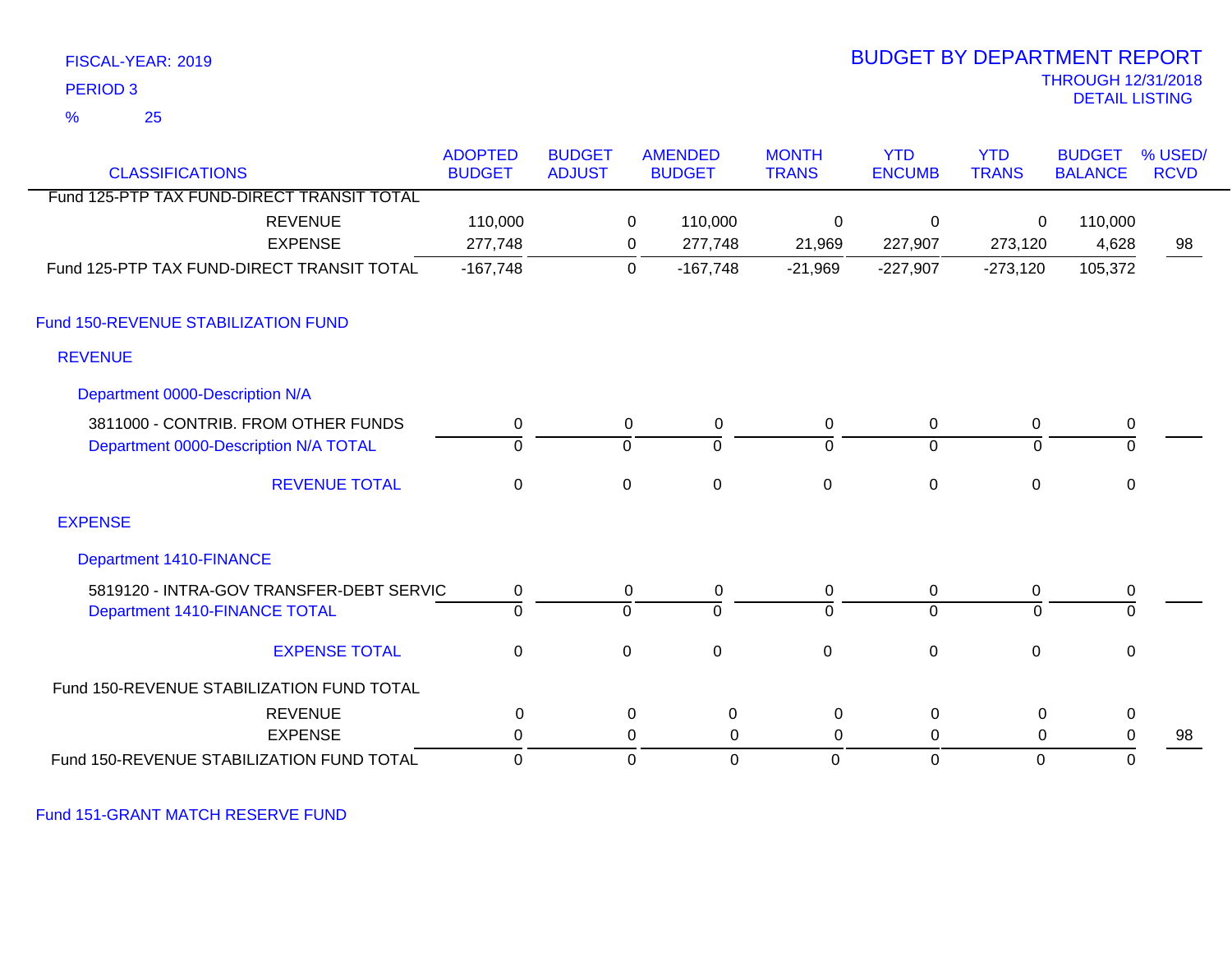FISCAL-YEAR: 2019

PERIOD 3

% 25

# BUDGET BY DEPARTMENT REPORT

THROUGH 12/31/2018

DETAIL LISTING

| CLASSIFICATIONS | ADOPTED BUDGET | BUDGET ADJUST | AMENDED BUDGET | MONTH TRANS | YTD ENCUMB | YTD TRANS | BUDGET BALANCE | % USED/ RCVD |
|---|---|---|---|---|---|---|---|---|
| Fund 125-PTP TAX FUND-DIRECT TRANSIT TOTAL | | | | | | | | |
| REVENUE | 110,000 | 0 | 110,000 | 0 | 0 | 0 | 110,000 | |
| EXPENSE | 277,748 | 0 | 277,748 | 21,969 | 227,907 | 273,120 | 4,628 | 98 |
| Fund 125-PTP TAX FUND-DIRECT TRANSIT TOTAL | -167,748 | 0 | -167,748 | -21,969 | -227,907 | -273,120 | 105,372 | |
| **Fund 150-REVENUE STABILIZATION FUND** | | | | | | | | |
| **REVENUE** | | | | | | | | |
| **Department 0000-Description N/A** | | | | | | | | |
| 3811000 - CONTRIB. FROM OTHER FUNDS | 0 | 0 | 0 | 0 | 0 | 0 | 0 | |
| Department 0000-Description N/A TOTAL | 0 | 0 | 0 | 0 | 0 | 0 | 0 | |
| REVENUE TOTAL | 0 | 0 | 0 | 0 | 0 | 0 | 0 | |
| **EXPENSE** | | | | | | | | |
| **Department 1410-FINANCE** | | | | | | | | |
| 5819120 - INTRA-GOV TRANSFER-DEBT SERVIC | 0 | 0 | 0 | 0 | 0 | 0 | 0 | |
| Department 1410-FINANCE TOTAL | 0 | 0 | 0 | 0 | 0 | 0 | 0 | |
| EXPENSE TOTAL | 0 | 0 | 0 | 0 | 0 | 0 | 0 | |
| Fund 150-REVENUE STABILIZATION FUND TOTAL | | | | | | | | |
| REVENUE | 0 | 0 | 0 | 0 | 0 | 0 | 0 | |
| EXPENSE | 0 | 0 | 0 | 0 | 0 | 0 | 0 | 98 |
| Fund 150-REVENUE STABILIZATION FUND TOTAL | 0 | 0 | 0 | 0 | 0 | 0 | 0 | |

Fund 151-GRANT MATCH RESERVE FUND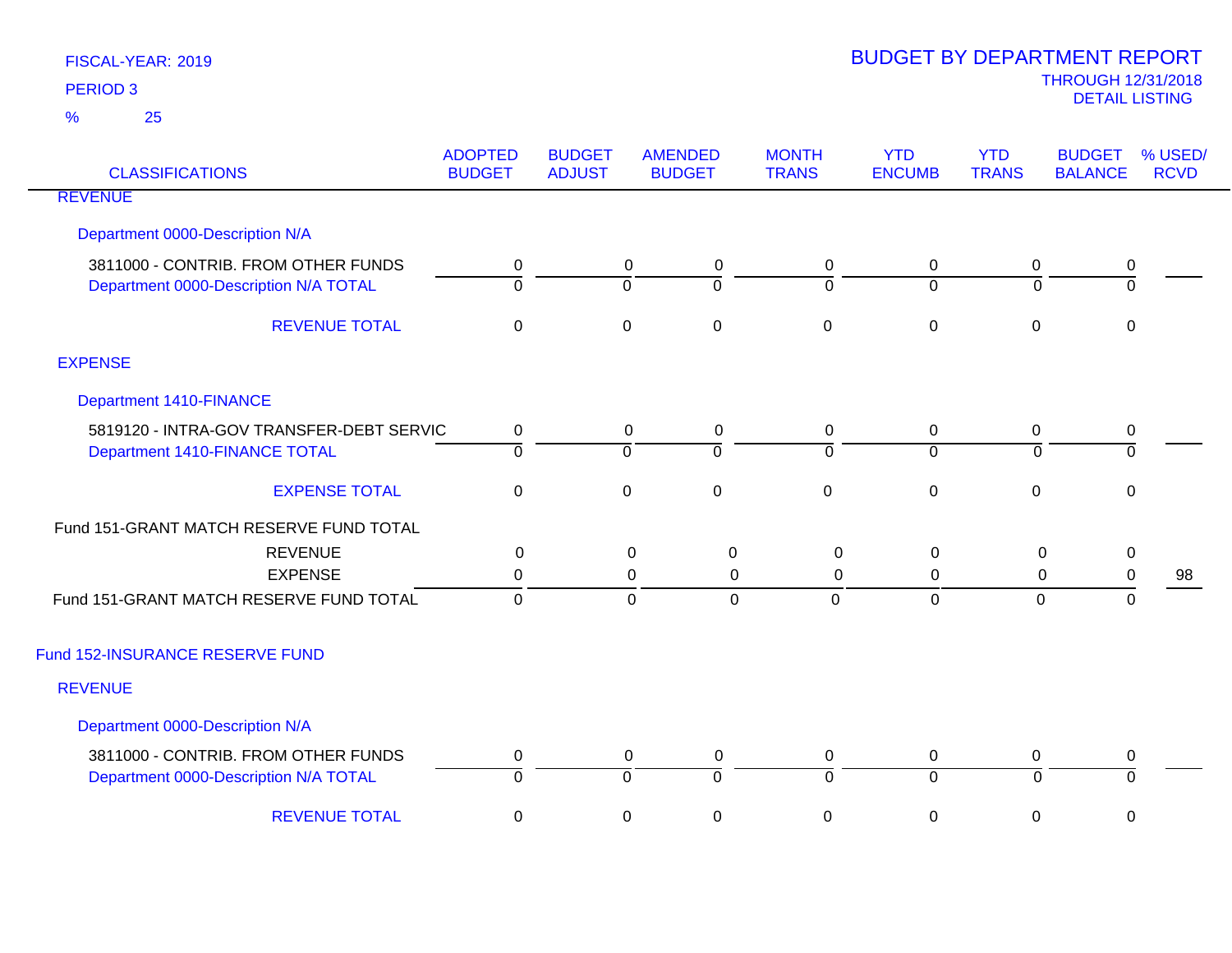FISCAL-YEAR: 2019

PERIOD 3

% 25

# BUDGET BY DEPARTMENT REPORT

THROUGH 12/31/2018

DETAIL LISTING

| CLASSIFICATIONS | ADOPTED BUDGET | BUDGET ADJUST | AMENDED BUDGET | MONTH TRANS | YTD ENCUMB | YTD TRANS | BUDGET BALANCE | % USED/ RCVD |
|---|---|---|---|---|---|---|---|---|
| **REVENUE** | | | | | | | | |
| Department 0000-Description N/A | | | | | | | | |
| 3811000 - CONTRIB. FROM OTHER FUNDS | 0 | 0 | 0 | 0 | 0 | 0 | 0 | |
| Department 0000-Description N/A TOTAL | 0 | 0 | 0 | 0 | 0 | 0 | 0 | |
| REVENUE TOTAL | 0 | 0 | 0 | 0 | 0 | 0 | 0 | |
| **EXPENSE** | | | | | | | | |
| Department 1410-FINANCE | | | | | | | | |
| 5819120 - INTRA-GOV TRANSFER-DEBT SERVIC | 0 | 0 | 0 | 0 | 0 | 0 | 0 | |
| Department 1410-FINANCE TOTAL | 0 | 0 | 0 | 0 | 0 | 0 | 0 | |
| EXPENSE TOTAL | 0 | 0 | 0 | 0 | 0 | 0 | 0 | |
| Fund 151-GRANT MATCH RESERVE FUND TOTAL | | | | | | | | |
| REVENUE | 0 | 0 | 0 | 0 | 0 | 0 | 0 | |
| EXPENSE | 0 | 0 | 0 | 0 | 0 | 0 | 0 | 98 |
| Fund 151-GRANT MATCH RESERVE FUND TOTAL | 0 | 0 | 0 | 0 | 0 | 0 | 0 | |

## Fund 152-INSURANCE RESERVE FUND

| CLASSIFICATIONS | ADOPTED BUDGET | BUDGET ADJUST | AMENDED BUDGET | MONTH TRANS | YTD ENCUMB | YTD TRANS | BUDGET BALANCE | % USED/ RCVD |
|---|---|---|---|---|---|---|---|---|
| **REVENUE** | | | | | | | | |
| Department 0000-Description N/A | | | | | | | | |
| 3811000 - CONTRIB. FROM OTHER FUNDS | 0 | 0 | 0 | 0 | 0 | 0 | 0 | |
| Department 0000-Description N/A TOTAL | 0 | 0 | 0 | 0 | 0 | 0 | 0 | |
| REVENUE TOTAL | 0 | 0 | 0 | 0 | 0 | 0 | 0 | |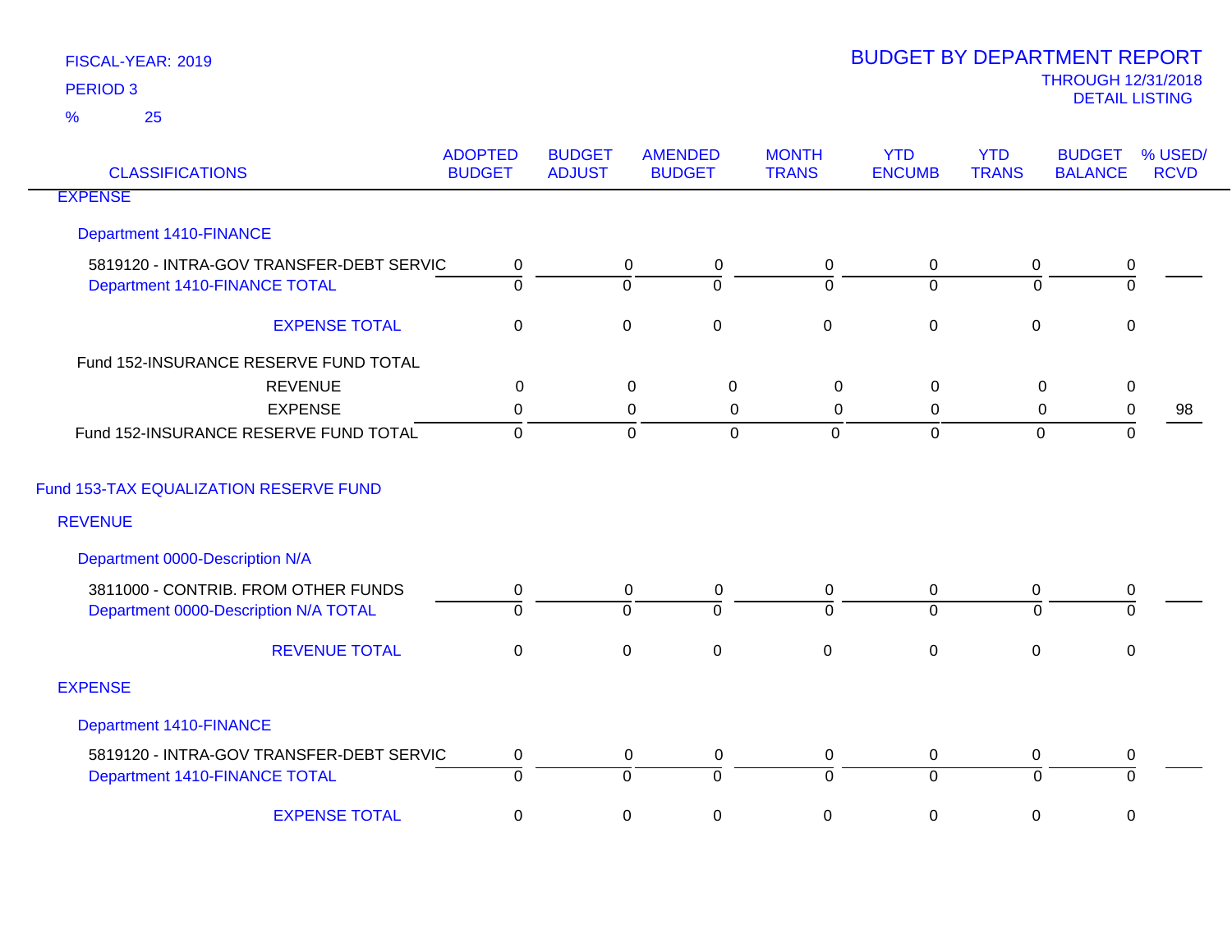FISCAL-YEAR: 2019

PERIOD 3

% 25

# BUDGET BY DEPARTMENT REPORT

THROUGH 12/31/2018
DETAIL LISTING

| CLASSIFICATIONS | ADOPTED BUDGET | BUDGET ADJUST | AMENDED BUDGET | MONTH TRANS | YTD ENCUMB | YTD TRANS | BUDGET BALANCE | % USED/ RCVD |
|---|---|---|---|---|---|---|---|---|
| EXPENSE | | | | | | | | |
| Department 1410-FINANCE | | | | | | | | |
| 5819120 - INTRA-GOV TRANSFER-DEBT SERVIC | 0 | 0 | 0 | 0 | 0 | 0 | 0 | |
| Department 1410-FINANCE TOTAL | 0 | 0 | 0 | 0 | 0 | 0 | 0 | |
| EXPENSE TOTAL | 0 | 0 | 0 | 0 | 0 | 0 | 0 | |
| Fund 152-INSURANCE RESERVE FUND TOTAL | | | | | | | | |
| REVENUE | 0 | 0 | 0 | 0 | 0 | 0 | 0 | |
| EXPENSE | 0 | 0 | 0 | 0 | 0 | 0 | 0 | 98 |
| Fund 152-INSURANCE RESERVE FUND TOTAL | 0 | 0 | 0 | 0 | 0 | 0 | 0 | |
| Fund 153-TAX EQUALIZATION RESERVE FUND | | | | | | | | |
| REVENUE | | | | | | | | |
| Department 0000-Description N/A | | | | | | | | |
| 3811000 - CONTRIB. FROM OTHER FUNDS | 0 | 0 | 0 | 0 | 0 | 0 | 0 | |
| Department 0000-Description N/A TOTAL | 0 | 0 | 0 | 0 | 0 | 0 | 0 | |
| REVENUE TOTAL | 0 | 0 | 0 | 0 | 0 | 0 | 0 | |
| EXPENSE | | | | | | | | |
| Department 1410-FINANCE | | | | | | | | |
| 5819120 - INTRA-GOV TRANSFER-DEBT SERVIC | 0 | 0 | 0 | 0 | 0 | 0 | 0 | |
| Department 1410-FINANCE TOTAL | 0 | 0 | 0 | 0 | 0 | 0 | 0 | |
| EXPENSE TOTAL | 0 | 0 | 0 | 0 | 0 | 0 | 0 | |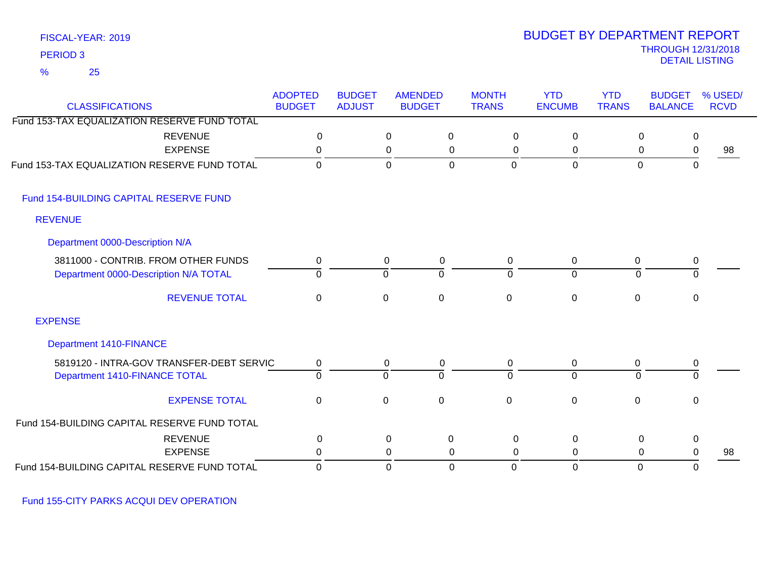FISCAL-YEAR: 2019
PERIOD 3
% 25

# BUDGET BY DEPARTMENT REPORT
THROUGH 12/31/2018
DETAIL LISTING

| CLASSIFICATIONS | ADOPTED BUDGET | BUDGET ADJUST | AMENDED BUDGET | MONTH TRANS | YTD ENCUMB | YTD TRANS | BUDGET BALANCE | % USED/ RCVD |
|---|---|---|---|---|---|---|---|---|
| Fund 153-TAX EQUALIZATION RESERVE FUND TOTAL | | | | | | | | |
| REVENUE | 0 | 0 | 0 | 0 | 0 | 0 | 0 | |
| EXPENSE | 0 | 0 | 0 | 0 | 0 | 0 | 0 | 98 |
| Fund 153-TAX EQUALIZATION RESERVE FUND TOTAL | 0 | 0 | 0 | 0 | 0 | 0 | 0 | |
| **Fund 154-BUILDING CAPITAL RESERVE FUND** | | | | | | | | |
| **REVENUE** | | | | | | | | |
| **Department 0000-Description N/A** | | | | | | | | |
| 3811000 - CONTRIB. FROM OTHER FUNDS | 0 | 0 | 0 | 0 | 0 | 0 | 0 | |
| Department 0000-Description N/A TOTAL | 0 | 0 | 0 | 0 | 0 | 0 | 0 | |
| REVENUE TOTAL | 0 | 0 | 0 | 0 | 0 | 0 | 0 | |
| **EXPENSE** | | | | | | | | |
| **Department 1410-FINANCE** | | | | | | | | |
| 5819120 - INTRA-GOV TRANSFER-DEBT SERVIC | 0 | 0 | 0 | 0 | 0 | 0 | 0 | |
| Department 1410-FINANCE TOTAL | 0 | 0 | 0 | 0 | 0 | 0 | 0 | |
| EXPENSE TOTAL | 0 | 0 | 0 | 0 | 0 | 0 | 0 | |
| Fund 154-BUILDING CAPITAL RESERVE FUND TOTAL | | | | | | | | |
| REVENUE | 0 | 0 | 0 | 0 | 0 | 0 | 0 | |
| EXPENSE | 0 | 0 | 0 | 0 | 0 | 0 | 0 | 98 |
| Fund 154-BUILDING CAPITAL RESERVE FUND TOTAL | 0 | 0 | 0 | 0 | 0 | 0 | 0 | |
| **Fund 155-CITY PARKS ACQUI DEV OPERATION** | | | | | | | | |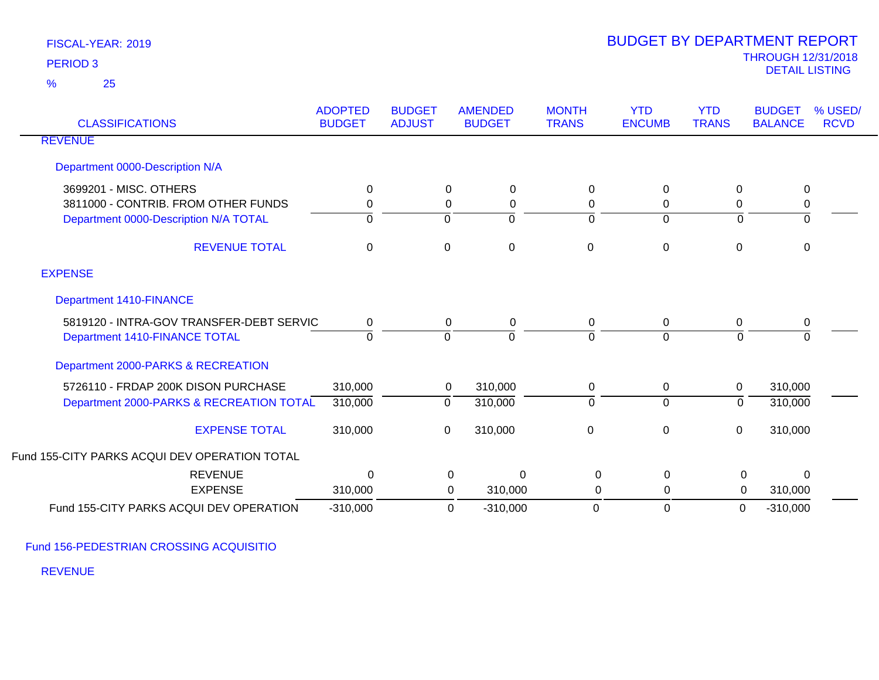FISCAL-YEAR: 2019
PERIOD 3
% 25

# BUDGET BY DEPARTMENT REPORT

THROUGH 12/31/2018
DETAIL LISTING

| CLASSIFICATIONS | ADOPTED BUDGET | BUDGET ADJUST | AMENDED BUDGET | MONTH TRANS | YTD ENCUMB | YTD TRANS | BUDGET BALANCE | % USED/ RCVD |
|---|---|---|---|---|---|---|---|---|
| **REVENUE** | | | | | | | | |
| Department 0000-Description N/A | | | | | | | | |
| 3699201 - MISC. OTHERS | 0 | 0 | 0 | 0 | 0 | 0 | 0 | |
| 3811000 - CONTRIB. FROM OTHER FUNDS | 0 | 0 | 0 | 0 | 0 | 0 | 0 | |
| Department 0000-Description N/A TOTAL | 0 | 0 | 0 | 0 | 0 | 0 | 0 | |
| REVENUE TOTAL | 0 | 0 | 0 | 0 | 0 | 0 | 0 | |
| **EXPENSE** | | | | | | | | |
| Department 1410-FINANCE | | | | | | | | |
| 5819120 - INTRA-GOV TRANSFER-DEBT SERVIC | 0 | 0 | 0 | 0 | 0 | 0 | 0 | |
| Department 1410-FINANCE TOTAL | 0 | 0 | 0 | 0 | 0 | 0 | 0 | |
| Department 2000-PARKS & RECREATION | | | | | | | | |
| 5726110 - FRDAP 200K DISON PURCHASE | 310,000 | 0 | 310,000 | 0 | 0 | 0 | 310,000 | |
| Department 2000-PARKS & RECREATION TOTAL | 310,000 | 0 | 310,000 | 0 | 0 | 0 | 310,000 | |
| EXPENSE TOTAL | 310,000 | 0 | 310,000 | 0 | 0 | 0 | 310,000 | |
| Fund 155-CITY PARKS ACQUI DEV OPERATION TOTAL | | | | | | | | |
| REVENUE | 0 | 0 | 0 | 0 | 0 | 0 | 0 | |
| EXPENSE | 310,000 | 0 | 310,000 | 0 | 0 | 0 | 310,000 | |
| Fund 155-CITY PARKS ACQUI DEV OPERATION | -310,000 | 0 | -310,000 | 0 | 0 | 0 | -310,000 | |

Fund 156-PEDESTRIAN CROSSING ACQUISITIO

REVENUE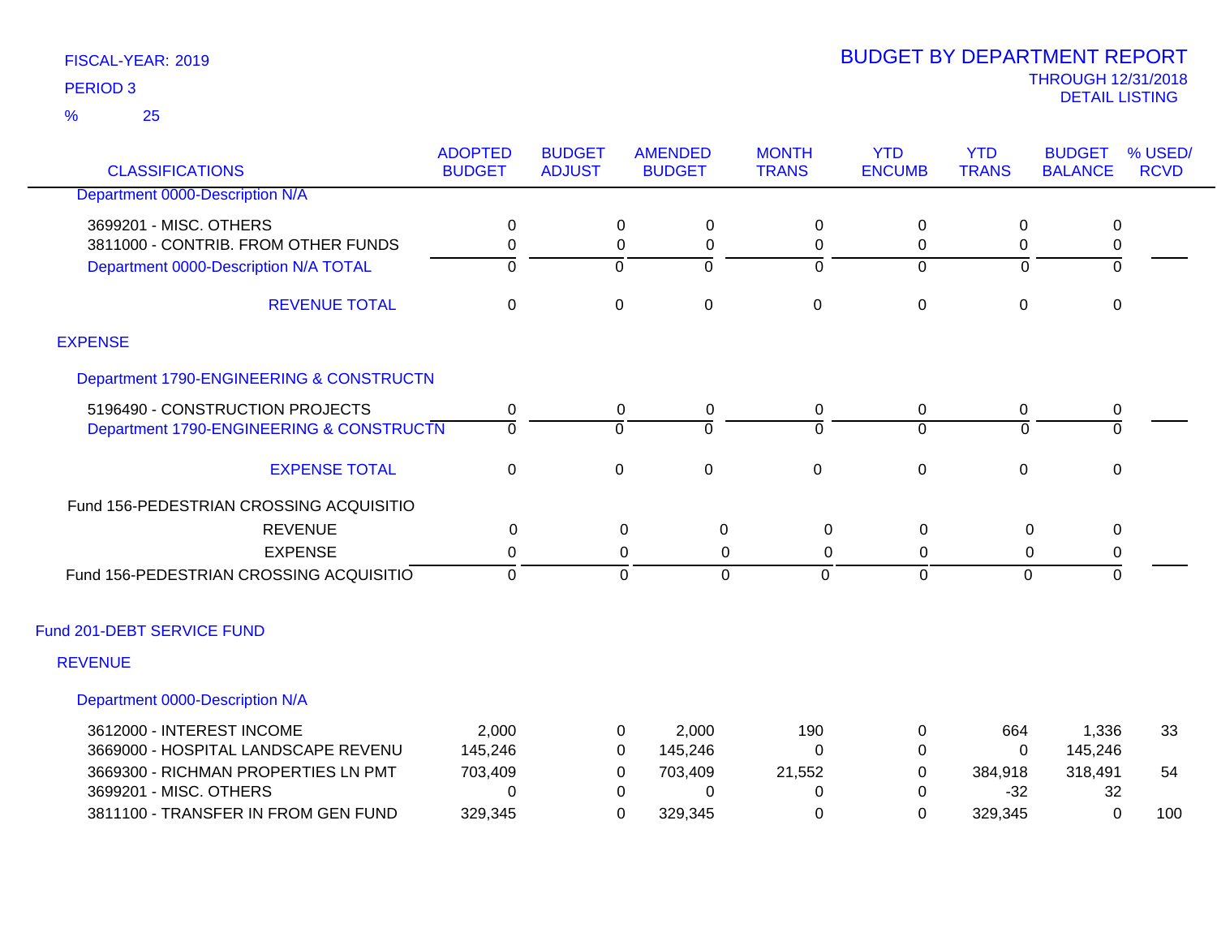FISCAL-YEAR: 2019

PERIOD 3

% 25

# BUDGET BY DEPARTMENT REPORT

THROUGH 12/31/2018

DETAIL LISTING

| CLASSIFICATIONS | ADOPTED BUDGET | BUDGET ADJUST | AMENDED BUDGET | MONTH TRANS | YTD ENCUMB | YTD TRANS | BUDGET BALANCE | % USED/ RCVD |
|---|---|---|---|---|---|---|---|---|
| Department 0000-Description N/A | | | | | | | | |
| 3699201 - MISC. OTHERS | 0 | 0 | 0 | 0 | 0 | 0 | 0 | |
| 3811000 - CONTRIB. FROM OTHER FUNDS | 0 | 0 | 0 | 0 | 0 | 0 | 0 | |
| Department 0000-Description N/A TOTAL | 0 | 0 | 0 | 0 | 0 | 0 | 0 | |
| REVENUE TOTAL | 0 | 0 | 0 | 0 | 0 | 0 | 0 | |
| EXPENSE | | | | | | | | |
| Department 1790-ENGINEERING & CONSTRUCTN | | | | | | | | |
| 5196490 - CONSTRUCTION PROJECTS | 0 | 0 | 0 | 0 | 0 | 0 | 0 | |
| Department 1790-ENGINEERING & CONSTRUCTN | 0 | 0 | 0 | 0 | 0 | 0 | 0 | |
| EXPENSE TOTAL | 0 | 0 | 0 | 0 | 0 | 0 | 0 | |
| Fund 156-PEDESTRIAN CROSSING ACQUISITIO | | | | | | | | |
| REVENUE | 0 | 0 | 0 | 0 | 0 | 0 | 0 | |
| EXPENSE | 0 | 0 | 0 | 0 | 0 | 0 | 0 | |
| Fund 156-PEDESTRIAN CROSSING ACQUISITIO | 0 | 0 | 0 | 0 | 0 | 0 | 0 | |
| Fund 201-DEBT SERVICE FUND | | | | | | | | |
| REVENUE | | | | | | | | |
| Department 0000-Description N/A | | | | | | | | |
| 3612000 - INTEREST INCOME | 2,000 | 0 | 2,000 | 190 | 0 | 664 | 1,336 | 33 |
| 3669000 - HOSPITAL LANDSCAPE REVENU | 145,246 | 0 | 145,246 | 0 | 0 | 0 | 145,246 | |
| 3669300 - RICHMAN PROPERTIES LN PMT | 703,409 | 0 | 703,409 | 21,552 | 0 | 384,918 | 318,491 | 54 |
| 3699201 - MISC. OTHERS | 0 | 0 | 0 | 0 | 0 | -32 | 32 | |
| 3811100 - TRANSFER IN FROM GEN FUND | 329,345 | 0 | 329,345 | 0 | 0 | 329,345 | 0 | 100 |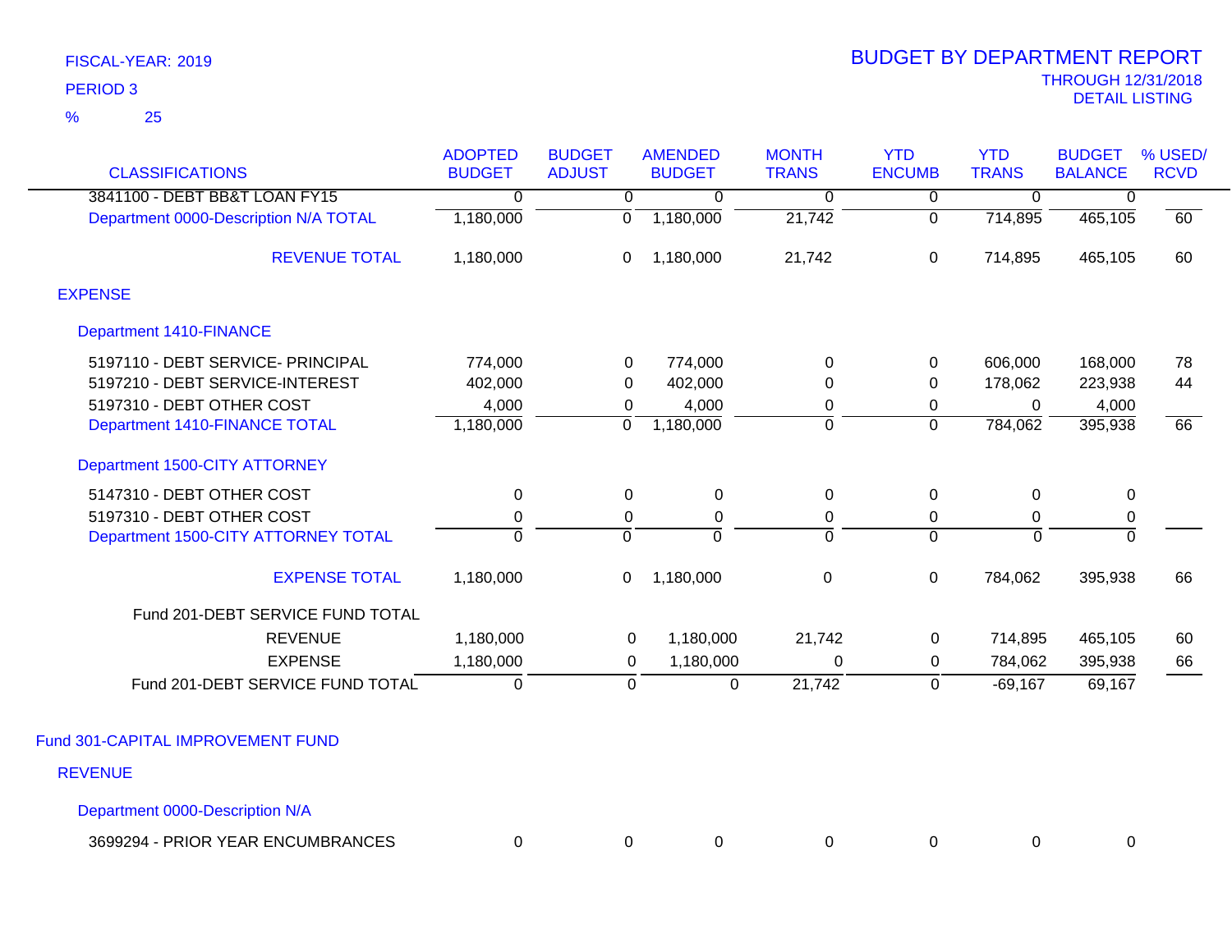FISCAL-YEAR: 2019

PERIOD 3

% 25

# BUDGET BY DEPARTMENT REPORT

THROUGH 12/31/2018

DETAIL LISTING

| CLASSIFICATIONS | ADOPTED BUDGET | BUDGET ADJUST | AMENDED BUDGET | MONTH TRANS | YTD ENCUMB | YTD TRANS | BUDGET BALANCE | % USED/ RCVD |
|---|---|---|---|---|---|---|---|---|
| 3841100 - DEBT BB&T LOAN FY15 | 0 | 0 | 0 | 0 | 0 | 0 | 0 | |
| Department 0000-Description N/A TOTAL | 1,180,000 | 0 | 1,180,000 | 21,742 | 0 | 714,895 | 465,105 | 60 |
| REVENUE TOTAL | 1,180,000 | 0 | 1,180,000 | 21,742 | 0 | 714,895 | 465,105 | 60 |
| **EXPENSE** | | | | | | | | |
| **Department 1410-FINANCE** | | | | | | | | |
| 5197110 - DEBT SERVICE- PRINCIPAL | 774,000 | 0 | 774,000 | 0 | 0 | 606,000 | 168,000 | 78 |
| 5197210 - DEBT SERVICE-INTEREST | 402,000 | 0 | 402,000 | 0 | 0 | 178,062 | 223,938 | 44 |
| 5197310 - DEBT OTHER COST | 4,000 | 0 | 4,000 | 0 | 0 | 0 | 4,000 | |
| Department 1410-FINANCE TOTAL | 1,180,000 | 0 | 1,180,000 | 0 | 0 | 784,062 | 395,938 | 66 |
| **Department 1500-CITY ATTORNEY** | | | | | | | | |
| 5147310 - DEBT OTHER COST | 0 | 0 | 0 | 0 | 0 | 0 | 0 | |
| 5197310 - DEBT OTHER COST | 0 | 0 | 0 | 0 | 0 | 0 | 0 | |
| Department 1500-CITY ATTORNEY TOTAL | 0 | 0 | 0 | 0 | 0 | 0 | 0 | |
| EXPENSE TOTAL | 1,180,000 | 0 | 1,180,000 | 0 | 0 | 784,062 | 395,938 | 66 |
| Fund 201-DEBT SERVICE FUND TOTAL | | | | | | | | |
| REVENUE | 1,180,000 | 0 | 1,180,000 | 21,742 | 0 | 714,895 | 465,105 | 60 |
| EXPENSE | 1,180,000 | 0 | 1,180,000 | 0 | 0 | 784,062 | 395,938 | 66 |
| Fund 201-DEBT SERVICE FUND TOTAL | 0 | 0 | 0 | 21,742 | 0 | -69,167 | 69,167 | |

## Fund 301-CAPITAL IMPROVEMENT FUND

### REVENUE

#### Department 0000-Description N/A

| CLASSIFICATIONS | ADOPTED BUDGET | BUDGET ADJUST | AMENDED BUDGET | MONTH TRANS | YTD ENCUMB | YTD TRANS | BUDGET BALANCE | % USED/ RCVD |
|---|---|---|---|---|---|---|---|---|
| 3699294 - PRIOR YEAR ENCUMBRANCES | 0 | 0 | 0 | 0 | 0 | 0 | 0 | |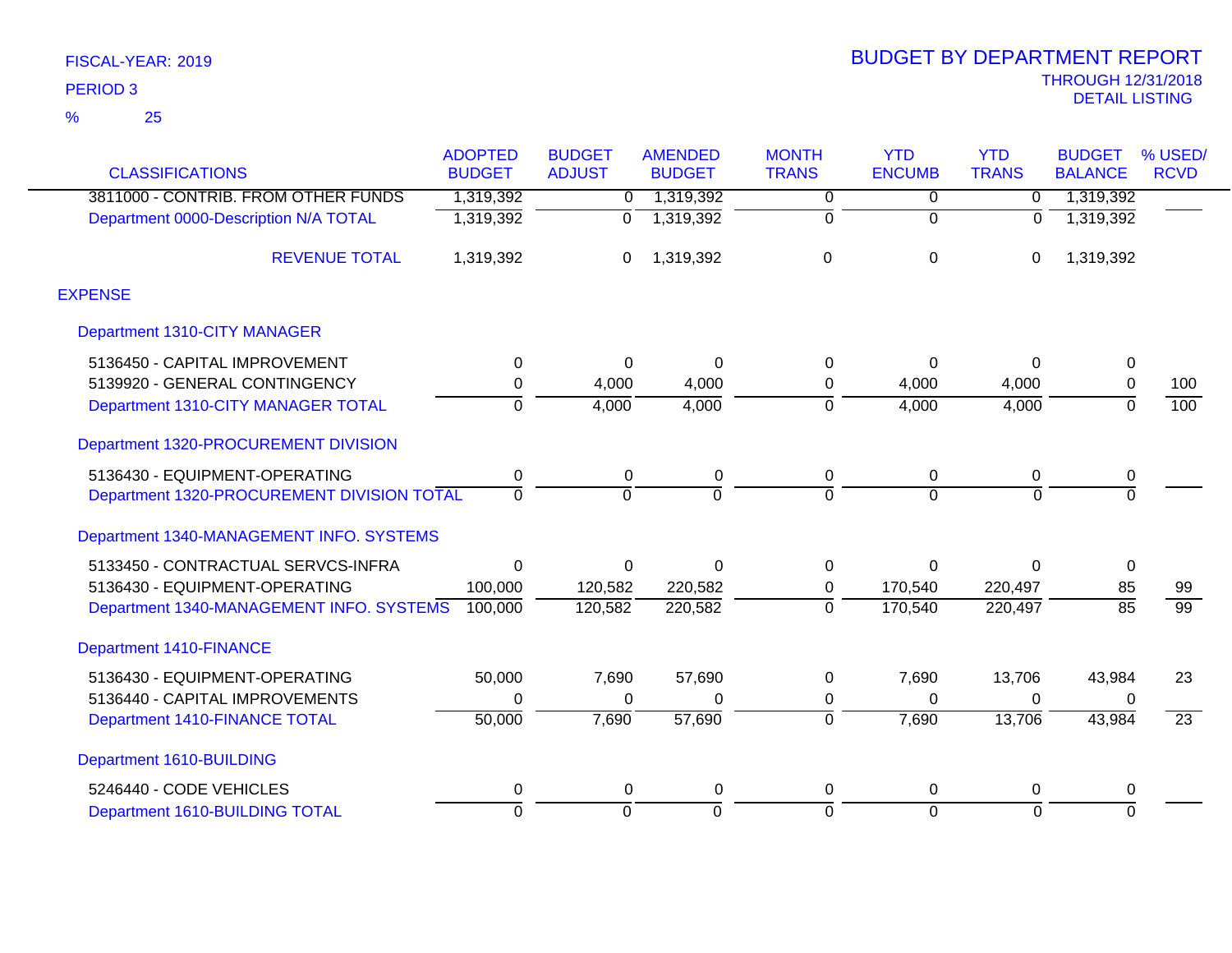FISCAL-YEAR: 2019

PERIOD 3

% 25

# BUDGET BY DEPARTMENT REPORT

THROUGH 12/31/2018

DETAIL LISTING

| CLASSIFICATIONS | ADOPTED BUDGET | BUDGET ADJUST | AMENDED BUDGET | MONTH TRANS | YTD ENCUMB | YTD TRANS | BUDGET BALANCE | % USED/ RCVD |
|---|---|---|---|---|---|---|---|---|
| 3811000 - CONTRIB. FROM OTHER FUNDS | 1,319,392 | 0 | 1,319,392 | 0 | 0 | 0 | 1,319,392 | |
| Department 0000-Description N/A TOTAL | 1,319,392 | 0 | 1,319,392 | 0 | 0 | 0 | 1,319,392 | |
| REVENUE TOTAL | 1,319,392 | 0 | 1,319,392 | 0 | 0 | 0 | 1,319,392 | |
| **EXPENSE** | | | | | | | | |
| Department 1310-CITY MANAGER | | | | | | | | |
| 5136450 - CAPITAL IMPROVEMENT | 0 | 0 | 0 | 0 | 0 | 0 | 0 | |
| 5139920 - GENERAL CONTINGENCY | 0 | 4,000 | 4,000 | 0 | 4,000 | 4,000 | 0 | 100 |
| Department 1310-CITY MANAGER TOTAL | 0 | 4,000 | 4,000 | 0 | 4,000 | 4,000 | 0 | 100 |
| Department 1320-PROCUREMENT DIVISION | | | | | | | | |
| 5136430 - EQUIPMENT-OPERATING | 0 | 0 | 0 | 0 | 0 | 0 | 0 | |
| Department 1320-PROCUREMENT DIVISION TOTAL | 0 | 0 | 0 | 0 | 0 | 0 | 0 | |
| Department 1340-MANAGEMENT INFO. SYSTEMS | | | | | | | | |
| 5133450 - CONTRACTUAL SERVCS-INFRA | 0 | 0 | 0 | 0 | 0 | 0 | 0 | |
| 5136430 - EQUIPMENT-OPERATING | 100,000 | 120,582 | 220,582 | 0 | 170,540 | 220,497 | 85 | 99 |
| Department 1340-MANAGEMENT INFO. SYSTEMS | 100,000 | 120,582 | 220,582 | 0 | 170,540 | 220,497 | 85 | 99 |
| Department 1410-FINANCE | | | | | | | | |
| 5136430 - EQUIPMENT-OPERATING | 50,000 | 7,690 | 57,690 | 0 | 7,690 | 13,706 | 43,984 | 23 |
| 5136440 - CAPITAL IMPROVEMENTS | 0 | 0 | 0 | 0 | 0 | 0 | 0 | |
| Department 1410-FINANCE TOTAL | 50,000 | 7,690 | 57,690 | 0 | 7,690 | 13,706 | 43,984 | 23 |
| Department 1610-BUILDING | | | | | | | | |
| 5246440 - CODE VEHICLES | 0 | 0 | 0 | 0 | 0 | 0 | 0 | |
| Department 1610-BUILDING TOTAL | 0 | 0 | 0 | 0 | 0 | 0 | 0 | |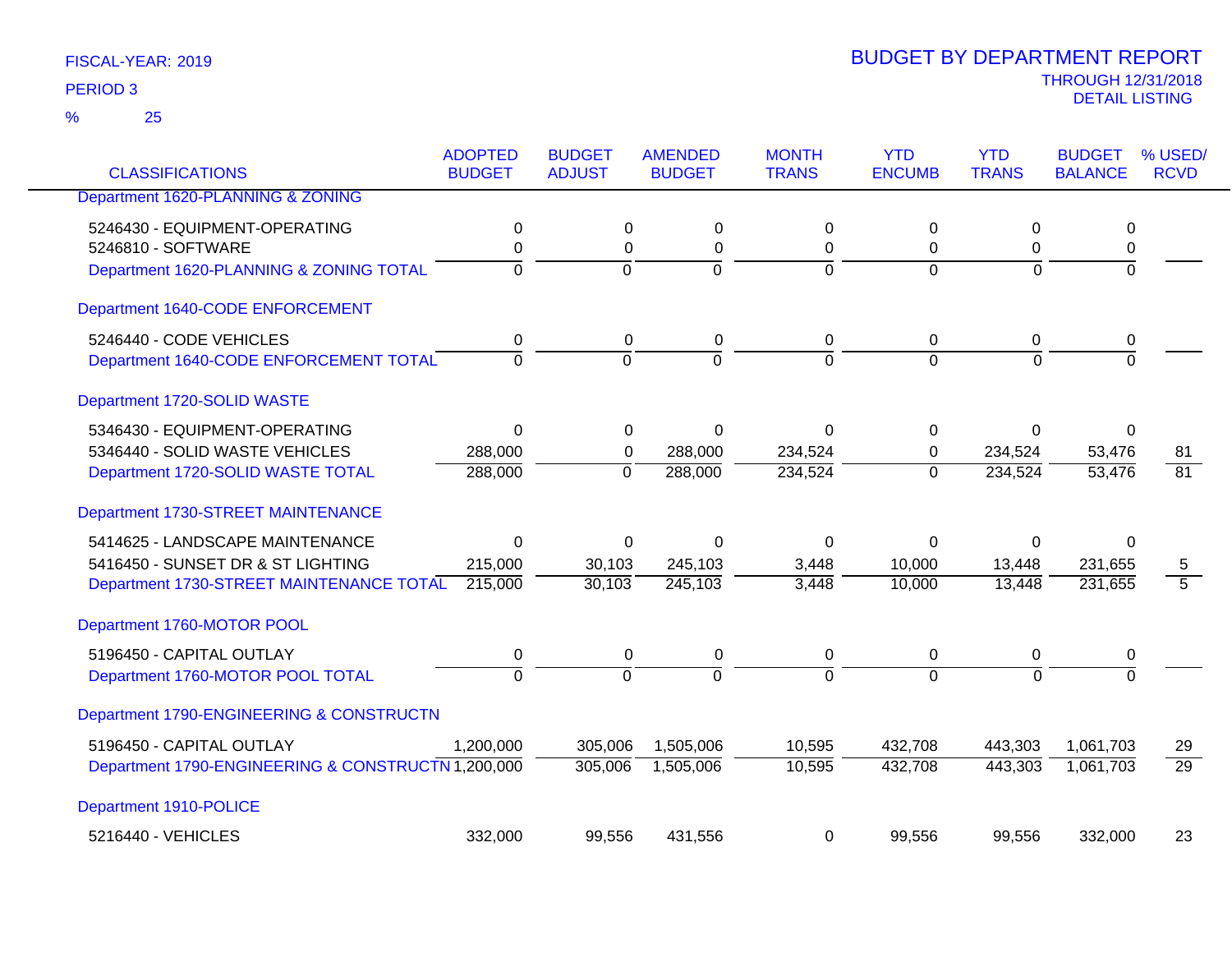FISCAL-YEAR: 2019

PERIOD 3

% 25

# BUDGET BY DEPARTMENT REPORT

THROUGH 12/31/2018

DETAIL LISTING

| CLASSIFICATIONS | ADOPTED BUDGET | BUDGET ADJUST | AMENDED BUDGET | MONTH TRANS | YTD ENCUMB | YTD TRANS | BUDGET BALANCE | % USED/ RCVD |
|---|---|---|---|---|---|---|---|---|
| Department 1620-PLANNING & ZONING | | | | | | | | |
| 5246430 - EQUIPMENT-OPERATING | 0 | 0 | 0 | 0 | 0 | 0 | 0 | |
| 5246810 - SOFTWARE | 0 | 0 | 0 | 0 | 0 | 0 | 0 | |
| Department 1620-PLANNING & ZONING TOTAL | 0 | 0 | 0 | 0 | 0 | 0 | 0 | |
| Department 1640-CODE ENFORCEMENT | | | | | | | | |
| 5246440 - CODE VEHICLES | 0 | 0 | 0 | 0 | 0 | 0 | 0 | |
| Department 1640-CODE ENFORCEMENT TOTAL | 0 | 0 | 0 | 0 | 0 | 0 | 0 | |
| Department 1720-SOLID WASTE | | | | | | | | |
| 5346430 - EQUIPMENT-OPERATING | 0 | 0 | 0 | 0 | 0 | 0 | 0 | |
| 5346440 - SOLID WASTE VEHICLES | 288,000 | 0 | 288,000 | 234,524 | 0 | 234,524 | 53,476 | 81 |
| Department 1720-SOLID WASTE TOTAL | 288,000 | 0 | 288,000 | 234,524 | 0 | 234,524 | 53,476 | 81 |
| Department 1730-STREET MAINTENANCE | | | | | | | | |
| 5414625 - LANDSCAPE MAINTENANCE | 0 | 0 | 0 | 0 | 0 | 0 | 0 | |
| 5416450 - SUNSET DR & ST LIGHTING | 215,000 | 30,103 | 245,103 | 3,448 | 10,000 | 13,448 | 231,655 | 5 |
| Department 1730-STREET MAINTENANCE TOTAL | 215,000 | 30,103 | 245,103 | 3,448 | 10,000 | 13,448 | 231,655 | 5 |
| Department 1760-MOTOR POOL | | | | | | | | |
| 5196450 - CAPITAL OUTLAY | 0 | 0 | 0 | 0 | 0 | 0 | 0 | |
| Department 1760-MOTOR POOL TOTAL | 0 | 0 | 0 | 0 | 0 | 0 | 0 | |
| Department 1790-ENGINEERING & CONSTRUCTN | | | | | | | | |
| 5196450 - CAPITAL OUTLAY | 1,200,000 | 305,006 | 1,505,006 | 10,595 | 432,708 | 443,303 | 1,061,703 | 29 |
| Department 1790-ENGINEERING & CONSTRUCTN | 1,200,000 | 305,006 | 1,505,006 | 10,595 | 432,708 | 443,303 | 1,061,703 | 29 |
| Department 1910-POLICE | | | | | | | | |
| 5216440 - VEHICLES | 332,000 | 99,556 | 431,556 | 0 | 99,556 | 99,556 | 332,000 | 23 |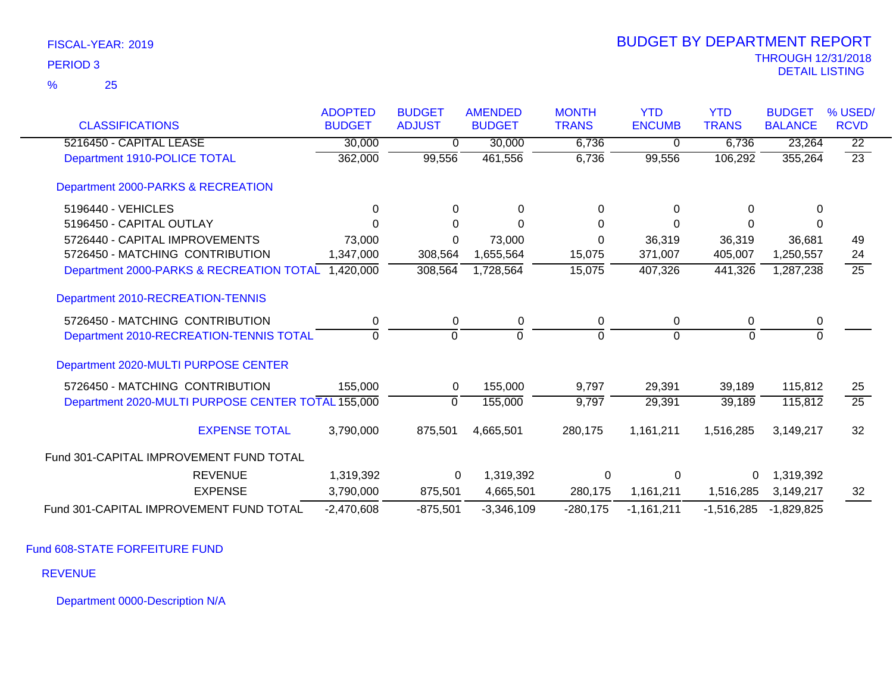FISCAL-YEAR: 2019

PERIOD 3

% 25

# BUDGET BY DEPARTMENT REPORT

THROUGH 12/31/2018

DETAIL LISTING

| CLASSIFICATIONS | ADOPTED BUDGET | BUDGET ADJUST | AMENDED BUDGET | MONTH TRANS | YTD ENCUMB | YTD TRANS | BUDGET BALANCE | % USED/ RCVD |
|---|---|---|---|---|---|---|---|---|
| 5216450 - CAPITAL LEASE | 30,000 | 0 | 30,000 | 6,736 | 0 | 6,736 | 23,264 | 22 |
| Department 1910-POLICE TOTAL | 362,000 | 99,556 | 461,556 | 6,736 | 99,556 | 106,292 | 355,264 | 23 |
| Department 2000-PARKS & RECREATION | | | | | | | | |
| 5196440 - VEHICLES | 0 | 0 | 0 | 0 | 0 | 0 | 0 | |
| 5196450 - CAPITAL OUTLAY | 0 | 0 | 0 | 0 | 0 | 0 | 0 | |
| 5726440 - CAPITAL IMPROVEMENTS | 73,000 | 0 | 73,000 | 0 | 36,319 | 36,319 | 36,681 | 49 |
| 5726450 - MATCHING CONTRIBUTION | 1,347,000 | 308,564 | 1,655,564 | 15,075 | 371,007 | 405,007 | 1,250,557 | 24 |
| Department 2000-PARKS & RECREATION TOTAL | 1,420,000 | 308,564 | 1,728,564 | 15,075 | 407,326 | 441,326 | 1,287,238 | 25 |
| Department 2010-RECREATION-TENNIS | | | | | | | | |
| 5726450 - MATCHING CONTRIBUTION | 0 | 0 | 0 | 0 | 0 | 0 | 0 | |
| Department 2010-RECREATION-TENNIS TOTAL | 0 | 0 | 0 | 0 | 0 | 0 | 0 | |
| Department 2020-MULTI PURPOSE CENTER | | | | | | | | |
| 5726450 - MATCHING CONTRIBUTION | 155,000 | 0 | 155,000 | 9,797 | 29,391 | 39,189 | 115,812 | 25 |
| Department 2020-MULTI PURPOSE CENTER TOTAL | 155,000 | 0 | 155,000 | 9,797 | 29,391 | 39,189 | 115,812 | 25 |
| EXPENSE TOTAL | 3,790,000 | 875,501 | 4,665,501 | 280,175 | 1,161,211 | 1,516,285 | 3,149,217 | 32 |
| Fund 301-CAPITAL IMPROVEMENT FUND TOTAL | | | | | | | | |
| REVENUE | 1,319,392 | 0 | 1,319,392 | 0 | 0 | 0 | 1,319,392 | |
| EXPENSE | 3,790,000 | 875,501 | 4,665,501 | 280,175 | 1,161,211 | 1,516,285 | 3,149,217 | 32 |
| Fund 301-CAPITAL IMPROVEMENT FUND TOTAL | -2,470,608 | -875,501 | -3,346,109 | -280,175 | -1,161,211 | -1,516,285 | -1,829,825 | |

Fund 608-STATE FORFEITURE FUND

REVENUE

Department 0000-Description N/A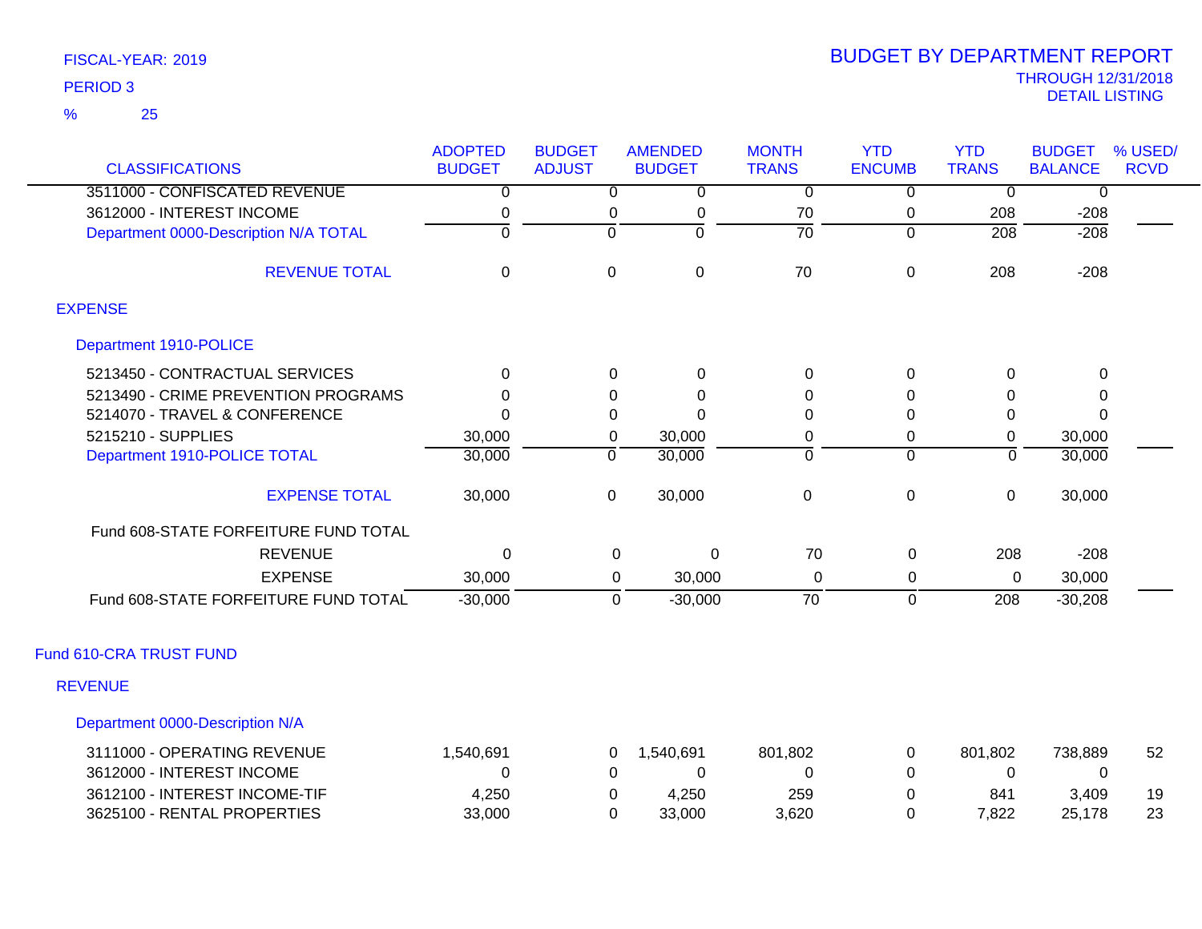FISCAL-YEAR: 2019

PERIOD 3

% 25

# BUDGET BY DEPARTMENT REPORT

THROUGH 12/31/2018

DETAIL LISTING

| CLASSIFICATIONS | ADOPTED BUDGET | BUDGET ADJUST | AMENDED BUDGET | MONTH TRANS | YTD ENCUMB | YTD TRANS | BUDGET BALANCE | % USED/ RCVD |
|---|---|---|---|---|---|---|---|---|
| 3511000 - CONFISCATED REVENUE | 0 | 0 | 0 | 0 | 0 | 0 | 0 | |
| 3612000 - INTEREST INCOME | 0 | 0 | 0 | 70 | 0 | 208 | -208 | |
| Department 0000-Description N/A TOTAL | 0 | 0 | 0 | 70 | 0 | 208 | -208 | |
| REVENUE TOTAL | 0 | 0 | 0 | 70 | 0 | 208 | -208 | |
| **EXPENSE** | | | | | | | | |
| Department 1910-POLICE | | | | | | | | |
| 5213450 - CONTRACTUAL SERVICES | 0 | 0 | 0 | 0 | 0 | 0 | 0 | |
| 5213490 - CRIME PREVENTION PROGRAMS | 0 | 0 | 0 | 0 | 0 | 0 | 0 | |
| 5214070 - TRAVEL & CONFERENCE | 0 | 0 | 0 | 0 | 0 | 0 | 0 | |
| 5215210 - SUPPLIES | 30,000 | 0 | 30,000 | 0 | 0 | 0 | 30,000 | |
| Department 1910-POLICE TOTAL | 30,000 | 0 | 30,000 | 0 | 0 | 0 | 30,000 | |
| EXPENSE TOTAL | 30,000 | 0 | 30,000 | 0 | 0 | 0 | 30,000 | |
| Fund 608-STATE FORFEITURE FUND TOTAL | | | | | | | | |
| REVENUE | 0 | 0 | 0 | 70 | 0 | 208 | -208 | |
| EXPENSE | 30,000 | 0 | 30,000 | 0 | 0 | 0 | 30,000 | |
| Fund 608-STATE FORFEITURE FUND TOTAL | -30,000 | 0 | -30,000 | 70 | 0 | 208 | -30,208 | |
| **Fund 610-CRA TRUST FUND** | | | | | | | | |
| **REVENUE** | | | | | | | | |
| Department 0000-Description N/A | | | | | | | | |
| 3111000 - OPERATING REVENUE | 1,540,691 | 0 | 1,540,691 | 801,802 | 0 | 801,802 | 738,889 | 52 |
| 3612000 - INTEREST INCOME | 0 | 0 | 0 | 0 | 0 | 0 | 0 | |
| 3612100 - INTEREST INCOME-TIF | 4,250 | 0 | 4,250 | 259 | 0 | 841 | 3,409 | 19 |
| 3625100 - RENTAL PROPERTIES | 33,000 | 0 | 33,000 | 3,620 | 0 | 7,822 | 25,178 | 23 |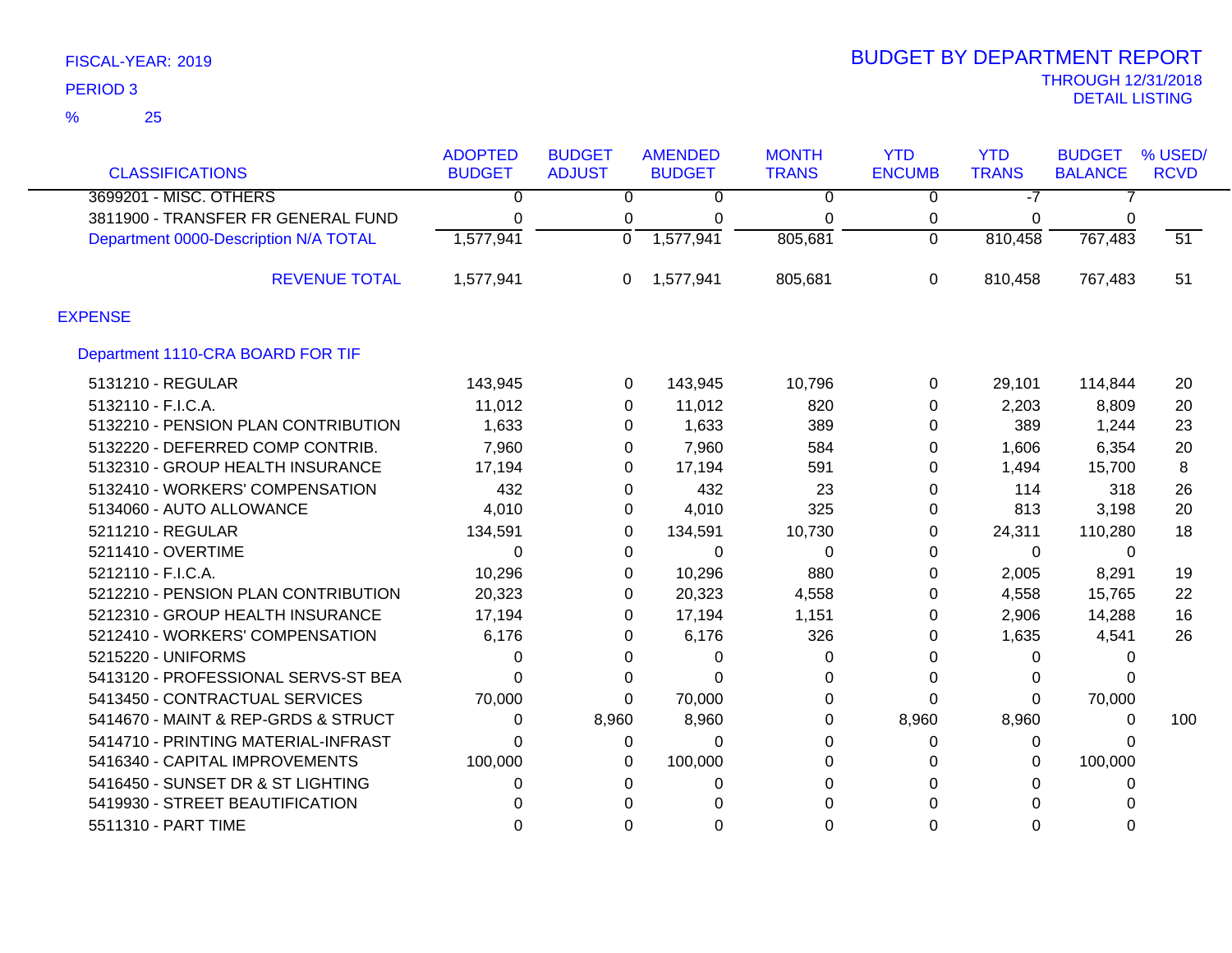FISCAL-YEAR: 2019

PERIOD 3

% 25

# BUDGET BY DEPARTMENT REPORT

THROUGH 12/31/2018

DETAIL LISTING

| CLASSIFICATIONS | ADOPTED BUDGET | BUDGET ADJUST | AMENDED BUDGET | MONTH TRANS | YTD ENCUMB | YTD TRANS | BUDGET BALANCE | % USED/ RCVD |
|---|---|---|---|---|---|---|---|---|
| 3699201 - MISC. OTHERS | 0 | 0 | 0 | 0 | 0 | -7 | 7 | |
| 3811900 - TRANSFER FR GENERAL FUND | 0 | 0 | 0 | 0 | 0 | 0 | 0 | |
| Department 0000-Description N/A TOTAL | 1,577,941 | 0 | 1,577,941 | 805,681 | 0 | 810,458 | 767,483 | 51 |
| REVENUE TOTAL | 1,577,941 | 0 | 1,577,941 | 805,681 | 0 | 810,458 | 767,483 | 51 |
| **EXPENSE** | | | | | | | | |
| **Department 1110-CRA BOARD FOR TIF** | | | | | | | | |
| 5131210 - REGULAR | 143,945 | 0 | 143,945 | 10,796 | 0 | 29,101 | 114,844 | 20 |
| 5132110 - F.I.C.A. | 11,012 | 0 | 11,012 | 820 | 0 | 2,203 | 8,809 | 20 |
| 5132210 - PENSION PLAN CONTRIBUTION | 1,633 | 0 | 1,633 | 389 | 0 | 389 | 1,244 | 23 |
| 5132220 - DEFERRED COMP CONTRIB. | 7,960 | 0 | 7,960 | 584 | 0 | 1,606 | 6,354 | 20 |
| 5132310 - GROUP HEALTH INSURANCE | 17,194 | 0 | 17,194 | 591 | 0 | 1,494 | 15,700 | 8 |
| 5132410 - WORKERS' COMPENSATION | 432 | 0 | 432 | 23 | 0 | 114 | 318 | 26 |
| 5134060 - AUTO ALLOWANCE | 4,010 | 0 | 4,010 | 325 | 0 | 813 | 3,198 | 20 |
| 5211210 - REGULAR | 134,591 | 0 | 134,591 | 10,730 | 0 | 24,311 | 110,280 | 18 |
| 5211410 - OVERTIME | 0 | 0 | 0 | 0 | 0 | 0 | 0 | |
| 5212110 - F.I.C.A. | 10,296 | 0 | 10,296 | 880 | 0 | 2,005 | 8,291 | 19 |
| 5212210 - PENSION PLAN CONTRIBUTION | 20,323 | 0 | 20,323 | 4,558 | 0 | 4,558 | 15,765 | 22 |
| 5212310 - GROUP HEALTH INSURANCE | 17,194 | 0 | 17,194 | 1,151 | 0 | 2,906 | 14,288 | 16 |
| 5212410 - WORKERS' COMPENSATION | 6,176 | 0 | 6,176 | 326 | 0 | 1,635 | 4,541 | 26 |
| 5215220 - UNIFORMS | 0 | 0 | 0 | 0 | 0 | 0 | 0 | |
| 5413120 - PROFESSIONAL SERVS-ST BEA | 0 | 0 | 0 | 0 | 0 | 0 | 0 | |
| 5413450 - CONTRACTUAL SERVICES | 70,000 | 0 | 70,000 | 0 | 0 | 0 | 70,000 | |
| 5414670 - MAINT & REP-GRDS & STRUCT | 0 | 8,960 | 8,960 | 0 | 8,960 | 8,960 | 0 | 100 |
| 5414710 - PRINTING MATERIAL-INFRAST | 0 | 0 | 0 | 0 | 0 | 0 | 0 | |
| 5416340 - CAPITAL IMPROVEMENTS | 100,000 | 0 | 100,000 | 0 | 0 | 0 | 100,000 | |
| 5416450 - SUNSET DR & ST LIGHTING | 0 | 0 | 0 | 0 | 0 | 0 | 0 | |
| 5419930 - STREET BEAUTIFICATION | 0 | 0 | 0 | 0 | 0 | 0 | 0 | |
| 5511310 - PART TIME | 0 | 0 | 0 | 0 | 0 | 0 | 0 | |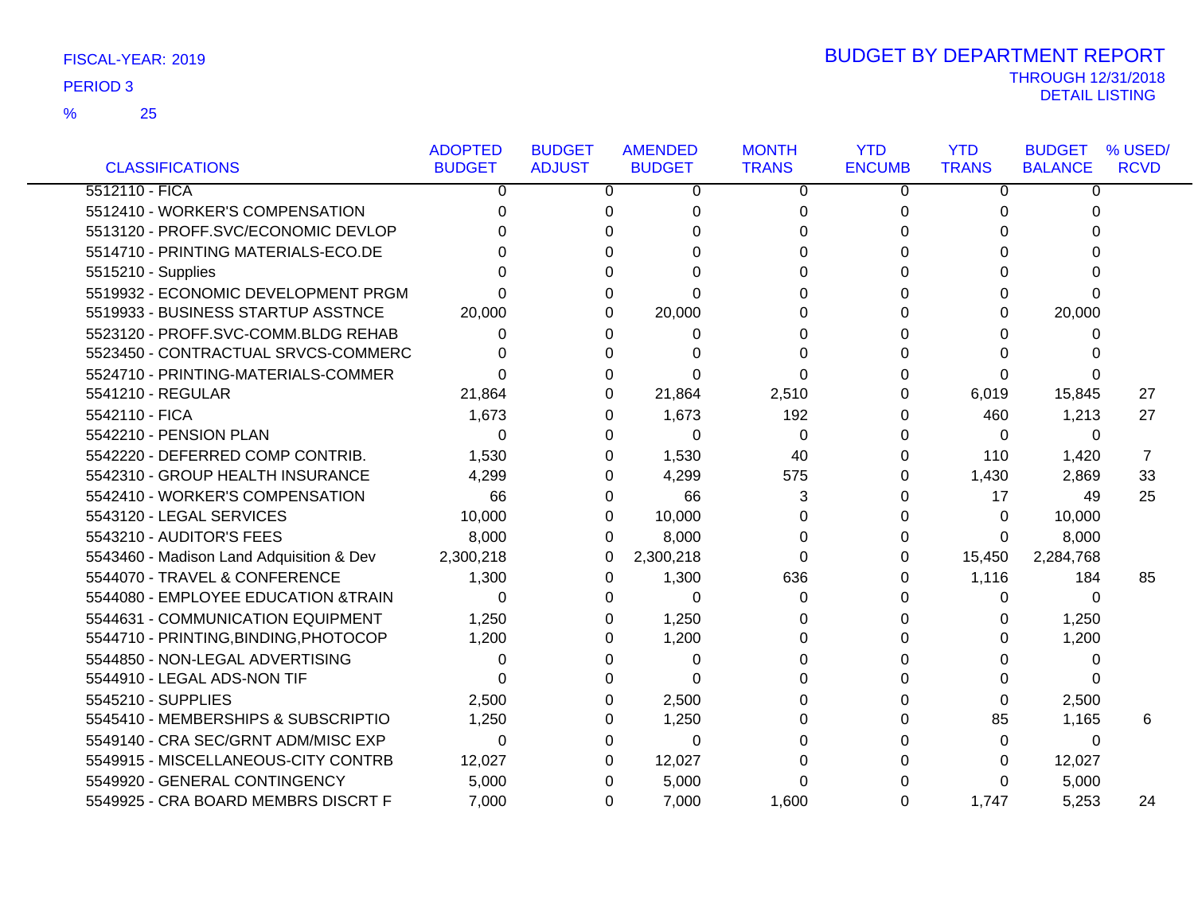FISCAL-YEAR: 2019

PERIOD 3

% 25

# BUDGET BY DEPARTMENT REPORT

THROUGH 12/31/2018

DETAIL LISTING

| CLASSIFICATIONS | ADOPTED BUDGET | BUDGET ADJUST | AMENDED BUDGET | MONTH TRANS | YTD ENCUMB | YTD TRANS | BUDGET BALANCE | % USED/ RCVD |
|---|---|---|---|---|---|---|---|---|
| 5512110 - FICA | 0 | 0 | 0 | 0 | 0 | 0 | 0 | |
| 5512410 - WORKER'S COMPENSATION | 0 | 0 | 0 | 0 | 0 | 0 | 0 | |
| 5513120 - PROFF.SVC/ECONOMIC DEVLOP | 0 | 0 | 0 | 0 | 0 | 0 | 0 | |
| 5514710 - PRINTING MATERIALS-ECO.DE | 0 | 0 | 0 | 0 | 0 | 0 | 0 | |
| 5515210 - Supplies | 0 | 0 | 0 | 0 | 0 | 0 | 0 | |
| 5519932 - ECONOMIC DEVELOPMENT PRGM | 0 | 0 | 0 | 0 | 0 | 0 | 0 | |
| 5519933 - BUSINESS STARTUP ASSTNCE | 20,000 | 0 | 20,000 | 0 | 0 | 0 | 20,000 | |
| 5523120 - PROFF.SVC-COMM.BLDG REHAB | 0 | 0 | 0 | 0 | 0 | 0 | 0 | |
| 5523450 - CONTRACTUAL SRVCS-COMMERC | 0 | 0 | 0 | 0 | 0 | 0 | 0 | |
| 5524710 - PRINTING-MATERIALS-COMMER | 0 | 0 | 0 | 0 | 0 | 0 | 0 | |
| 5541210 - REGULAR | 21,864 | 0 | 21,864 | 2,510 | 0 | 6,019 | 15,845 | 27 |
| 5542110 - FICA | 1,673 | 0 | 1,673 | 192 | 0 | 460 | 1,213 | 27 |
| 5542210 - PENSION PLAN | 0 | 0 | 0 | 0 | 0 | 0 | 0 | |
| 5542220 - DEFERRED COMP CONTRIB. | 1,530 | 0 | 1,530 | 40 | 0 | 110 | 1,420 | 7 |
| 5542310 - GROUP HEALTH INSURANCE | 4,299 | 0 | 4,299 | 575 | 0 | 1,430 | 2,869 | 33 |
| 5542410 - WORKER'S COMPENSATION | 66 | 0 | 66 | 3 | 0 | 17 | 49 | 25 |
| 5543120 - LEGAL SERVICES | 10,000 | 0 | 10,000 | 0 | 0 | 0 | 10,000 | |
| 5543210 - AUDITOR'S FEES | 8,000 | 0 | 8,000 | 0 | 0 | 0 | 8,000 | |
| 5543460 - Madison Land Adquisition & Dev | 2,300,218 | 0 | 2,300,218 | 0 | 0 | 15,450 | 2,284,768 | |
| 5544070 - TRAVEL & CONFERENCE | 1,300 | 0 | 1,300 | 636 | 0 | 1,116 | 184 | 85 |
| 5544080 - EMPLOYEE EDUCATION &TRAIN | 0 | 0 | 0 | 0 | 0 | 0 | 0 | |
| 5544631 - COMMUNICATION EQUIPMENT | 1,250 | 0 | 1,250 | 0 | 0 | 0 | 1,250 | |
| 5544710 - PRINTING,BINDING,PHOTOCOP | 1,200 | 0 | 1,200 | 0 | 0 | 0 | 1,200 | |
| 5544850 - NON-LEGAL ADVERTISING | 0 | 0 | 0 | 0 | 0 | 0 | 0 | |
| 5544910 - LEGAL ADS-NON TIF | 0 | 0 | 0 | 0 | 0 | 0 | 0 | |
| 5545210 - SUPPLIES | 2,500 | 0 | 2,500 | 0 | 0 | 0 | 2,500 | |
| 5545410 - MEMBERSHIPS & SUBSCRIPTIO | 1,250 | 0 | 1,250 | 0 | 0 | 85 | 1,165 | 6 |
| 5549140 - CRA SEC/GRNT ADM/MISC EXP | 0 | 0 | 0 | 0 | 0 | 0 | 0 | |
| 5549915 - MISCELLANEOUS-CITY CONTRB | 12,027 | 0 | 12,027 | 0 | 0 | 0 | 12,027 | |
| 5549920 - GENERAL CONTINGENCY | 5,000 | 0 | 5,000 | 0 | 0 | 0 | 5,000 | |
| 5549925 - CRA BOARD MEMBRS DISCRT F | 7,000 | 0 | 7,000 | 1,600 | 0 | 1,747 | 5,253 | 24 |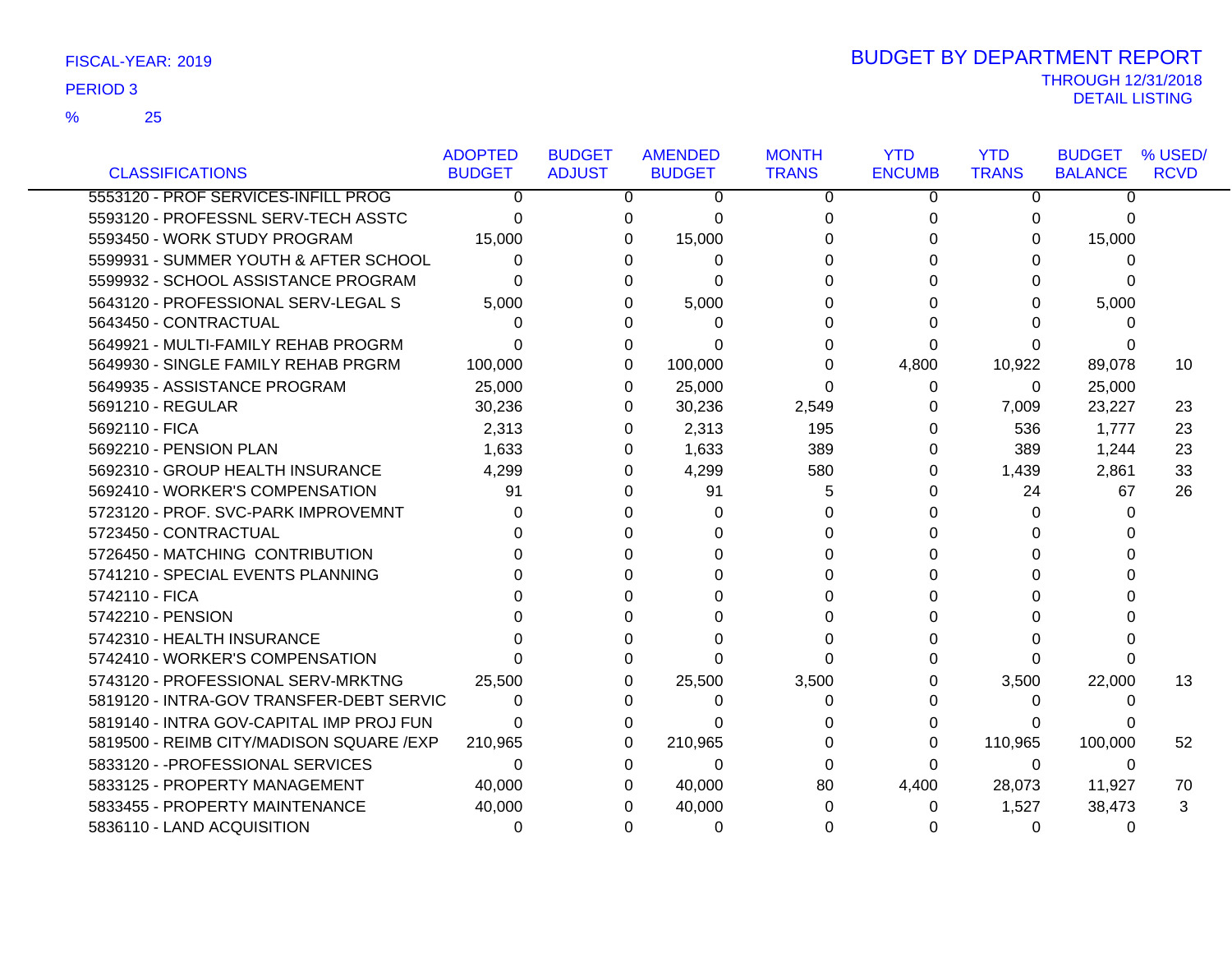FISCAL-YEAR: 2019

PERIOD 3

% 25

# BUDGET BY DEPARTMENT REPORT

THROUGH 12/31/2018
DETAIL LISTING

| CLASSIFICATIONS | ADOPTED BUDGET | BUDGET ADJUST | AMENDED BUDGET | MONTH TRANS | YTD ENCUMB | YTD TRANS | BUDGET BALANCE | % USED/ RCVD |
|---|---|---|---|---|---|---|---|---|
| 5553120 - PROF SERVICES-INFILL PROG | 0 | 0 | 0 | 0 | 0 | 0 | 0 | |
| 5593120 - PROFESSNL SERV-TECH ASSTC | 0 | 0 | 0 | 0 | 0 | 0 | 0 | |
| 5593450 - WORK STUDY PROGRAM | 15,000 | 0 | 15,000 | 0 | 0 | 0 | 15,000 | |
| 5599931 - SUMMER YOUTH & AFTER SCHOOL | 0 | 0 | 0 | 0 | 0 | 0 | 0 | |
| 5599932 - SCHOOL ASSISTANCE PROGRAM | 0 | 0 | 0 | 0 | 0 | 0 | 0 | |
| 5643120 - PROFESSIONAL SERV-LEGAL S | 5,000 | 0 | 5,000 | 0 | 0 | 0 | 5,000 | |
| 5643450 - CONTRACTUAL | 0 | 0 | 0 | 0 | 0 | 0 | 0 | |
| 5649921 - MULTI-FAMILY REHAB PROGRM | 0 | 0 | 0 | 0 | 0 | 0 | 0 | |
| 5649930 - SINGLE FAMILY REHAB PRGRM | 100,000 | 0 | 100,000 | 0 | 4,800 | 10,922 | 89,078 | 10 |
| 5649935 - ASSISTANCE PROGRAM | 25,000 | 0 | 25,000 | 0 | 0 | 0 | 25,000 | |
| 5691210 - REGULAR | 30,236 | 0 | 30,236 | 2,549 | 0 | 7,009 | 23,227 | 23 |
| 5692110 - FICA | 2,313 | 0 | 2,313 | 195 | 0 | 536 | 1,777 | 23 |
| 5692210 - PENSION PLAN | 1,633 | 0 | 1,633 | 389 | 0 | 389 | 1,244 | 23 |
| 5692310 - GROUP HEALTH INSURANCE | 4,299 | 0 | 4,299 | 580 | 0 | 1,439 | 2,861 | 33 |
| 5692410 - WORKER'S COMPENSATION | 91 | 0 | 91 | 5 | 0 | 24 | 67 | 26 |
| 5723120 - PROF. SVC-PARK IMPROVEMNT | 0 | 0 | 0 | 0 | 0 | 0 | 0 | |
| 5723450 - CONTRACTUAL | 0 | 0 | 0 | 0 | 0 | 0 | 0 | |
| 5726450 - MATCHING CONTRIBUTION | 0 | 0 | 0 | 0 | 0 | 0 | 0 | |
| 5741210 - SPECIAL EVENTS PLANNING | 0 | 0 | 0 | 0 | 0 | 0 | 0 | |
| 5742110 - FICA | 0 | 0 | 0 | 0 | 0 | 0 | 0 | |
| 5742210 - PENSION | 0 | 0 | 0 | 0 | 0 | 0 | 0 | |
| 5742310 - HEALTH INSURANCE | 0 | 0 | 0 | 0 | 0 | 0 | 0 | |
| 5742410 - WORKER'S COMPENSATION | 0 | 0 | 0 | 0 | 0 | 0 | 0 | |
| 5743120 - PROFESSIONAL SERV-MRKTNG | 25,500 | 0 | 25,500 | 3,500 | 0 | 3,500 | 22,000 | 13 |
| 5819120 - INTRA-GOV TRANSFER-DEBT SERVIC | 0 | 0 | 0 | 0 | 0 | 0 | 0 | |
| 5819140 - INTRA GOV-CAPITAL IMP PROJ FUN | 0 | 0 | 0 | 0 | 0 | 0 | 0 | |
| 5819500 - REIMB CITY/MADISON SQUARE /EXP | 210,965 | 0 | 210,965 | 0 | 0 | 110,965 | 100,000 | 52 |
| 5833120 - -PROFESSIONAL SERVICES | 0 | 0 | 0 | 0 | 0 | 0 | 0 | |
| 5833125 - PROPERTY MANAGEMENT | 40,000 | 0 | 40,000 | 80 | 4,400 | 28,073 | 11,927 | 70 |
| 5833455 - PROPERTY MAINTENANCE | 40,000 | 0 | 40,000 | 0 | 0 | 1,527 | 38,473 | 3 |
| 5836110 - LAND ACQUISITION | 0 | 0 | 0 | 0 | 0 | 0 | 0 | |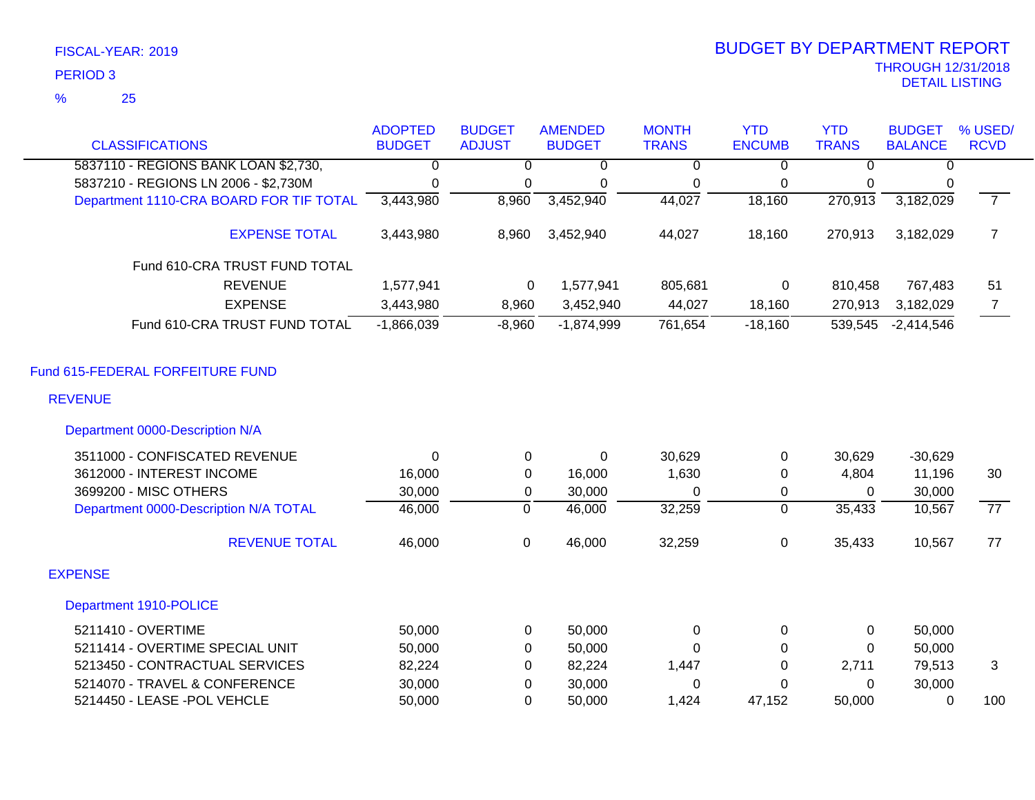FISCAL-YEAR: 2019

PERIOD 3

% 25

# BUDGET BY DEPARTMENT REPORT

THROUGH 12/31/2018

DETAIL LISTING

| CLASSIFICATIONS | ADOPTED BUDGET | BUDGET ADJUST | AMENDED BUDGET | MONTH TRANS | YTD ENCUMB | YTD TRANS | BUDGET BALANCE | % USED/ RCVD |
|---|---|---|---|---|---|---|---|---|
| 5837110 - REGIONS BANK LOAN $2,730, | 0 | 0 | 0 | 0 | 0 | 0 | 0 | |
| 5837210 - REGIONS LN 2006 - $2,730M | 0 | 0 | 0 | 0 | 0 | 0 | 0 | |
| Department 1110-CRA BOARD FOR TIF TOTAL | 3,443,980 | 8,960 | 3,452,940 | 44,027 | 18,160 | 270,913 | 3,182,029 | 7 |
| EXPENSE TOTAL | 3,443,980 | 8,960 | 3,452,940 | 44,027 | 18,160 | 270,913 | 3,182,029 | 7 |
| Fund 610-CRA TRUST FUND TOTAL | | | | | | | | |
| REVENUE | 1,577,941 | 0 | 1,577,941 | 805,681 | 0 | 810,458 | 767,483 | 51 |
| EXPENSE | 3,443,980 | 8,960 | 3,452,940 | 44,027 | 18,160 | 270,913 | 3,182,029 | 7 |
| Fund 610-CRA TRUST FUND TOTAL | -1,866,039 | -8,960 | -1,874,999 | 761,654 | -18,160 | 539,545 | -2,414,546 | |

## Fund 615-FEDERAL FORFEITURE FUND

### REVENUE

#### Department 0000-Description N/A

| CLASSIFICATIONS | ADOPTED BUDGET | BUDGET ADJUST | AMENDED BUDGET | MONTH TRANS | YTD ENCUMB | YTD TRANS | BUDGET BALANCE | % USED/ RCVD |
|---|---|---|---|---|---|---|---|---|
| 3511000 - CONFISCATED REVENUE | 0 | 0 | 0 | 30,629 | 0 | 30,629 | -30,629 | |
| 3612000 - INTEREST INCOME | 16,000 | 0 | 16,000 | 1,630 | 0 | 4,804 | 11,196 | 30 |
| 3699200 - MISC OTHERS | 30,000 | 0 | 30,000 | 0 | 0 | 0 | 30,000 | |
| Department 0000-Description N/A TOTAL | 46,000 | 0 | 46,000 | 32,259 | 0 | 35,433 | 10,567 | 77 |
| REVENUE TOTAL | 46,000 | 0 | 46,000 | 32,259 | 0 | 35,433 | 10,567 | 77 |

### EXPENSE

#### Department 1910-POLICE

| CLASSIFICATIONS | ADOPTED BUDGET | BUDGET ADJUST | AMENDED BUDGET | MONTH TRANS | YTD ENCUMB | YTD TRANS | BUDGET BALANCE | % USED/ RCVD |
|---|---|---|---|---|---|---|---|---|
| 5211410 - OVERTIME | 50,000 | 0 | 50,000 | 0 | 0 | 0 | 50,000 | |
| 5211414 - OVERTIME SPECIAL UNIT | 50,000 | 0 | 50,000 | 0 | 0 | 0 | 50,000 | |
| 5213450 - CONTRACTUAL SERVICES | 82,224 | 0 | 82,224 | 1,447 | 0 | 2,711 | 79,513 | 3 |
| 5214070 - TRAVEL & CONFERENCE | 30,000 | 0 | 30,000 | 0 | 0 | 0 | 30,000 | |
| 5214450 - LEASE -POL VEHCLE | 50,000 | 0 | 50,000 | 1,424 | 47,152 | 50,000 | 0 | 100 |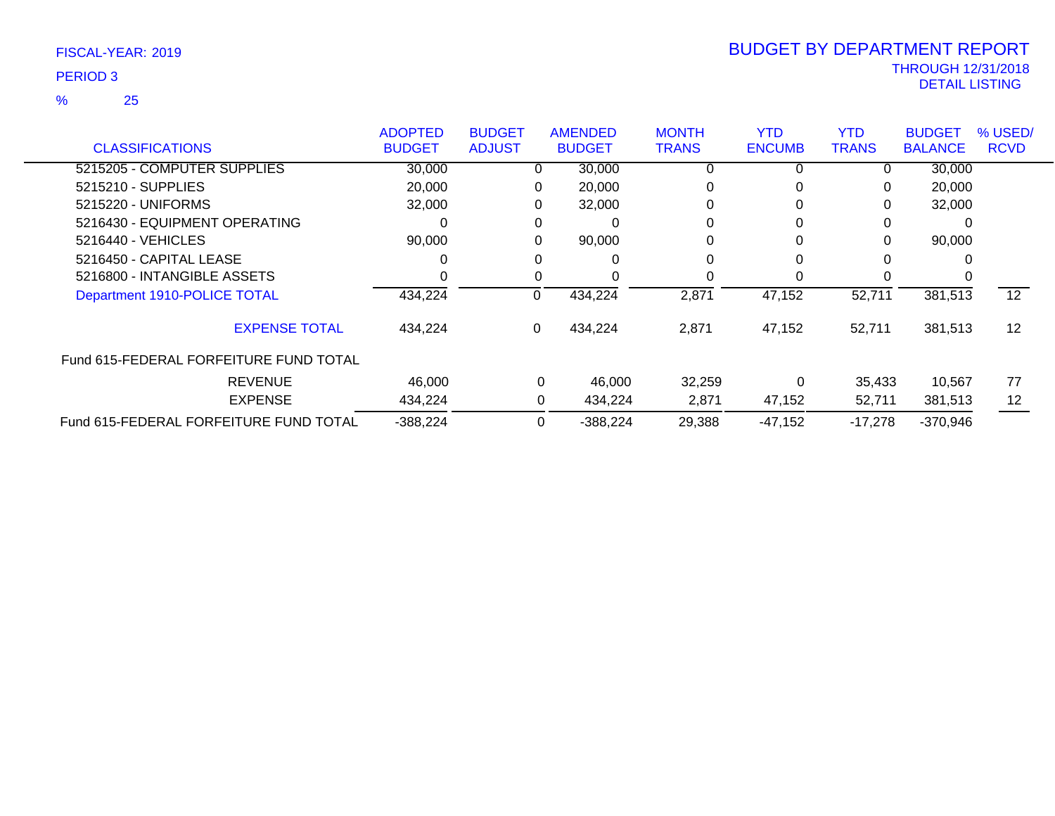FISCAL-YEAR: 2019

PERIOD 3

% 25

# BUDGET BY DEPARTMENT REPORT

THROUGH 12/31/2018

DETAIL LISTING

| CLASSIFICATIONS | ADOPTED BUDGET | BUDGET ADJUST | AMENDED BUDGET | MONTH TRANS | YTD ENCUMB | YTD TRANS | BUDGET BALANCE | % USED/ RCVD |
|---|---|---|---|---|---|---|---|---|
| 5215205 - COMPUTER SUPPLIES | 30,000 | 0 | 30,000 | 0 | 0 | 0 | 30,000 | |
| 5215210 - SUPPLIES | 20,000 | 0 | 20,000 | 0 | 0 | 0 | 20,000 | |
| 5215220 - UNIFORMS | 32,000 | 0 | 32,000 | 0 | 0 | 0 | 32,000 | |
| 5216430 - EQUIPMENT OPERATING | 0 | 0 | 0 | 0 | 0 | 0 | 0 | |
| 5216440 - VEHICLES | 90,000 | 0 | 90,000 | 0 | 0 | 0 | 90,000 | |
| 5216450 - CAPITAL LEASE | 0 | 0 | 0 | 0 | 0 | 0 | 0 | |
| 5216800 - INTANGIBLE ASSETS | 0 | 0 | 0 | 0 | 0 | 0 | 0 | |
| Department 1910-POLICE TOTAL | 434,224 | 0 | 434,224 | 2,871 | 47,152 | 52,711 | 381,513 | 12 |
| EXPENSE TOTAL | 434,224 | 0 | 434,224 | 2,871 | 47,152 | 52,711 | 381,513 | 12 |
| Fund 615-FEDERAL FORFEITURE FUND TOTAL | | | | | | | | |
| REVENUE | 46,000 | 0 | 46,000 | 32,259 | 0 | 35,433 | 10,567 | 77 |
| EXPENSE | 434,224 | 0 | 434,224 | 2,871 | 47,152 | 52,711 | 381,513 | 12 |
| Fund 615-FEDERAL FORFEITURE FUND TOTAL | -388,224 | 0 | -388,224 | 29,388 | -47,152 | -17,278 | -370,946 | |